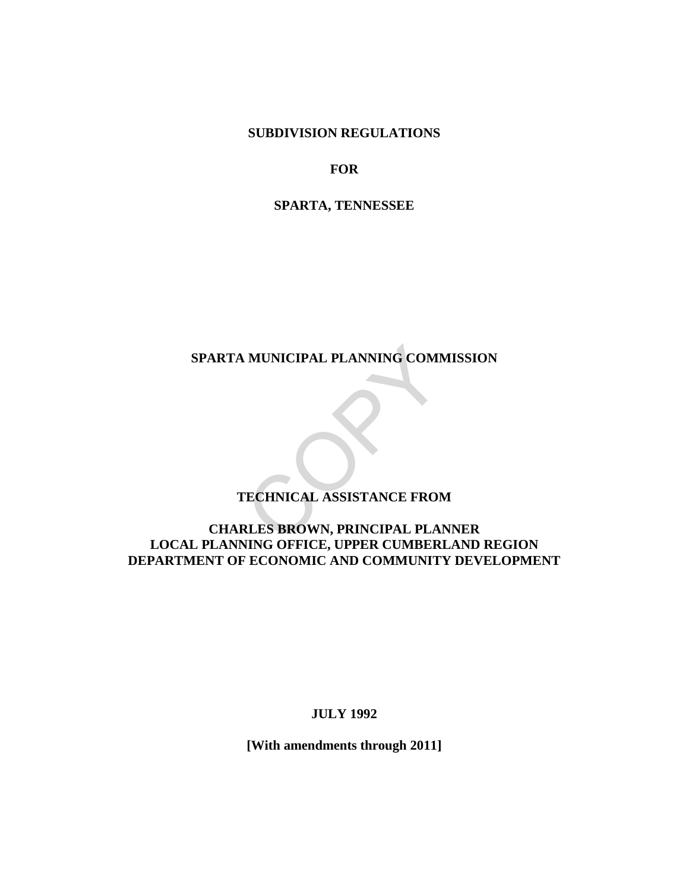# SUBDIVISION REGULATIONS

# FOR

# SPARTA, TENNESSEE

**SPARTA MUNICIPAL PLANNING COMMISSION**

**TECHNICAL ASSISTANCE FROM**

**CHARLES BROWN, PRINCIPAL PLANNER**
**LOCAL PLANNING OFFICE, UPPER CUMBERLAND REGION**
**DEPARTMENT OF ECONOMIC AND COMMUNITY DEVELOPMENT**

**JULY 1992**

**[With amendments through 2011]**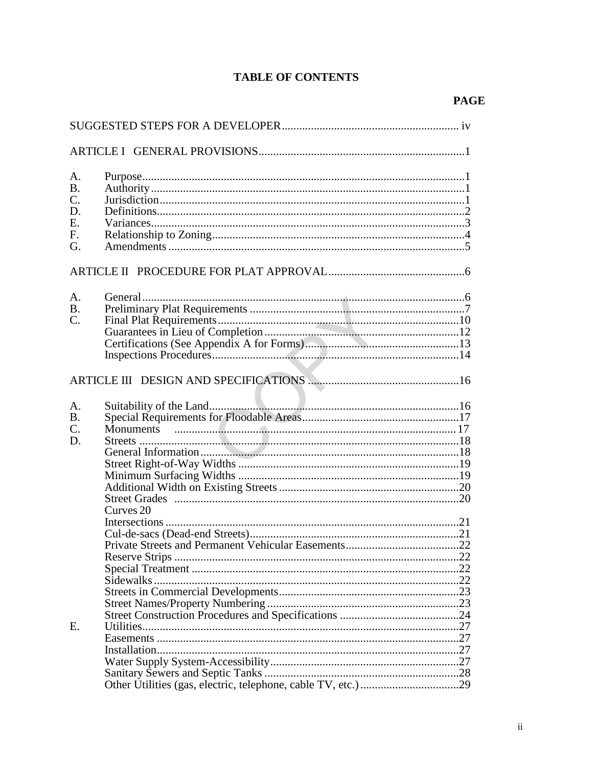# TABLE OF CONTENTS

| | | PAGE |
|---|---|---|
| SUGGESTED STEPS FOR A DEVELOPER | | iv |
| ARTICLE I GENERAL PROVISIONS | | 1 |
| A. | Purpose | 1 |
| B. | Authority | 1 |
| C. | Jurisdiction | 1 |
| D. | Definitions | 2 |
| E. | Variances | 3 |
| F. | Relationship to Zoning | 4 |
| G. | Amendments | 5 |
| ARTICLE II PROCEDURE FOR PLAT APPROVAL | | 6 |
| A. | General | 6 |
| B. | Preliminary Plat Requirements | 7 |
| C. | Final Plat Requirements | 10 |
| | Guarantees in Lieu of Completion | 12 |
| | Certifications (See Appendix A for Forms) | 13 |
| | Inspections Procedures | 14 |
| ARTICLE III DESIGN AND SPECIFICATIONS | | 16 |
| A. | Suitability of the Land | 16 |
| B. | Special Requirements for Floodable Areas | 17 |
| C. | Monuments | 17 |
| D. | Streets | 18 |
| | General Information | 18 |
| | Street Right-of-Way Widths | 19 |
| | Minimum Surfacing Widths | 19 |
| | Additional Width on Existing Streets | 20 |
| | Street Grades | 20 |
| | Curves | 20 |
| | Intersections | 21 |
| | Cul-de-sacs (Dead-end Streets) | 21 |
| | Private Streets and Permanent Vehicular Easements | 22 |
| | Reserve Strips | 22 |
| | Special Treatment | 22 |
| | Sidewalks | 22 |
| | Streets in Commercial Developments | 23 |
| | Street Names/Property Numbering | 23 |
| | Street Construction Procedures and Specifications | 24 |
| E. | Utilities | 27 |
| | Easements | 27 |
| | Installation | 27 |
| | Water Supply System-Accessibility | 27 |
| | Sanitary Sewers and Septic Tanks | 28 |
| | Other Utilities (gas, electric, telephone, cable TV, etc.) | 29 |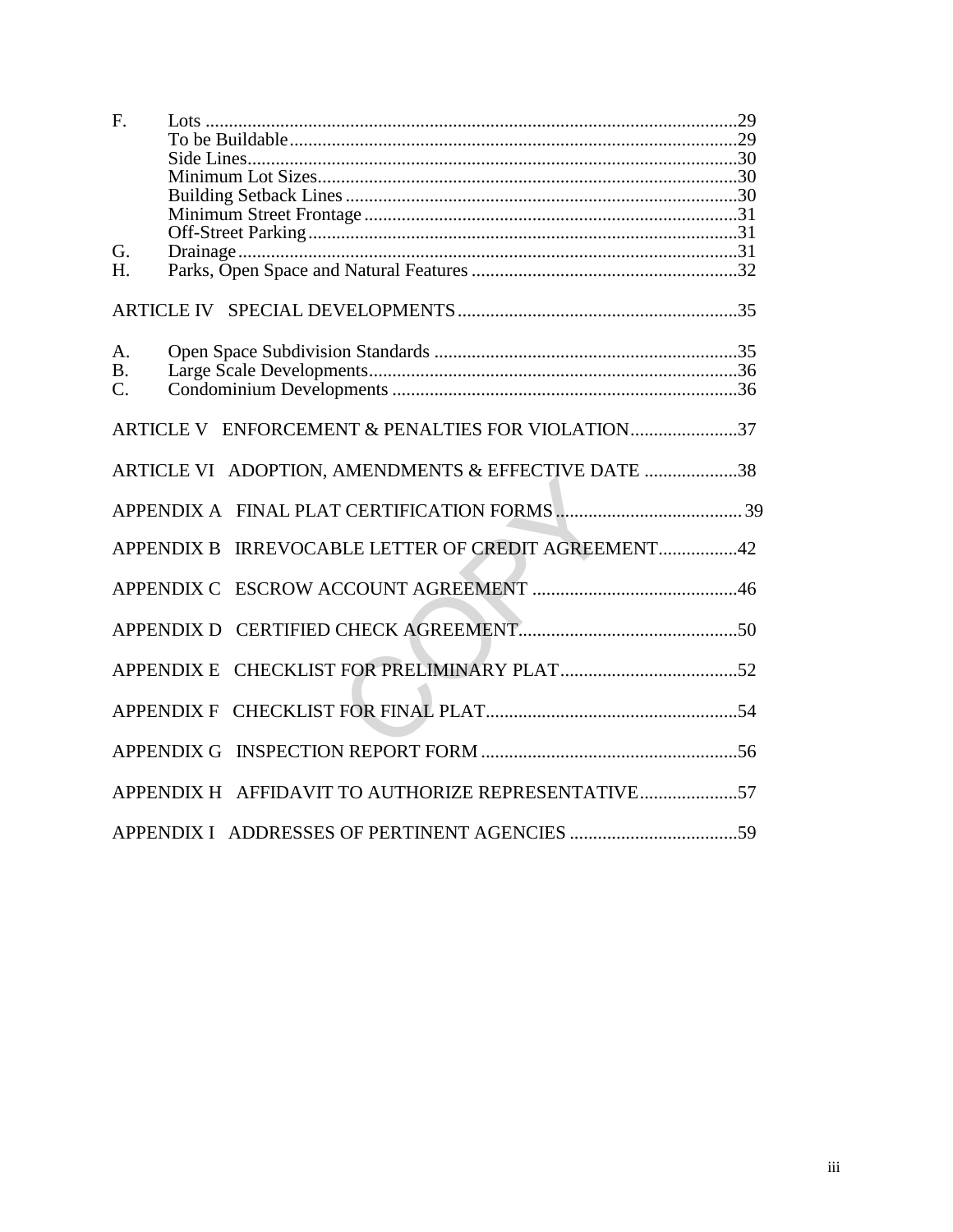F. Lots ....................................................................................................29
   To be Buildable ....................................................................................29
   Side Lines .............................................................................................30
   Minimum Lot Sizes ...............................................................................30
   Building Setback Lines .........................................................................30
   Minimum Street Frontage .....................................................................31
   Off-Street Parking .................................................................................31

G. Drainage ...............................................................................................31

H. Parks, Open Space and Natural Features ..............................................32

ARTICLE IV SPECIAL DEVELOPMENTS ..............................................................35

A. Open Space Subdivision Standards .......................................................35

B. Large Scale Developments ....................................................................36

C. Condominium Developments ................................................................36

ARTICLE V ENFORCEMENT & PENALTIES FOR VIOLATION .......................37

ARTICLE VI ADOPTION, AMENDMENTS & EFFECTIVE DATE ....................38

APPENDIX A FINAL PLAT CERTIFICATION FORMS ........................................39

APPENDIX B IRREVOCABLE LETTER OF CREDIT AGREEMENT .................42

APPENDIX C ESCROW ACCOUNT AGREEMENT ............................................46

APPENDIX D CERTIFIED CHECK AGREEMENT ...............................................50

APPENDIX E CHECKLIST FOR PRELIMINARY PLAT ......................................52

APPENDIX F CHECKLIST FOR FINAL PLAT ......................................................54

APPENDIX G INSPECTION REPORT FORM .......................................................56

APPENDIX H AFFIDAVIT TO AUTHORIZE REPRESENTATIVE .....................57

APPENDIX I ADDRESSES OF PERTINENT AGENCIES ....................................59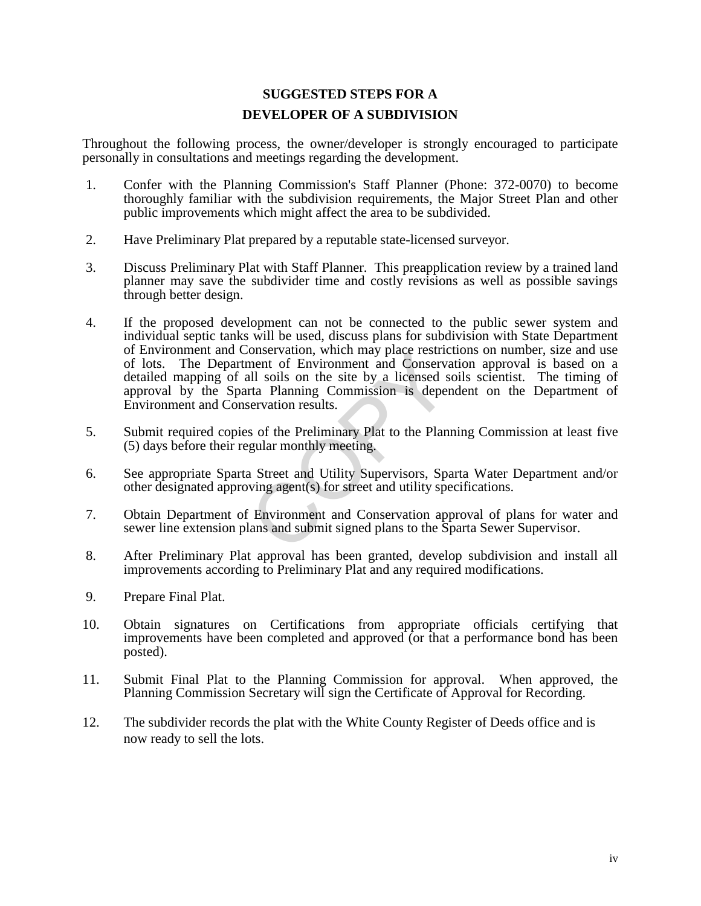# SUGGESTED STEPS FOR A DEVELOPER OF A SUBDIVISION

Throughout the following process, the owner/developer is strongly encouraged to participate personally in consultations and meetings regarding the development.

1. Confer with the Planning Commission's Staff Planner (Phone: 372-0070) to become thoroughly familiar with the subdivision requirements, the Major Street Plan and other public improvements which might affect the area to be subdivided.

2. Have Preliminary Plat prepared by a reputable state-licensed surveyor.

3. Discuss Preliminary Plat with Staff Planner. This preapplication review by a trained land planner may save the subdivider time and costly revisions as well as possible savings through better design.

4. If the proposed development can not be connected to the public sewer system and individual septic tanks will be used, discuss plans for subdivision with State Department of Environment and Conservation, which may place restrictions on number, size and use of lots. The Department of Environment and Conservation approval is based on a detailed mapping of all soils on the site by a licensed soils scientist. The timing of approval by the Sparta Planning Commission is dependent on the Department of Environment and Conservation results.

5. Submit required copies of the Preliminary Plat to the Planning Commission at least five (5) days before their regular monthly meeting.

6. See appropriate Sparta Street and Utility Supervisors, Sparta Water Department and/or other designated approving agent(s) for street and utility specifications.

7. Obtain Department of Environment and Conservation approval of plans for water and sewer line extension plans and submit signed plans to the Sparta Sewer Supervisor.

8. After Preliminary Plat approval has been granted, develop subdivision and install all improvements according to Preliminary Plat and any required modifications.

9. Prepare Final Plat.

10. Obtain signatures on Certifications from appropriate officials certifying that improvements have been completed and approved (or that a performance bond has been posted).

11. Submit Final Plat to the Planning Commission for approval. When approved, the Planning Commission Secretary will sign the Certificate of Approval for Recording.

12. The subdivider records the plat with the White County Register of Deeds office and is now ready to sell the lots.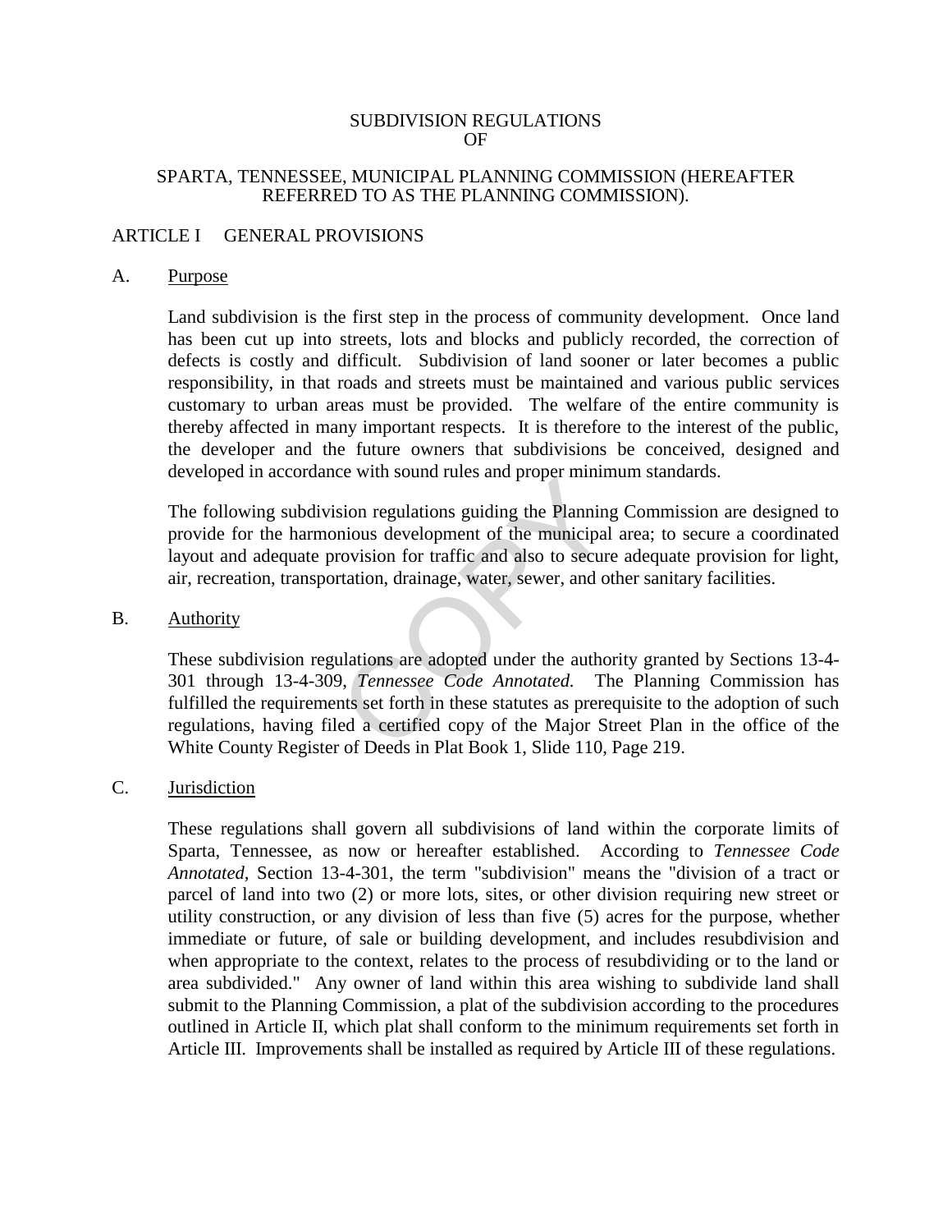# SUBDIVISION REGULATIONS OF SPARTA, TENNESSEE, MUNICIPAL PLANNING COMMISSION (HEREAFTER REFERRED TO AS THE PLANNING COMMISSION).

## ARTICLE I GENERAL PROVISIONS

### A. Purpose

Land subdivision is the first step in the process of community development. Once land has been cut up into streets, lots and blocks and publicly recorded, the correction of defects is costly and difficult. Subdivision of land sooner or later becomes a public responsibility, in that roads and streets must be maintained and various public services customary to urban areas must be provided. The welfare of the entire community is thereby affected in many important respects. It is therefore to the interest of the public, the developer and the future owners that subdivisions be conceived, designed and developed in accordance with sound rules and proper minimum standards.

The following subdivision regulations guiding the Planning Commission are designed to provide for the harmonious development of the municipal area; to secure a coordinated layout and adequate provision for traffic and also to secure adequate provision for light, air, recreation, transportation, drainage, water, sewer, and other sanitary facilities.

### B. Authority

These subdivision regulations are adopted under the authority granted by Sections 13-4-301 through 13-4-309, *Tennessee Code Annotated.* The Planning Commission has fulfilled the requirements set forth in these statutes as prerequisite to the adoption of such regulations, having filed a certified copy of the Major Street Plan in the office of the White County Register of Deeds in Plat Book 1, Slide 110, Page 219.

### C. Jurisdiction

These regulations shall govern all subdivisions of land within the corporate limits of Sparta, Tennessee, as now or hereafter established. According to *Tennessee Code Annotated,* Section 13-4-301, the term "subdivision" means the "division of a tract or parcel of land into two (2) or more lots, sites, or other division requiring new street or utility construction, or any division of less than five (5) acres for the purpose, whether immediate or future, of sale or building development, and includes resubdivision and when appropriate to the context, relates to the process of resubdividing or to the land or area subdivided." Any owner of land within this area wishing to subdivide land shall submit to the Planning Commission, a plat of the subdivision according to the procedures outlined in Article II, which plat shall conform to the minimum requirements set forth in Article III. Improvements shall be installed as required by Article III of these regulations.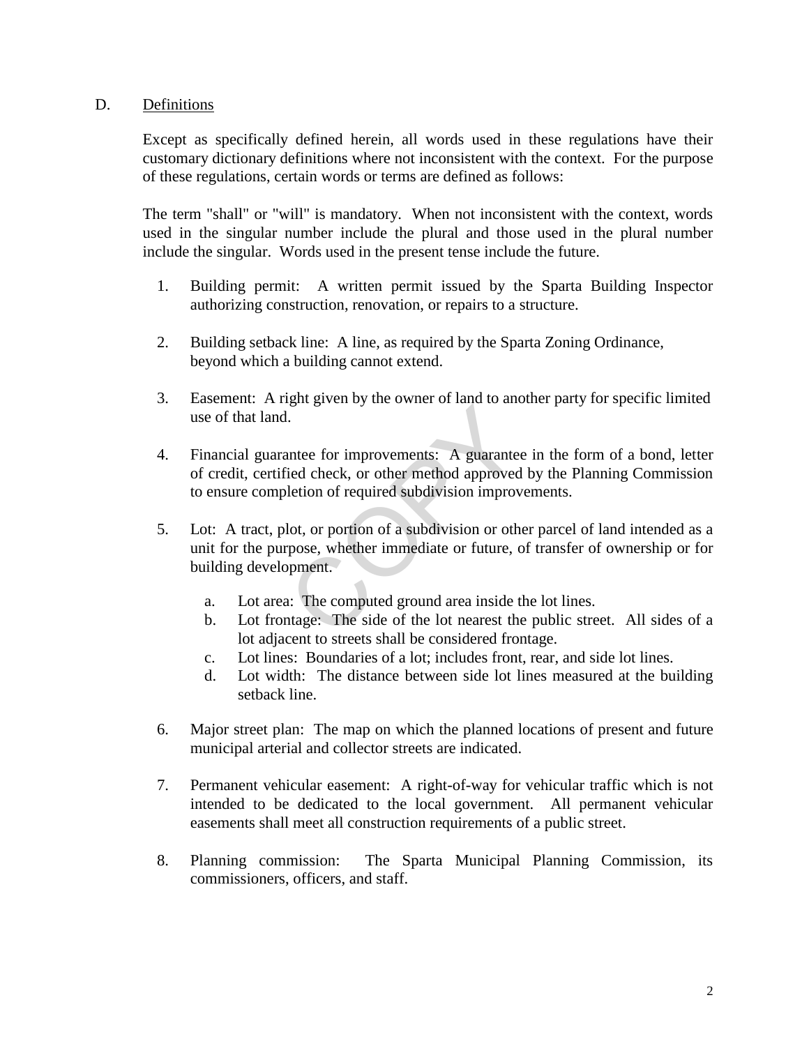D. Definitions

Except as specifically defined herein, all words used in these regulations have their customary dictionary definitions where not inconsistent with the context. For the purpose of these regulations, certain words or terms are defined as follows:

The term "shall" or "will" is mandatory. When not inconsistent with the context, words used in the singular number include the plural and those used in the plural number include the singular. Words used in the present tense include the future.

1. Building permit: A written permit issued by the Sparta Building Inspector authorizing construction, renovation, or repairs to a structure.

2. Building setback line: A line, as required by the Sparta Zoning Ordinance, beyond which a building cannot extend.

3. Easement: A right given by the owner of land to another party for specific limited use of that land.

4. Financial guarantee for improvements: A guarantee in the form of a bond, letter of credit, certified check, or other method approved by the Planning Commission to ensure completion of required subdivision improvements.

5. Lot: A tract, plot, or portion of a subdivision or other parcel of land intended as a unit for the purpose, whether immediate or future, of transfer of ownership or for building development.

   a. Lot area: The computed ground area inside the lot lines.
   b. Lot frontage: The side of the lot nearest the public street. All sides of a lot adjacent to streets shall be considered frontage.
   c. Lot lines: Boundaries of a lot; includes front, rear, and side lot lines.
   d. Lot width: The distance between side lot lines measured at the building setback line.

6. Major street plan: The map on which the planned locations of present and future municipal arterial and collector streets are indicated.

7. Permanent vehicular easement: A right-of-way for vehicular traffic which is not intended to be dedicated to the local government. All permanent vehicular easements shall meet all construction requirements of a public street.

8. Planning commission: The Sparta Municipal Planning Commission, its commissioners, officers, and staff.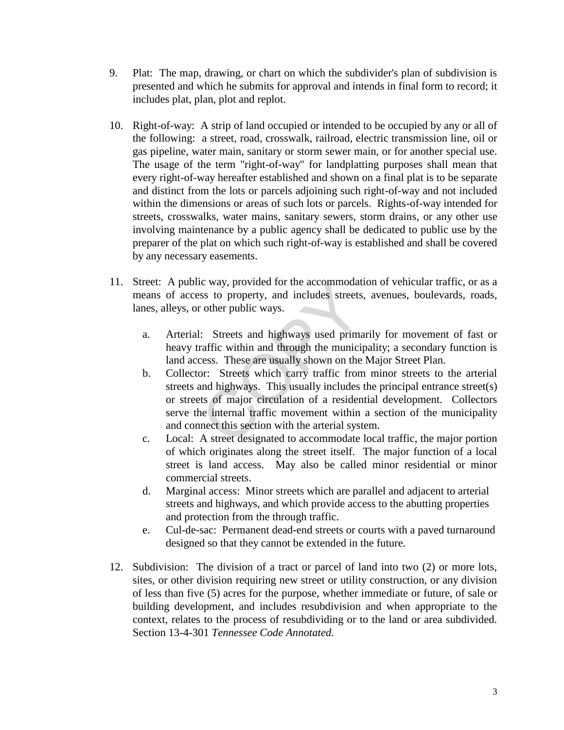9. Plat: The map, drawing, or chart on which the subdivider's plan of subdivision is presented and which he submits for approval and intends in final form to record; it includes plat, plan, plot and replot.

10. Right-of-way: A strip of land occupied or intended to be occupied by any or all of the following: a street, road, crosswalk, railroad, electric transmission line, oil or gas pipeline, water main, sanitary or storm sewer main, or for another special use. The usage of the term "right-of-way" for landplatting purposes shall mean that every right-of-way hereafter established and shown on a final plat is to be separate and distinct from the lots or parcels adjoining such right-of-way and not included within the dimensions or areas of such lots or parcels. Rights-of-way intended for streets, crosswalks, water mains, sanitary sewers, storm drains, or any other use involving maintenance by a public agency shall be dedicated to public use by the preparer of the plat on which such right-of-way is established and shall be covered by any necessary easements.

11. Street: A public way, provided for the accommodation of vehicular traffic, or as a means of access to property, and includes streets, avenues, boulevards, roads, lanes, alleys, or other public ways.

    a. Arterial: Streets and highways used primarily for movement of fast or heavy traffic within and through the municipality; a secondary function is land access. These are usually shown on the Major Street Plan.
    b. Collector: Streets which carry traffic from minor streets to the arterial streets and highways. This usually includes the principal entrance street(s) or streets of major circulation of a residential development. Collectors serve the internal traffic movement within a section of the municipality and connect this section with the arterial system.
    c. Local: A street designated to accommodate local traffic, the major portion of which originates along the street itself. The major function of a local street is land access. May also be called minor residential or minor commercial streets.
    d. Marginal access: Minor streets which are parallel and adjacent to arterial streets and highways, and which provide access to the abutting properties and protection from the through traffic.
    e. Cul-de-sac: Permanent dead-end streets or courts with a paved turnaround designed so that they cannot be extended in the future.

12. Subdivision: The division of a tract or parcel of land into two (2) or more lots, sites, or other division requiring new street or utility construction, or any division of less than five (5) acres for the purpose, whether immediate or future, of sale or building development, and includes resubdivision and when appropriate to the context, relates to the process of resubdividing or to the land or area subdivided. Section 13-4-301 *Tennessee Code Annotated.*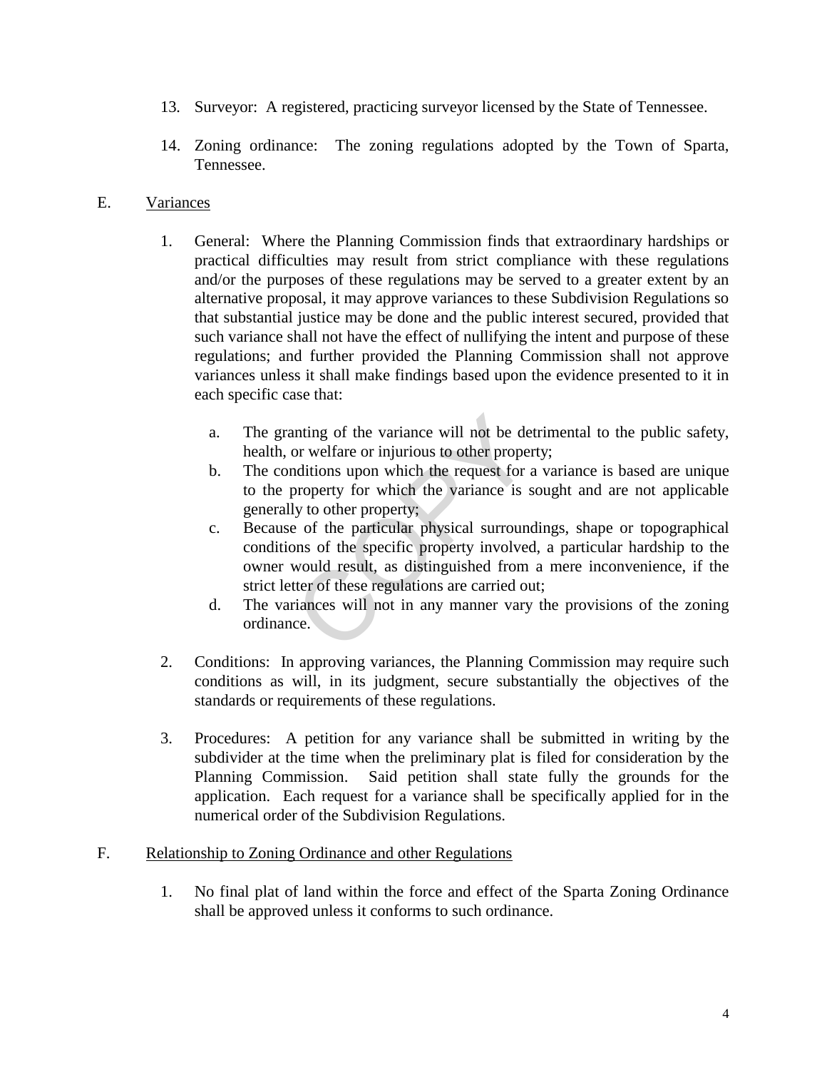13. Surveyor: A registered, practicing surveyor licensed by the State of Tennessee.

14. Zoning ordinance: The zoning regulations adopted by the Town of Sparta, Tennessee.

E. Variances

1. General: Where the Planning Commission finds that extraordinary hardships or practical difficulties may result from strict compliance with these regulations and/or the purposes of these regulations may be served to a greater extent by an alternative proposal, it may approve variances to these Subdivision Regulations so that substantial justice may be done and the public interest secured, provided that such variance shall not have the effect of nullifying the intent and purpose of these regulations; and further provided the Planning Commission shall not approve variances unless it shall make findings based upon the evidence presented to it in each specific case that:

   a. The granting of the variance will not be detrimental to the public safety, health, or welfare or injurious to other property;

   b. The conditions upon which the request for a variance is based are unique to the property for which the variance is sought and are not applicable generally to other property;

   c. Because of the particular physical surroundings, shape or topographical conditions of the specific property involved, a particular hardship to the owner would result, as distinguished from a mere inconvenience, if the strict letter of these regulations are carried out;

   d. The variances will not in any manner vary the provisions of the zoning ordinance.

2. Conditions: In approving variances, the Planning Commission may require such conditions as will, in its judgment, secure substantially the objectives of the standards or requirements of these regulations.

3. Procedures: A petition for any variance shall be submitted in writing by the subdivider at the time when the preliminary plat is filed for consideration by the Planning Commission. Said petition shall state fully the grounds for the application. Each request for a variance shall be specifically applied for in the numerical order of the Subdivision Regulations.

F. Relationship to Zoning Ordinance and other Regulations

1. No final plat of land within the force and effect of the Sparta Zoning Ordinance shall be approved unless it conforms to such ordinance.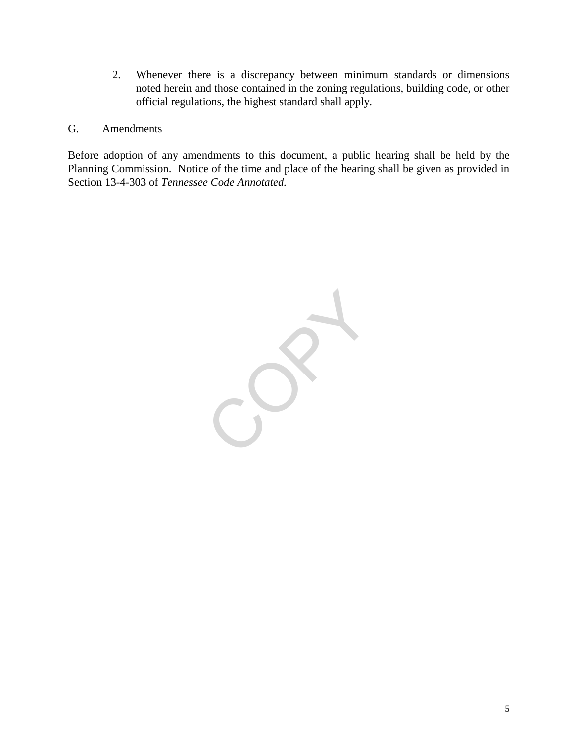2. Whenever there is a discrepancy between minimum standards or dimensions noted herein and those contained in the zoning regulations, building code, or other official regulations, the highest standard shall apply.

## G. Amendments

Before adoption of any amendments to this document, a public hearing shall be held by the Planning Commission. Notice of the time and place of the hearing shall be given as provided in Section 13-4-303 of *Tennessee Code Annotated*.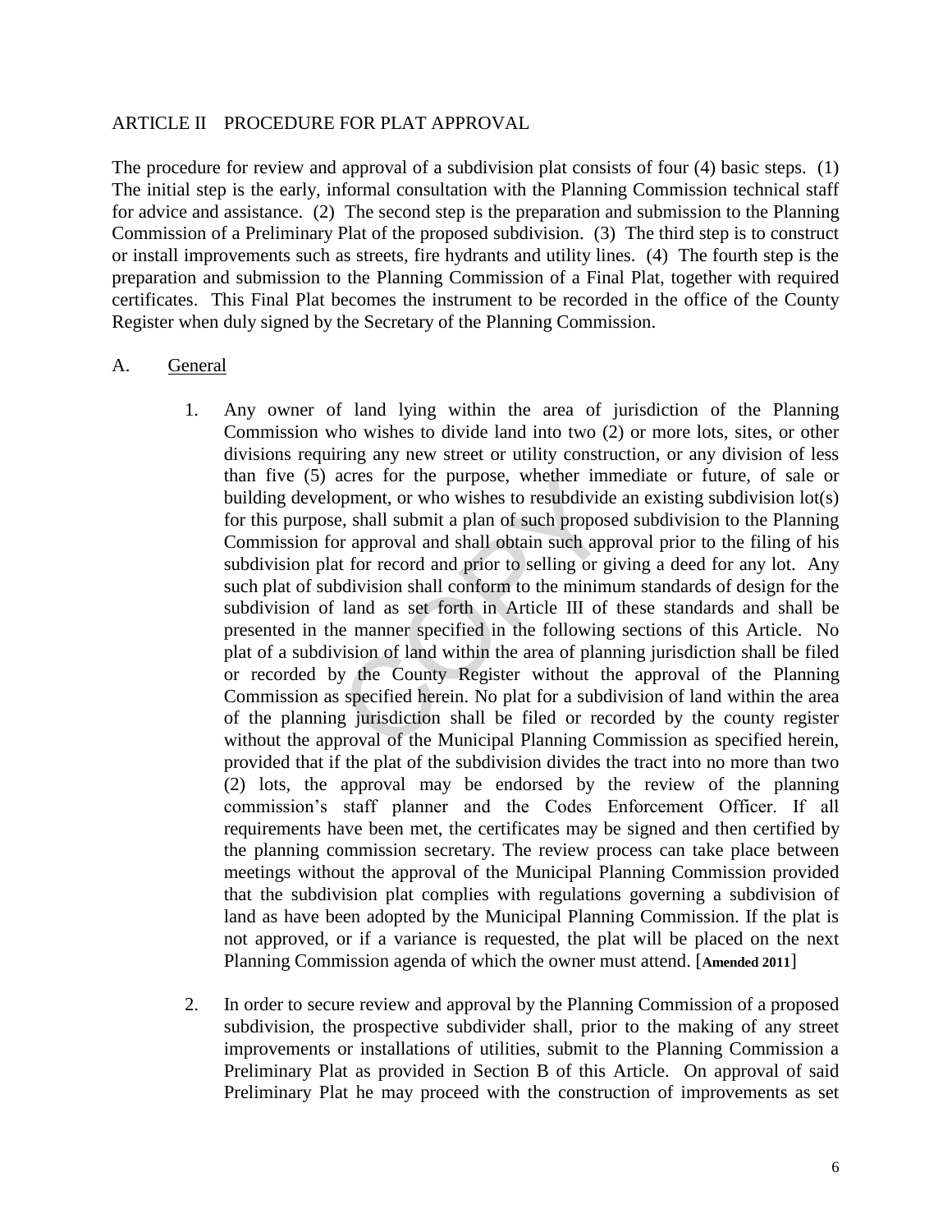## ARTICLE II PROCEDURE FOR PLAT APPROVAL

The procedure for review and approval of a subdivision plat consists of four (4) basic steps. (1) The initial step is the early, informal consultation with the Planning Commission technical staff for advice and assistance. (2) The second step is the preparation and submission to the Planning Commission of a Preliminary Plat of the proposed subdivision. (3) The third step is to construct or install improvements such as streets, fire hydrants and utility lines. (4) The fourth step is the preparation and submission to the Planning Commission of a Final Plat, together with required certificates. This Final Plat becomes the instrument to be recorded in the office of the County Register when duly signed by the Secretary of the Planning Commission.

### A. General

1. Any owner of land lying within the area of jurisdiction of the Planning Commission who wishes to divide land into two (2) or more lots, sites, or other divisions requiring any new street or utility construction, or any division of less than five (5) acres for the purpose, whether immediate or future, of sale or building development, or who wishes to resubdivide an existing subdivision lot(s) for this purpose, shall submit a plan of such proposed subdivision to the Planning Commission for approval and shall obtain such approval prior to the filing of his subdivision plat for record and prior to selling or giving a deed for any lot. Any such plat of subdivision shall conform to the minimum standards of design for the subdivision of land as set forth in Article III of these standards and shall be presented in the manner specified in the following sections of this Article. No plat of a subdivision of land within the area of planning jurisdiction shall be filed or recorded by the County Register without the approval of the Planning Commission as specified herein. No plat for a subdivision of land within the area of the planning jurisdiction shall be filed or recorded by the county register without the approval of the Municipal Planning Commission as specified herein, provided that if the plat of the subdivision divides the tract into no more than two (2) lots, the approval may be endorsed by the review of the planning commission's staff planner and the Codes Enforcement Officer. If all requirements have been met, the certificates may be signed and then certified by the planning commission secretary. The review process can take place between meetings without the approval of the Municipal Planning Commission provided that the subdivision plat complies with regulations governing a subdivision of land as have been adopted by the Municipal Planning Commission. If the plat is not approved, or if a variance is requested, the plat will be placed on the next Planning Commission agenda of which the owner must attend. [**Amended 2011**]

2. In order to secure review and approval by the Planning Commission of a proposed subdivision, the prospective subdivider shall, prior to the making of any street improvements or installations of utilities, submit to the Planning Commission a Preliminary Plat as provided in Section B of this Article. On approval of said Preliminary Plat he may proceed with the construction of improvements as set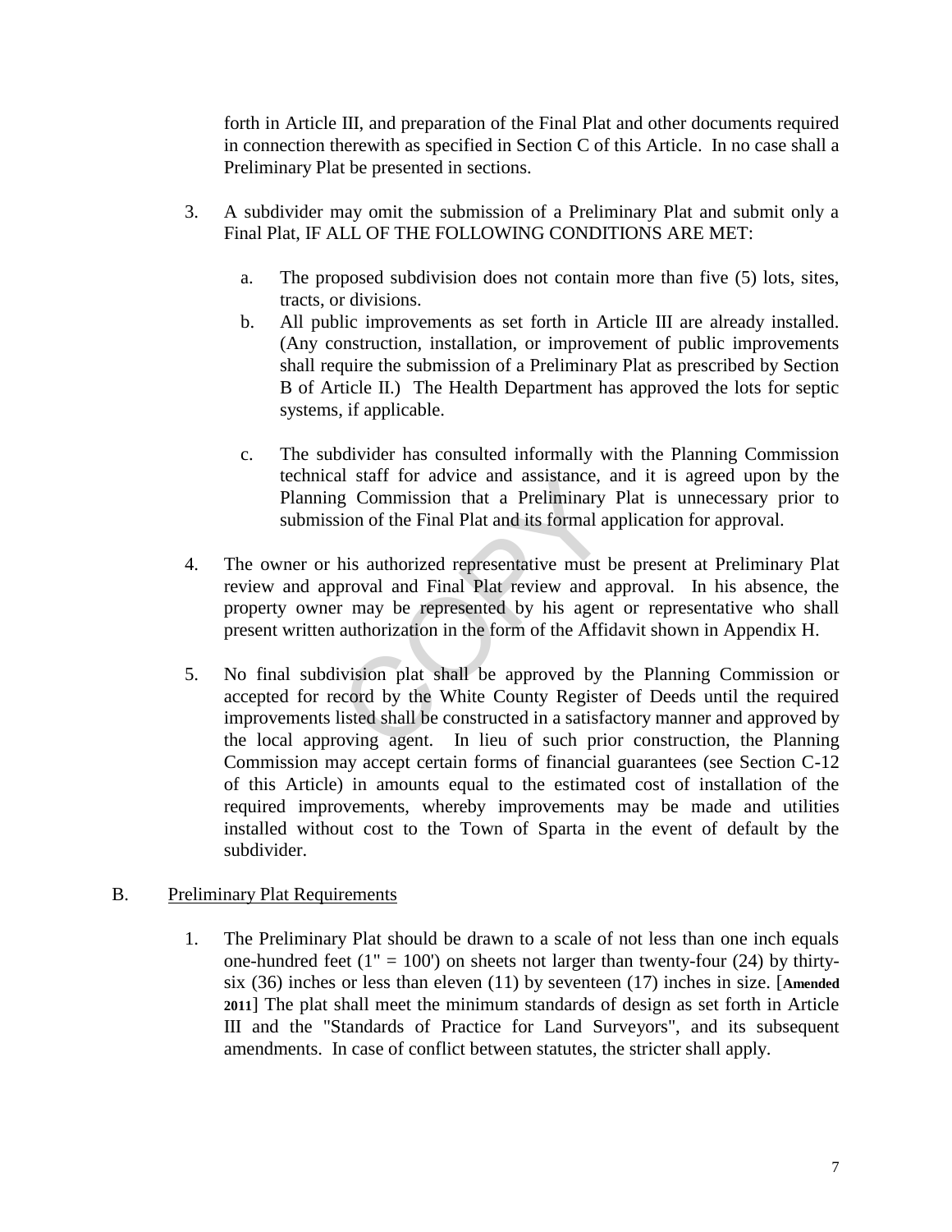forth in Article III, and preparation of the Final Plat and other documents required in connection therewith as specified in Section C of this Article. In no case shall a Preliminary Plat be presented in sections.

3. A subdivider may omit the submission of a Preliminary Plat and submit only a Final Plat, IF ALL OF THE FOLLOWING CONDITIONS ARE MET:

   a. The proposed subdivision does not contain more than five (5) lots, sites, tracts, or divisions.
   b. All public improvements as set forth in Article III are already installed. (Any construction, installation, or improvement of public improvements shall require the submission of a Preliminary Plat as prescribed by Section B of Article II.) The Health Department has approved the lots for septic systems, if applicable.

   c. The subdivider has consulted informally with the Planning Commission technical staff for advice and assistance, and it is agreed upon by the Planning Commission that a Preliminary Plat is unnecessary prior to submission of the Final Plat and its formal application for approval.

4. The owner or his authorized representative must be present at Preliminary Plat review and approval and Final Plat review and approval. In his absence, the property owner may be represented by his agent or representative who shall present written authorization in the form of the Affidavit shown in Appendix H.

5. No final subdivision plat shall be approved by the Planning Commission or accepted for record by the White County Register of Deeds until the required improvements listed shall be constructed in a satisfactory manner and approved by the local approving agent. In lieu of such prior construction, the Planning Commission may accept certain forms of financial guarantees (see Section C-12 of this Article) in amounts equal to the estimated cost of installation of the required improvements, whereby improvements may be made and utilities installed without cost to the Town of Sparta in the event of default by the subdivider.

B. <u>Preliminary Plat Requirements</u>

1. The Preliminary Plat should be drawn to a scale of not less than one inch equals one-hundred feet (1" = 100') on sheets not larger than twenty-four (24) by thirty-six (36) inches or less than eleven (11) by seventeen (17) inches in size. [**Amended 2011**] The plat shall meet the minimum standards of design as set forth in Article III and the "Standards of Practice for Land Surveyors", and its subsequent amendments. In case of conflict between statutes, the stricter shall apply.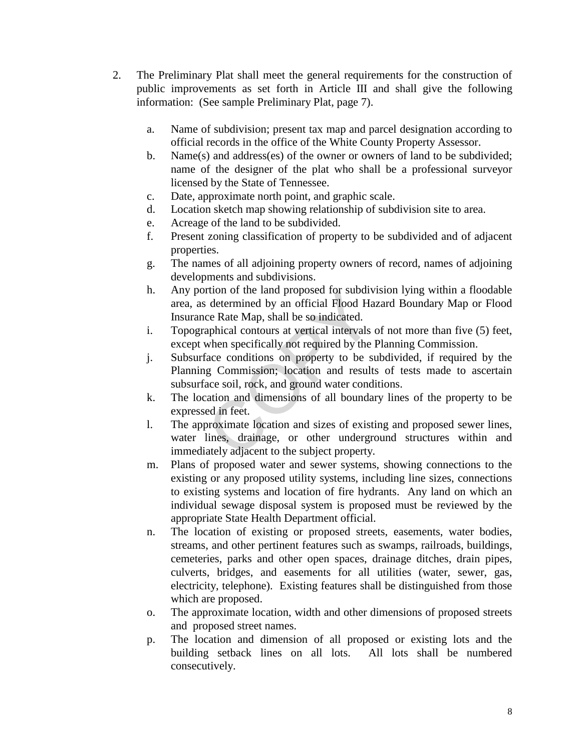2. The Preliminary Plat shall meet the general requirements for the construction of public improvements as set forth in Article III and shall give the following information: (See sample Preliminary Plat, page 7).

    a. Name of subdivision; present tax map and parcel designation according to official records in the office of the White County Property Assessor.
    b. Name(s) and address(es) of the owner or owners of land to be subdivided; name of the designer of the plat who shall be a professional surveyor licensed by the State of Tennessee.
    c. Date, approximate north point, and graphic scale.
    d. Location sketch map showing relationship of subdivision site to area.
    e. Acreage of the land to be subdivided.
    f. Present zoning classification of property to be subdivided and of adjacent properties.
    g. The names of all adjoining property owners of record, names of adjoining developments and subdivisions.
    h. Any portion of the land proposed for subdivision lying within a floodable area, as determined by an official Flood Hazard Boundary Map or Flood Insurance Rate Map, shall be so indicated.
    i. Topographical contours at vertical intervals of not more than five (5) feet, except when specifically not required by the Planning Commission.
    j. Subsurface conditions on property to be subdivided, if required by the Planning Commission; location and results of tests made to ascertain subsurface soil, rock, and ground water conditions.
    k. The location and dimensions of all boundary lines of the property to be expressed in feet.
    l. The approximate location and sizes of existing and proposed sewer lines, water lines, drainage, or other underground structures within and immediately adjacent to the subject property.
    m. Plans of proposed water and sewer systems, showing connections to the existing or any proposed utility systems, including line sizes, connections to existing systems and location of fire hydrants. Any land on which an individual sewage disposal system is proposed must be reviewed by the appropriate State Health Department official.
    n. The location of existing or proposed streets, easements, water bodies, streams, and other pertinent features such as swamps, railroads, buildings, cemeteries, parks and other open spaces, drainage ditches, drain pipes, culverts, bridges, and easements for all utilities (water, sewer, gas, electricity, telephone). Existing features shall be distinguished from those which are proposed.
    o. The approximate location, width and other dimensions of proposed streets and proposed street names.
    p. The location and dimension of all proposed or existing lots and the building setback lines on all lots. All lots shall be numbered consecutively.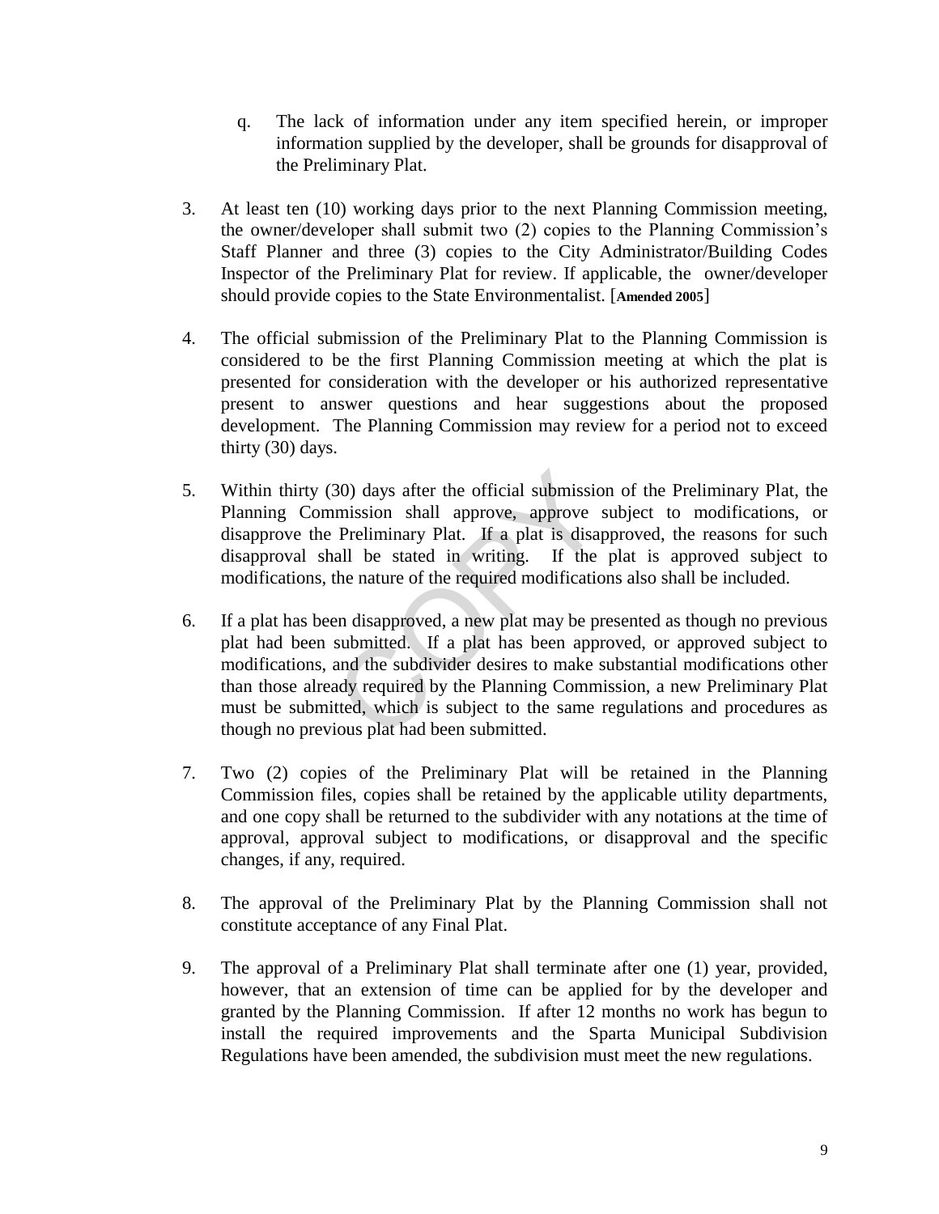q. The lack of information under any item specified herein, or improper information supplied by the developer, shall be grounds for disapproval of the Preliminary Plat.

3. At least ten (10) working days prior to the next Planning Commission meeting, the owner/developer shall submit two (2) copies to the Planning Commission's Staff Planner and three (3) copies to the City Administrator/Building Codes Inspector of the Preliminary Plat for review. If applicable, the owner/developer should provide copies to the State Environmentalist. [**Amended 2005**]

4. The official submission of the Preliminary Plat to the Planning Commission is considered to be the first Planning Commission meeting at which the plat is presented for consideration with the developer or his authorized representative present to answer questions and hear suggestions about the proposed development. The Planning Commission may review for a period not to exceed thirty (30) days.

5. Within thirty (30) days after the official submission of the Preliminary Plat, the Planning Commission shall approve, approve subject to modifications, or disapprove the Preliminary Plat. If a plat is disapproved, the reasons for such disapproval shall be stated in writing. If the plat is approved subject to modifications, the nature of the required modifications also shall be included.

6. If a plat has been disapproved, a new plat may be presented as though no previous plat had been submitted. If a plat has been approved, or approved subject to modifications, and the subdivider desires to make substantial modifications other than those already required by the Planning Commission, a new Preliminary Plat must be submitted, which is subject to the same regulations and procedures as though no previous plat had been submitted.

7. Two (2) copies of the Preliminary Plat will be retained in the Planning Commission files, copies shall be retained by the applicable utility departments, and one copy shall be returned to the subdivider with any notations at the time of approval, approval subject to modifications, or disapproval and the specific changes, if any, required.

8. The approval of the Preliminary Plat by the Planning Commission shall not constitute acceptance of any Final Plat.

9. The approval of a Preliminary Plat shall terminate after one (1) year, provided, however, that an extension of time can be applied for by the developer and granted by the Planning Commission. If after 12 months no work has begun to install the required improvements and the Sparta Municipal Subdivision Regulations have been amended, the subdivision must meet the new regulations.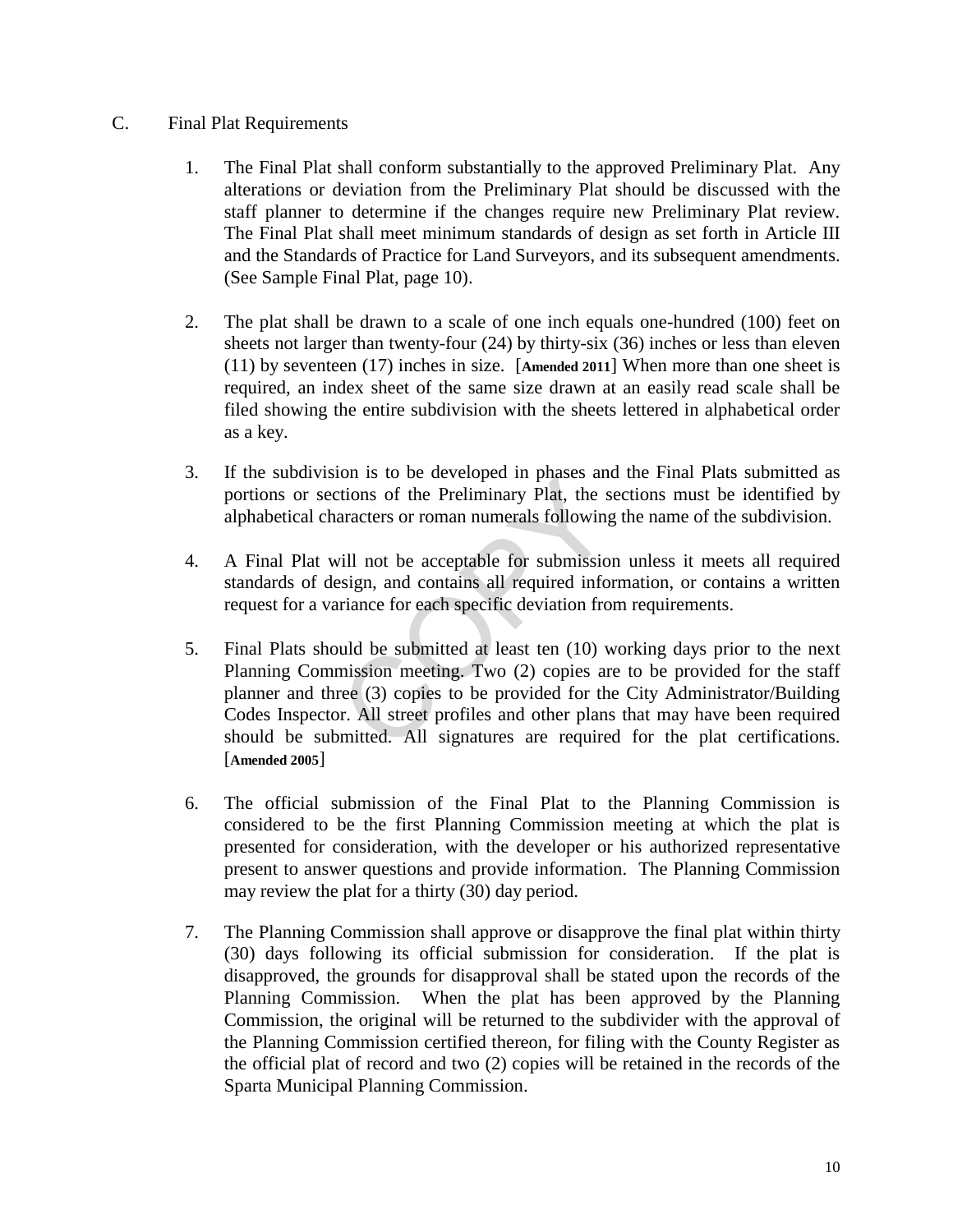C. Final Plat Requirements

1. The Final Plat shall conform substantially to the approved Preliminary Plat. Any alterations or deviation from the Preliminary Plat should be discussed with the staff planner to determine if the changes require new Preliminary Plat review. The Final Plat shall meet minimum standards of design as set forth in Article III and the Standards of Practice for Land Surveyors, and its subsequent amendments. (See Sample Final Plat, page 10).

2. The plat shall be drawn to a scale of one inch equals one-hundred (100) feet on sheets not larger than twenty-four (24) by thirty-six (36) inches or less than eleven (11) by seventeen (17) inches in size. [**Amended 2011**] When more than one sheet is required, an index sheet of the same size drawn at an easily read scale shall be filed showing the entire subdivision with the sheets lettered in alphabetical order as a key.

3. If the subdivision is to be developed in phases and the Final Plats submitted as portions or sections of the Preliminary Plat, the sections must be identified by alphabetical characters or roman numerals following the name of the subdivision.

4. A Final Plat will not be acceptable for submission unless it meets all required standards of design, and contains all required information, or contains a written request for a variance for each specific deviation from requirements.

5. Final Plats should be submitted at least ten (10) working days prior to the next Planning Commission meeting. Two (2) copies are to be provided for the staff planner and three (3) copies to be provided for the City Administrator/Building Codes Inspector. All street profiles and other plans that may have been required should be submitted. All signatures are required for the plat certifications. [**Amended 2005**]

6. The official submission of the Final Plat to the Planning Commission is considered to be the first Planning Commission meeting at which the plat is presented for consideration, with the developer or his authorized representative present to answer questions and provide information. The Planning Commission may review the plat for a thirty (30) day period.

7. The Planning Commission shall approve or disapprove the final plat within thirty (30) days following its official submission for consideration. If the plat is disapproved, the grounds for disapproval shall be stated upon the records of the Planning Commission. When the plat has been approved by the Planning Commission, the original will be returned to the subdivider with the approval of the Planning Commission certified thereon, for filing with the County Register as the official plat of record and two (2) copies will be retained in the records of the Sparta Municipal Planning Commission.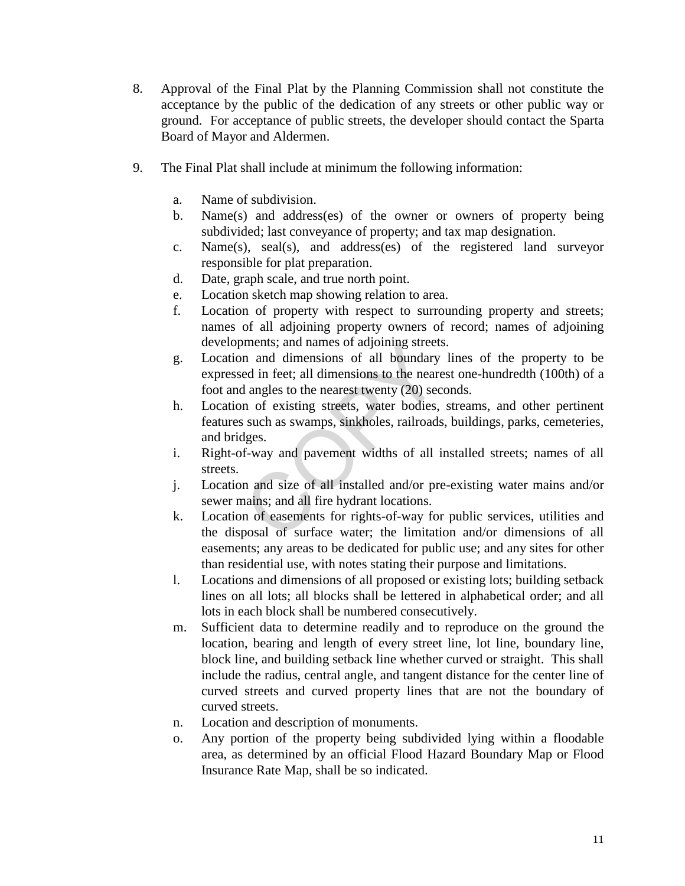8. Approval of the Final Plat by the Planning Commission shall not constitute the acceptance by the public of the dedication of any streets or other public way or ground. For acceptance of public streets, the developer should contact the Sparta Board of Mayor and Aldermen.

9. The Final Plat shall include at minimum the following information:

   a. Name of subdivision.
   b. Name(s) and address(es) of the owner or owners of property being subdivided; last conveyance of property; and tax map designation.
   c. Name(s), seal(s), and address(es) of the registered land surveyor responsible for plat preparation.
   d. Date, graph scale, and true north point.
   e. Location sketch map showing relation to area.
   f. Location of property with respect to surrounding property and streets; names of all adjoining property owners of record; names of adjoining developments; and names of adjoining streets.
   g. Location and dimensions of all boundary lines of the property to be expressed in feet; all dimensions to the nearest one-hundredth (100th) of a foot and angles to the nearest twenty (20) seconds.
   h. Location of existing streets, water bodies, streams, and other pertinent features such as swamps, sinkholes, railroads, buildings, parks, cemeteries, and bridges.
   i. Right-of-way and pavement widths of all installed streets; names of all streets.
   j. Location and size of all installed and/or pre-existing water mains and/or sewer mains; and all fire hydrant locations.
   k. Location of easements for rights-of-way for public services, utilities and the disposal of surface water; the limitation and/or dimensions of all easements; any areas to be dedicated for public use; and any sites for other than residential use, with notes stating their purpose and limitations.
   l. Locations and dimensions of all proposed or existing lots; building setback lines on all lots; all blocks shall be lettered in alphabetical order; and all lots in each block shall be numbered consecutively.
   m. Sufficient data to determine readily and to reproduce on the ground the location, bearing and length of every street line, lot line, boundary line, block line, and building setback line whether curved or straight. This shall include the radius, central angle, and tangent distance for the center line of curved streets and curved property lines that are not the boundary of curved streets.
   n. Location and description of monuments.
   o. Any portion of the property being subdivided lying within a floodable area, as determined by an official Flood Hazard Boundary Map or Flood Insurance Rate Map, shall be so indicated.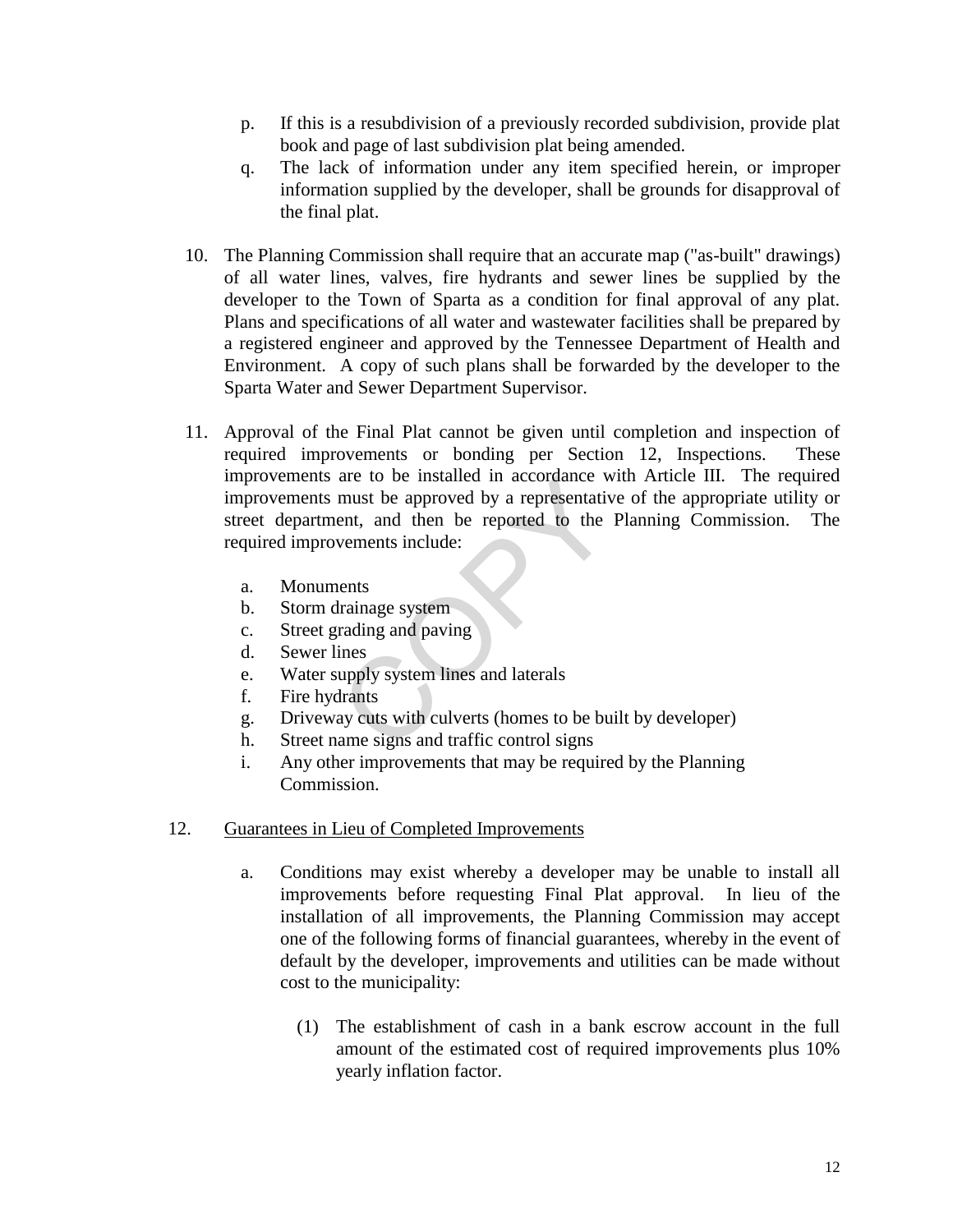p. If this is a resubdivision of a previously recorded subdivision, provide plat book and page of last subdivision plat being amended.

q. The lack of information under any item specified herein, or improper information supplied by the developer, shall be grounds for disapproval of the final plat.

10. The Planning Commission shall require that an accurate map ("as-built" drawings) of all water lines, valves, fire hydrants and sewer lines be supplied by the developer to the Town of Sparta as a condition for final approval of any plat. Plans and specifications of all water and wastewater facilities shall be prepared by a registered engineer and approved by the Tennessee Department of Health and Environment. A copy of such plans shall be forwarded by the developer to the Sparta Water and Sewer Department Supervisor.

11. Approval of the Final Plat cannot be given until completion and inspection of required improvements or bonding per Section 12, Inspections. These improvements are to be installed in accordance with Article III. The required improvements must be approved by a representative of the appropriate utility or street department, and then be reported to the Planning Commission. The required improvements include:

    a. Monuments
    b. Storm drainage system
    c. Street grading and paving
    d. Sewer lines
    e. Water supply system lines and laterals
    f. Fire hydrants
    g. Driveway cuts with culverts (homes to be built by developer)
    h. Street name signs and traffic control signs
    i. Any other improvements that may be required by the Planning Commission.

12. <u>Guarantees in Lieu of Completed Improvements</u>

    a. Conditions may exist whereby a developer may be unable to install all improvements before requesting Final Plat approval. In lieu of the installation of all improvements, the Planning Commission may accept one of the following forms of financial guarantees, whereby in the event of default by the developer, improvements and utilities can be made without cost to the municipality:

        (1) The establishment of cash in a bank escrow account in the full amount of the estimated cost of required improvements plus 10% yearly inflation factor.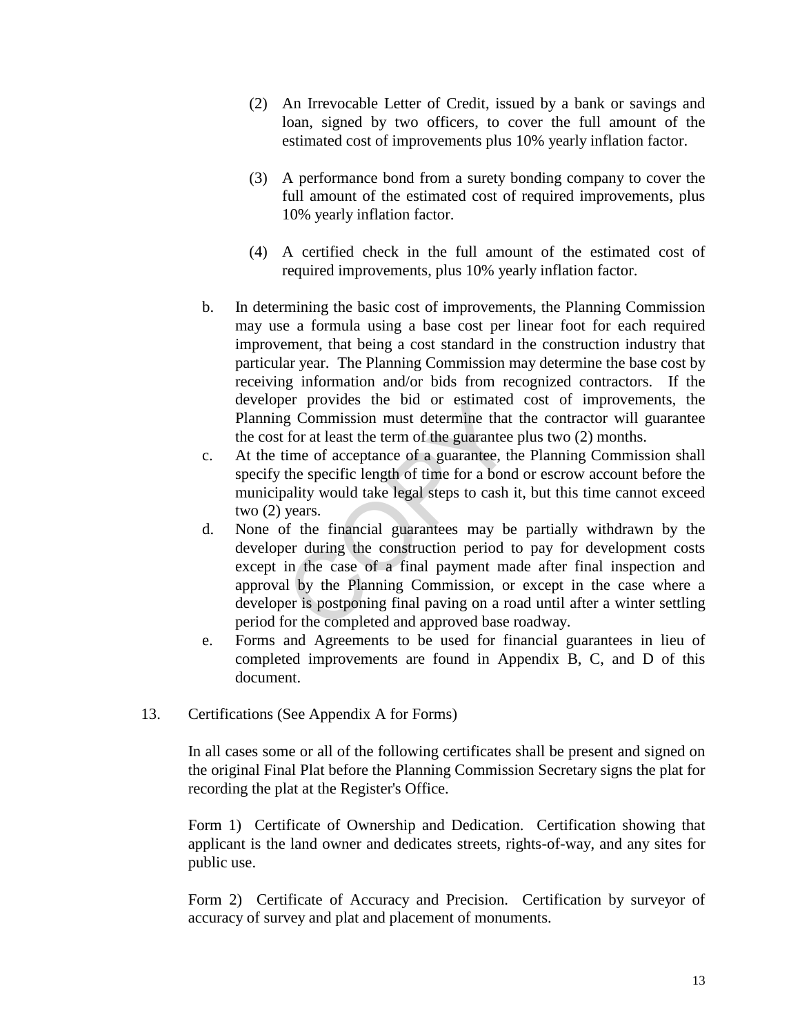(2) An Irrevocable Letter of Credit, issued by a bank or savings and loan, signed by two officers, to cover the full amount of the estimated cost of improvements plus 10% yearly inflation factor.

(3) A performance bond from a surety bonding company to cover the full amount of the estimated cost of required improvements, plus 10% yearly inflation factor.

(4) A certified check in the full amount of the estimated cost of required improvements, plus 10% yearly inflation factor.

b. In determining the basic cost of improvements, the Planning Commission may use a formula using a base cost per linear foot for each required improvement, that being a cost standard in the construction industry that particular year. The Planning Commission may determine the base cost by receiving information and/or bids from recognized contractors. If the developer provides the bid or estimated cost of improvements, the Planning Commission must determine that the contractor will guarantee the cost for at least the term of the guarantee plus two (2) months.

c. At the time of acceptance of a guarantee, the Planning Commission shall specify the specific length of time for a bond or escrow account before the municipality would take legal steps to cash it, but this time cannot exceed two (2) years.

d. None of the financial guarantees may be partially withdrawn by the developer during the construction period to pay for development costs except in the case of a final payment made after final inspection and approval by the Planning Commission, or except in the case where a developer is postponing final paving on a road until after a winter settling period for the completed and approved base roadway.

e. Forms and Agreements to be used for financial guarantees in lieu of completed improvements are found in Appendix B, C, and D of this document.

13. Certifications (See Appendix A for Forms)

In all cases some or all of the following certificates shall be present and signed on the original Final Plat before the Planning Commission Secretary signs the plat for recording the plat at the Register's Office.

Form 1) Certificate of Ownership and Dedication. Certification showing that applicant is the land owner and dedicates streets, rights-of-way, and any sites for public use.

Form 2) Certificate of Accuracy and Precision. Certification by surveyor of accuracy of survey and plat and placement of monuments.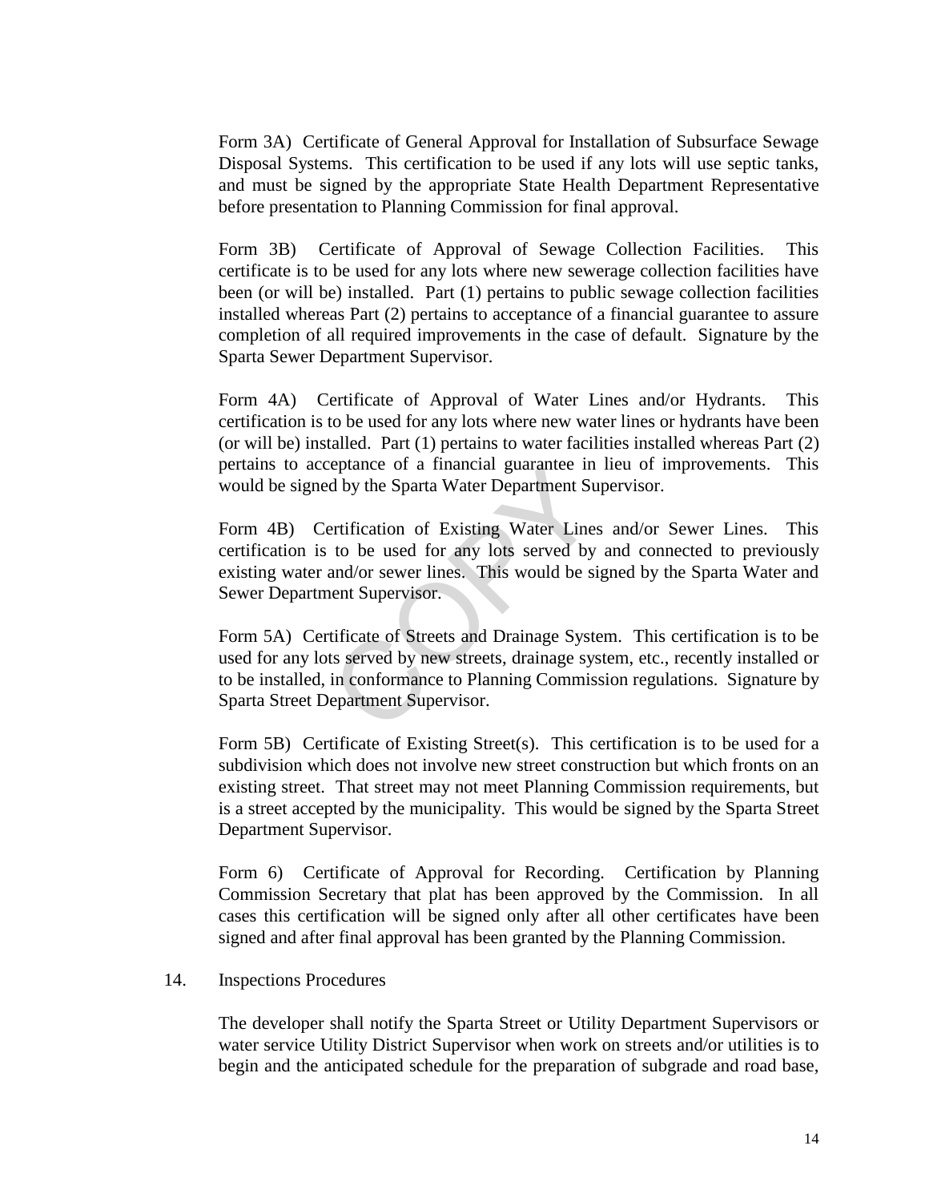Form 3A) Certificate of General Approval for Installation of Subsurface Sewage Disposal Systems. This certification to be used if any lots will use septic tanks, and must be signed by the appropriate State Health Department Representative before presentation to Planning Commission for final approval.

Form 3B) Certificate of Approval of Sewage Collection Facilities. This certificate is to be used for any lots where new sewerage collection facilities have been (or will be) installed. Part (1) pertains to public sewage collection facilities installed whereas Part (2) pertains to acceptance of a financial guarantee to assure completion of all required improvements in the case of default. Signature by the Sparta Sewer Department Supervisor.

Form 4A) Certificate of Approval of Water Lines and/or Hydrants. This certification is to be used for any lots where new water lines or hydrants have been (or will be) installed. Part (1) pertains to water facilities installed whereas Part (2) pertains to acceptance of a financial guarantee in lieu of improvements. This would be signed by the Sparta Water Department Supervisor.

Form 4B) Certification of Existing Water Lines and/or Sewer Lines. This certification is to be used for any lots served by and connected to previously existing water and/or sewer lines. This would be signed by the Sparta Water and Sewer Department Supervisor.

Form 5A) Certificate of Streets and Drainage System. This certification is to be used for any lots served by new streets, drainage system, etc., recently installed or to be installed, in conformance to Planning Commission regulations. Signature by Sparta Street Department Supervisor.

Form 5B) Certificate of Existing Street(s). This certification is to be used for a subdivision which does not involve new street construction but which fronts on an existing street. That street may not meet Planning Commission requirements, but is a street accepted by the municipality. This would be signed by the Sparta Street Department Supervisor.

Form 6) Certificate of Approval for Recording. Certification by Planning Commission Secretary that plat has been approved by the Commission. In all cases this certification will be signed only after all other certificates have been signed and after final approval has been granted by the Planning Commission.

14. Inspections Procedures

The developer shall notify the Sparta Street or Utility Department Supervisors or water service Utility District Supervisor when work on streets and/or utilities is to begin and the anticipated schedule for the preparation of subgrade and road base,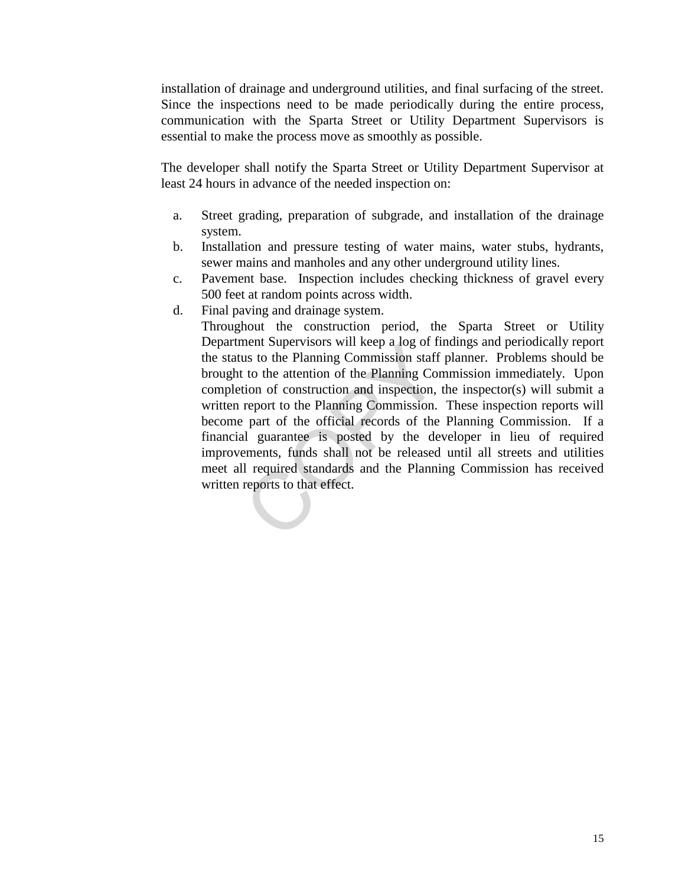installation of drainage and underground utilities, and final surfacing of the street. Since the inspections need to be made periodically during the entire process, communication with the Sparta Street or Utility Department Supervisors is essential to make the process move as smoothly as possible.

The developer shall notify the Sparta Street or Utility Department Supervisor at least 24 hours in advance of the needed inspection on:

a. Street grading, preparation of subgrade, and installation of the drainage system.
b. Installation and pressure testing of water mains, water stubs, hydrants, sewer mains and manholes and any other underground utility lines.
c. Pavement base. Inspection includes checking thickness of gravel every 500 feet at random points across width.
d. Final paving and drainage system.

   Throughout the construction period, the Sparta Street or Utility Department Supervisors will keep a log of findings and periodically report the status to the Planning Commission staff planner. Problems should be brought to the attention of the Planning Commission immediately. Upon completion of construction and inspection, the inspector(s) will submit a written report to the Planning Commission. These inspection reports will become part of the official records of the Planning Commission. If a financial guarantee is posted by the developer in lieu of required improvements, funds shall not be released until all streets and utilities meet all required standards and the Planning Commission has received written reports to that effect.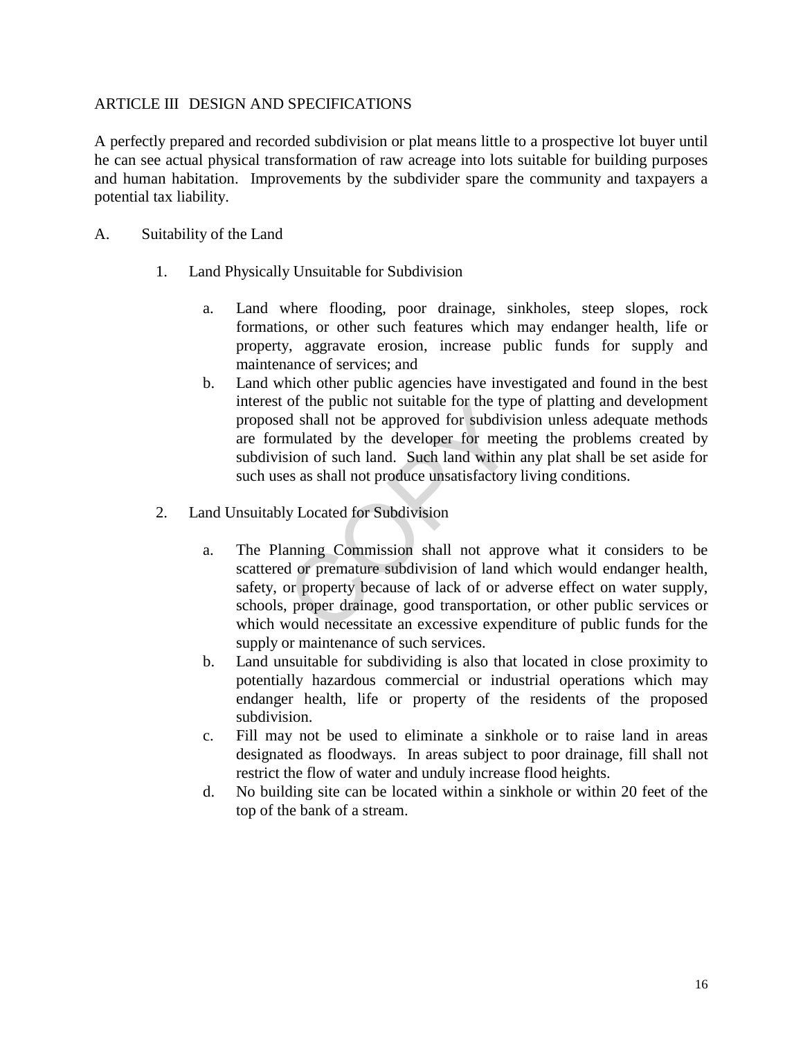## ARTICLE III DESIGN AND SPECIFICATIONS

A perfectly prepared and recorded subdivision or plat means little to a prospective lot buyer until he can see actual physical transformation of raw acreage into lots suitable for building purposes and human habitation. Improvements by the subdivider spare the community and taxpayers a potential tax liability.

A. Suitability of the Land

1. Land Physically Unsuitable for Subdivision

   a. Land where flooding, poor drainage, sinkholes, steep slopes, rock formations, or other such features which may endanger health, life or property, aggravate erosion, increase public funds for supply and maintenance of services; and

   b. Land which other public agencies have investigated and found in the best interest of the public not suitable for the type of platting and development proposed shall not be approved for subdivision unless adequate methods are formulated by the developer for meeting the problems created by subdivision of such land. Such land within any plat shall be set aside for such uses as shall not produce unsatisfactory living conditions.

2. Land Unsuitably Located for Subdivision

   a. The Planning Commission shall not approve what it considers to be scattered or premature subdivision of land which would endanger health, safety, or property because of lack of or adverse effect on water supply, schools, proper drainage, good transportation, or other public services or which would necessitate an excessive expenditure of public funds for the supply or maintenance of such services.

   b. Land unsuitable for subdividing is also that located in close proximity to potentially hazardous commercial or industrial operations which may endanger health, life or property of the residents of the proposed subdivision.

   c. Fill may not be used to eliminate a sinkhole or to raise land in areas designated as floodways. In areas subject to poor drainage, fill shall not restrict the flow of water and unduly increase flood heights.

   d. No building site can be located within a sinkhole or within 20 feet of the top of the bank of a stream.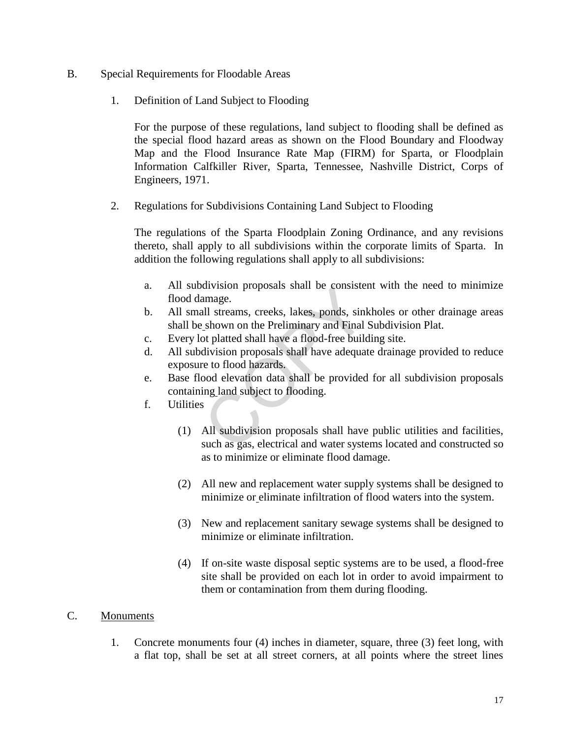B. Special Requirements for Floodable Areas

1. Definition of Land Subject to Flooding

   For the purpose of these regulations, land subject to flooding shall be defined as the special flood hazard areas as shown on the Flood Boundary and Floodway Map and the Flood Insurance Rate Map (FIRM) for Sparta, or Floodplain Information Calfkiller River, Sparta, Tennessee, Nashville District, Corps of Engineers, 1971.

2. Regulations for Subdivisions Containing Land Subject to Flooding

   The regulations of the Sparta Floodplain Zoning Ordinance, and any revisions thereto, shall apply to all subdivisions within the corporate limits of Sparta. In addition the following regulations shall apply to all subdivisions:

   a. All subdivision proposals shall be consistent with the need to minimize flood damage.
   b. All small streams, creeks, lakes, ponds, sinkholes or other drainage areas shall be shown on the Preliminary and Final Subdivision Plat.
   c. Every lot platted shall have a flood-free building site.
   d. All subdivision proposals shall have adequate drainage provided to reduce exposure to flood hazards.
   e. Base flood elevation data shall be provided for all subdivision proposals containing land subject to flooding.
   f. Utilities

      (1) All subdivision proposals shall have public utilities and facilities, such as gas, electrical and water systems located and constructed so as to minimize or eliminate flood damage.

      (2) All new and replacement water supply systems shall be designed to minimize or eliminate infiltration of flood waters into the system.

      (3) New and replacement sanitary sewage systems shall be designed to minimize or eliminate infiltration.

      (4) If on-site waste disposal septic systems are to be used, a flood-free site shall be provided on each lot in order to avoid impairment to them or contamination from them during flooding.

C. <u>Monuments</u>

1. Concrete monuments four (4) inches in diameter, square, three (3) feet long, with a flat top, shall be set at all street corners, at all points where the street lines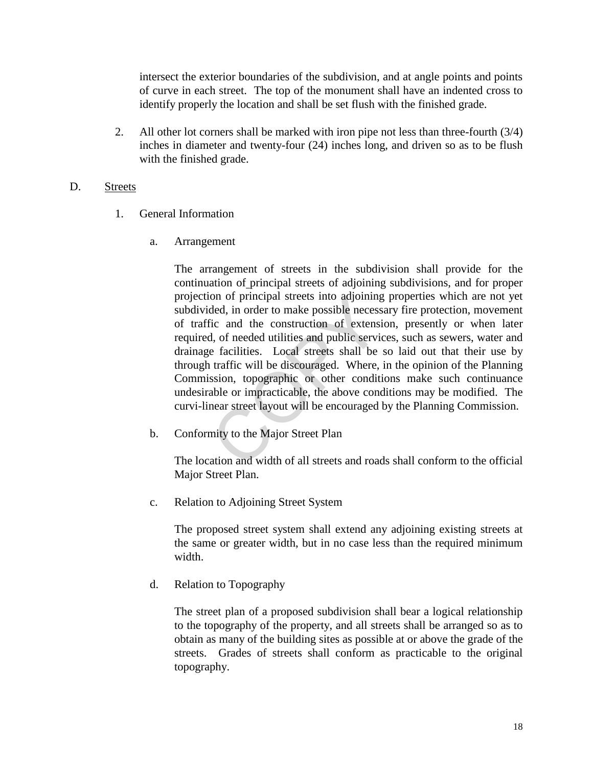intersect the exterior boundaries of the subdivision, and at angle points and points of curve in each street. The top of the monument shall have an indented cross to identify properly the location and shall be set flush with the finished grade.

2. All other lot corners shall be marked with iron pipe not less than three-fourth (3/4) inches in diameter and twenty-four (24) inches long, and driven so as to be flush with the finished grade.

D. Streets

1. General Information

a. Arrangement

The arrangement of streets in the subdivision shall provide for the continuation of principal streets of adjoining subdivisions, and for proper projection of principal streets into adjoining properties which are not yet subdivided, in order to make possible necessary fire protection, movement of traffic and the construction of extension, presently or when later required, of needed utilities and public services, such as sewers, water and drainage facilities. Local streets shall be so laid out that their use by through traffic will be discouraged. Where, in the opinion of the Planning Commission, topographic or other conditions make such continuance undesirable or impracticable, the above conditions may be modified. The curvi-linear street layout will be encouraged by the Planning Commission.

b. Conformity to the Major Street Plan

The location and width of all streets and roads shall conform to the official Major Street Plan.

c. Relation to Adjoining Street System

The proposed street system shall extend any adjoining existing streets at the same or greater width, but in no case less than the required minimum width.

d. Relation to Topography

The street plan of a proposed subdivision shall bear a logical relationship to the topography of the property, and all streets shall be arranged so as to obtain as many of the building sites as possible at or above the grade of the streets. Grades of streets shall conform as practicable to the original topography.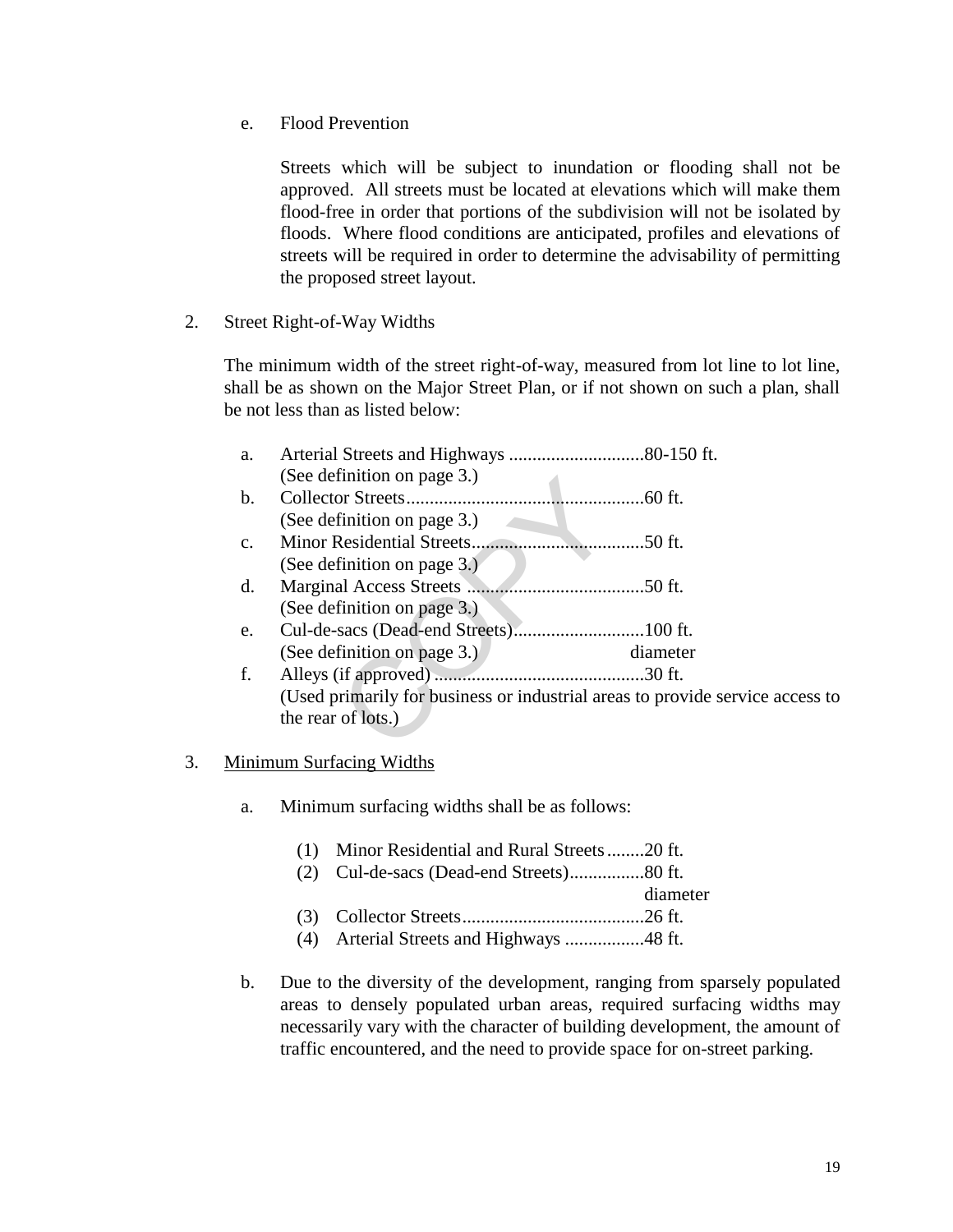e. Flood Prevention

Streets which will be subject to inundation or flooding shall not be approved. All streets must be located at elevations which will make them flood-free in order that portions of the subdivision will not be isolated by floods. Where flood conditions are anticipated, profiles and elevations of streets will be required in order to determine the advisability of permitting the proposed street layout.

2. Street Right-of-Way Widths

The minimum width of the street right-of-way, measured from lot line to lot line, shall be as shown on the Major Street Plan, or if not shown on such a plan, shall be not less than as listed below:

a. Arterial Streets and Highways ............................80-150 ft.
   (See definition on page 3.)
b. Collector Streets..................................................60 ft.
   (See definition on page 3.)
c. Minor Residential Streets.....................................50 ft.
   (See definition on page 3.)
d. Marginal Access Streets ......................................50 ft.
   (See definition on page 3.)
e. Cul-de-sacs (Dead-end Streets)............................100 ft. diameter
   (See definition on page 3.)
f. Alleys (if approved) ............................................30 ft.
   (Used primarily for business or industrial areas to provide service access to the rear of lots.)

3. <u>Minimum Surfacing Widths</u>

a. Minimum surfacing widths shall be as follows:

   (1) Minor Residential and Rural Streets........20 ft.
   (2) Cul-de-sacs (Dead-end Streets)................80 ft. diameter
   (3) Collector Streets.......................................26 ft.
   (4) Arterial Streets and Highways .................48 ft.

b. Due to the diversity of the development, ranging from sparsely populated areas to densely populated urban areas, required surfacing widths may necessarily vary with the character of building development, the amount of traffic encountered, and the need to provide space for on-street parking.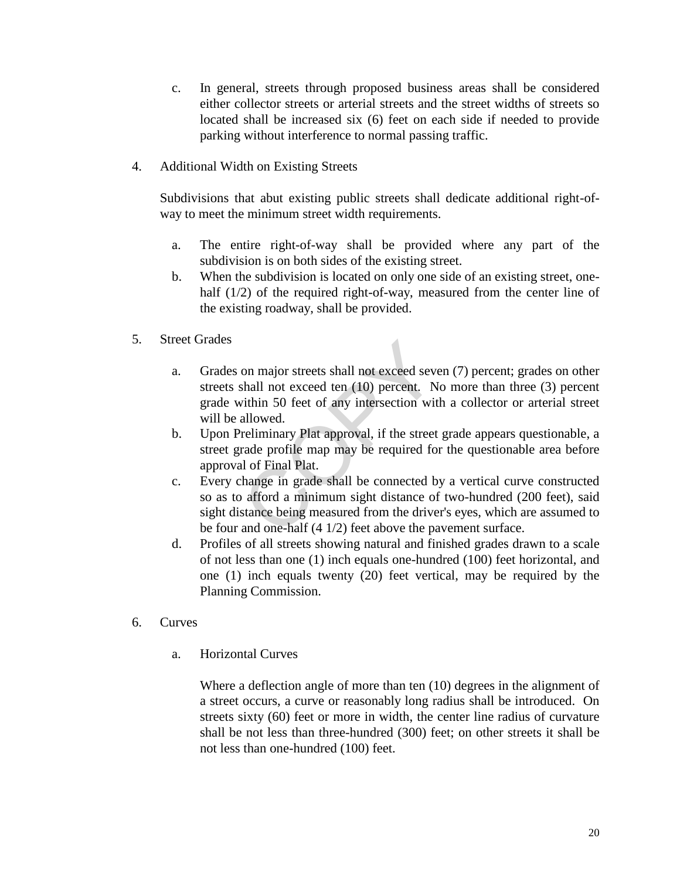c. In general, streets through proposed business areas shall be considered either collector streets or arterial streets and the street widths of streets so located shall be increased six (6) feet on each side if needed to provide parking without interference to normal passing traffic.

4. Additional Width on Existing Streets

   Subdivisions that abut existing public streets shall dedicate additional right-of-way to meet the minimum street width requirements.

   a. The entire right-of-way shall be provided where any part of the subdivision is on both sides of the existing street.
   b. When the subdivision is located on only one side of an existing street, one-half (1/2) of the required right-of-way, measured from the center line of the existing roadway, shall be provided.

5. Street Grades

   a. Grades on major streets shall not exceed seven (7) percent; grades on other streets shall not exceed ten (10) percent. No more than three (3) percent grade within 50 feet of any intersection with a collector or arterial street will be allowed.
   b. Upon Preliminary Plat approval, if the street grade appears questionable, a street grade profile map may be required for the questionable area before approval of Final Plat.
   c. Every change in grade shall be connected by a vertical curve constructed so as to afford a minimum sight distance of two-hundred (200 feet), said sight distance being measured from the driver's eyes, which are assumed to be four and one-half (4 1/2) feet above the pavement surface.
   d. Profiles of all streets showing natural and finished grades drawn to a scale of not less than one (1) inch equals one-hundred (100) feet horizontal, and one (1) inch equals twenty (20) feet vertical, may be required by the Planning Commission.

6. Curves

   a. Horizontal Curves

      Where a deflection angle of more than ten (10) degrees in the alignment of a street occurs, a curve or reasonably long radius shall be introduced. On streets sixty (60) feet or more in width, the center line radius of curvature shall be not less than three-hundred (300) feet; on other streets it shall be not less than one-hundred (100) feet.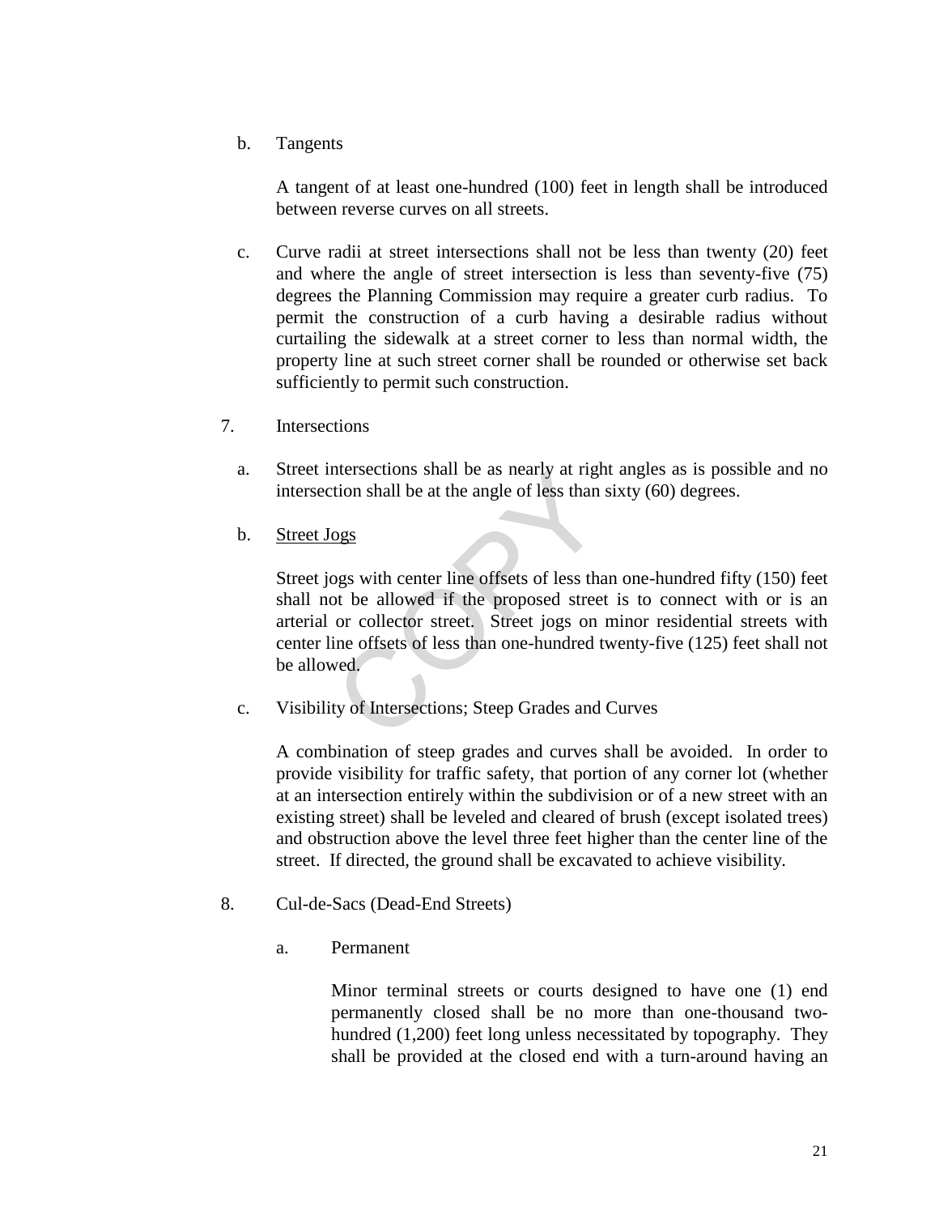b. Tangents

A tangent of at least one-hundred (100) feet in length shall be introduced between reverse curves on all streets.

c. Curve radii at street intersections shall not be less than twenty (20) feet and where the angle of street intersection is less than seventy-five (75) degrees the Planning Commission may require a greater curb radius. To permit the construction of a curb having a desirable radius without curtailing the sidewalk at a street corner to less than normal width, the property line at such street corner shall be rounded or otherwise set back sufficiently to permit such construction.

7. Intersections

a. Street intersections shall be as nearly at right angles as is possible and no intersection shall be at the angle of less than sixty (60) degrees.

b. Street Jogs

Street jogs with center line offsets of less than one-hundred fifty (150) feet shall not be allowed if the proposed street is to connect with or is an arterial or collector street. Street jogs on minor residential streets with center line offsets of less than one-hundred twenty-five (125) feet shall not be allowed.

c. Visibility of Intersections; Steep Grades and Curves

A combination of steep grades and curves shall be avoided. In order to provide visibility for traffic safety, that portion of any corner lot (whether at an intersection entirely within the subdivision or of a new street with an existing street) shall be leveled and cleared of brush (except isolated trees) and obstruction above the level three feet higher than the center line of the street. If directed, the ground shall be excavated to achieve visibility.

8. Cul-de-Sacs (Dead-End Streets)

a. Permanent

Minor terminal streets or courts designed to have one (1) end permanently closed shall be no more than one-thousand two-hundred (1,200) feet long unless necessitated by topography. They shall be provided at the closed end with a turn-around having an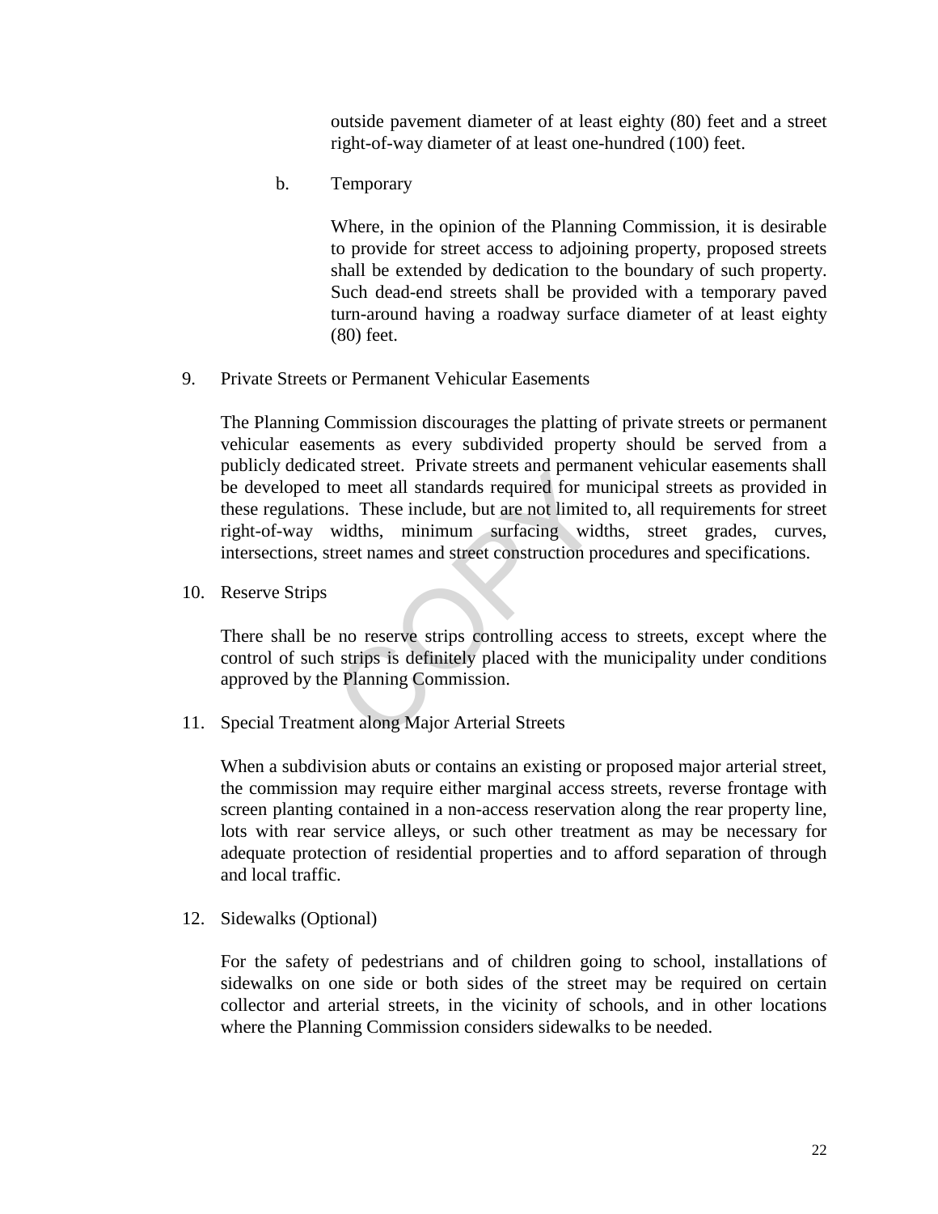outside pavement diameter of at least eighty (80) feet and a street right-of-way diameter of at least one-hundred (100) feet.

b. Temporary

Where, in the opinion of the Planning Commission, it is desirable to provide for street access to adjoining property, proposed streets shall be extended by dedication to the boundary of such property. Such dead-end streets shall be provided with a temporary paved turn-around having a roadway surface diameter of at least eighty (80) feet.

9. Private Streets or Permanent Vehicular Easements

The Planning Commission discourages the platting of private streets or permanent vehicular easements as every subdivided property should be served from a publicly dedicated street. Private streets and permanent vehicular easements shall be developed to meet all standards required for municipal streets as provided in these regulations. These include, but are not limited to, all requirements for street right-of-way widths, minimum surfacing widths, street grades, curves, intersections, street names and street construction procedures and specifications.

10. Reserve Strips

There shall be no reserve strips controlling access to streets, except where the control of such strips is definitely placed with the municipality under conditions approved by the Planning Commission.

11. Special Treatment along Major Arterial Streets

When a subdivision abuts or contains an existing or proposed major arterial street, the commission may require either marginal access streets, reverse frontage with screen planting contained in a non-access reservation along the rear property line, lots with rear service alleys, or such other treatment as may be necessary for adequate protection of residential properties and to afford separation of through and local traffic.

12. Sidewalks (Optional)

For the safety of pedestrians and of children going to school, installations of sidewalks on one side or both sides of the street may be required on certain collector and arterial streets, in the vicinity of schools, and in other locations where the Planning Commission considers sidewalks to be needed.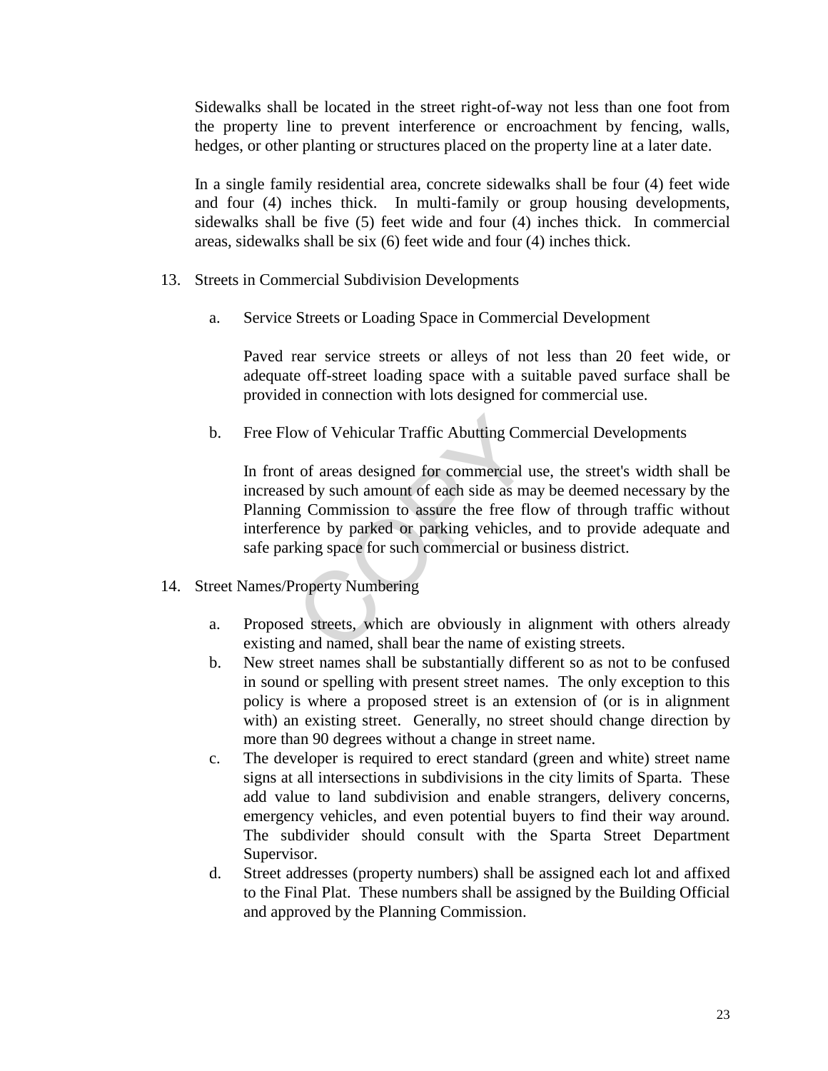Sidewalks shall be located in the street right-of-way not less than one foot from the property line to prevent interference or encroachment by fencing, walls, hedges, or other planting or structures placed on the property line at a later date.

In a single family residential area, concrete sidewalks shall be four (4) feet wide and four (4) inches thick. In multi-family or group housing developments, sidewalks shall be five (5) feet wide and four (4) inches thick. In commercial areas, sidewalks shall be six (6) feet wide and four (4) inches thick.

13. Streets in Commercial Subdivision Developments

    a. Service Streets or Loading Space in Commercial Development

       Paved rear service streets or alleys of not less than 20 feet wide, or adequate off-street loading space with a suitable paved surface shall be provided in connection with lots designed for commercial use.

    b. Free Flow of Vehicular Traffic Abutting Commercial Developments

       In front of areas designed for commercial use, the street's width shall be increased by such amount of each side as may be deemed necessary by the Planning Commission to assure the free flow of through traffic without interference by parked or parking vehicles, and to provide adequate and safe parking space for such commercial or business district.

14. Street Names/Property Numbering

    a. Proposed streets, which are obviously in alignment with others already existing and named, shall bear the name of existing streets.
    b. New street names shall be substantially different so as not to be confused in sound or spelling with present street names. The only exception to this policy is where a proposed street is an extension of (or is in alignment with) an existing street. Generally, no street should change direction by more than 90 degrees without a change in street name.
    c. The developer is required to erect standard (green and white) street name signs at all intersections in subdivisions in the city limits of Sparta. These add value to land subdivision and enable strangers, delivery concerns, emergency vehicles, and even potential buyers to find their way around. The subdivider should consult with the Sparta Street Department Supervisor.
    d. Street addresses (property numbers) shall be assigned each lot and affixed to the Final Plat. These numbers shall be assigned by the Building Official and approved by the Planning Commission.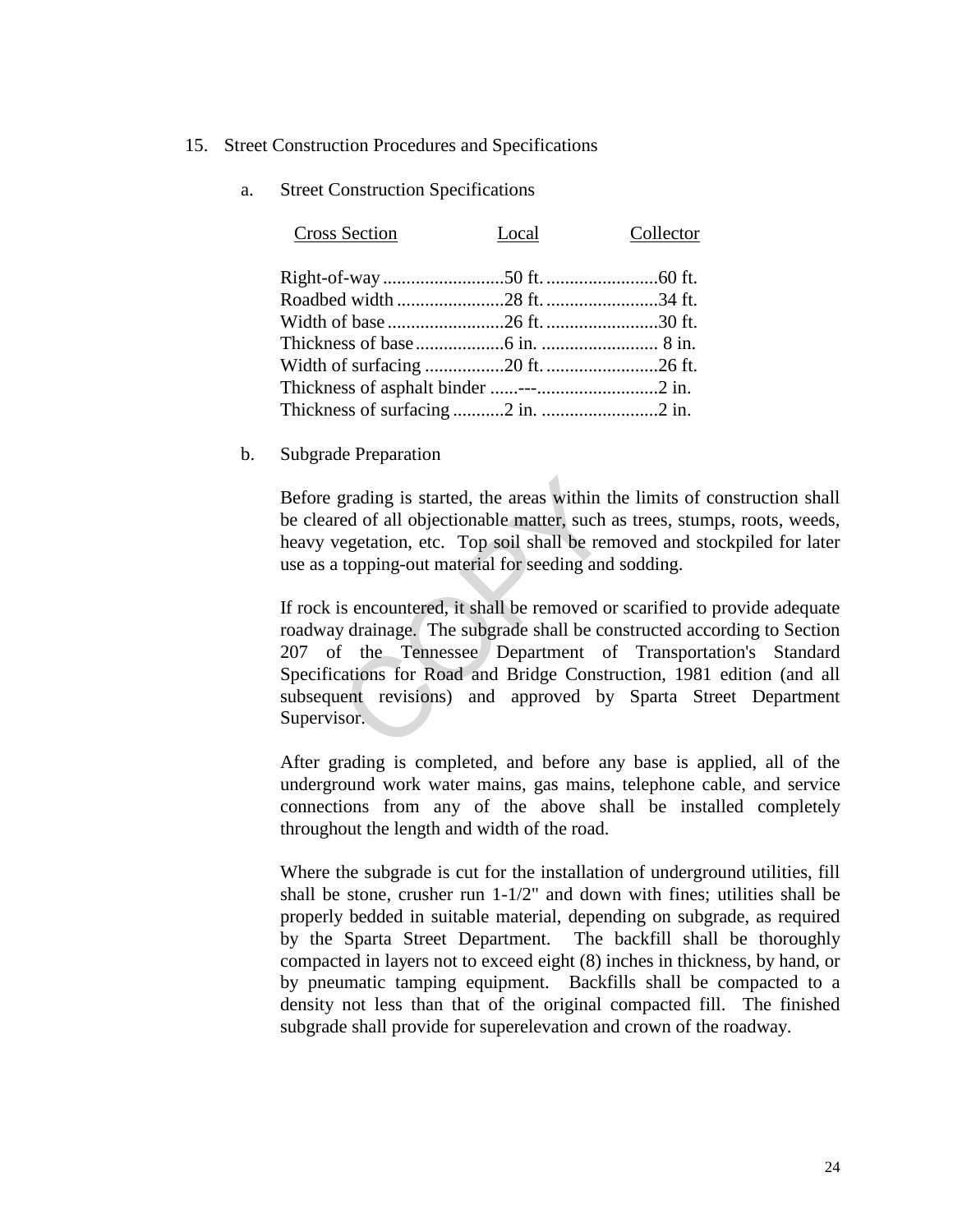15. Street Construction Procedures and Specifications

a. Street Construction Specifications

| Cross Section | Local | Collector |
|---|---|---|
| Right-of-way | 50 ft. | 60 ft. |
| Roadbed width | 28 ft. | 34 ft. |
| Width of base | 26 ft. | 30 ft. |
| Thickness of base | 6 in. | 8 in. |
| Width of surfacing | 20 ft. | 26 ft. |
| Thickness of asphalt binder | --- | 2 in. |
| Thickness of surfacing | 2 in. | 2 in. |

b. Subgrade Preparation

Before grading is started, the areas within the limits of construction shall be cleared of all objectionable matter, such as trees, stumps, roots, weeds, heavy vegetation, etc. Top soil shall be removed and stockpiled for later use as a topping-out material for seeding and sodding.

If rock is encountered, it shall be removed or scarified to provide adequate roadway drainage. The subgrade shall be constructed according to Section 207 of the Tennessee Department of Transportation's Standard Specifications for Road and Bridge Construction, 1981 edition (and all subsequent revisions) and approved by Sparta Street Department Supervisor.

After grading is completed, and before any base is applied, all of the underground work water mains, gas mains, telephone cable, and service connections from any of the above shall be installed completely throughout the length and width of the road.

Where the subgrade is cut for the installation of underground utilities, fill shall be stone, crusher run 1-1/2" and down with fines; utilities shall be properly bedded in suitable material, depending on subgrade, as required by the Sparta Street Department. The backfill shall be thoroughly compacted in layers not to exceed eight (8) inches in thickness, by hand, or by pneumatic tamping equipment. Backfills shall be compacted to a density not less than that of the original compacted fill. The finished subgrade shall provide for superelevation and crown of the roadway.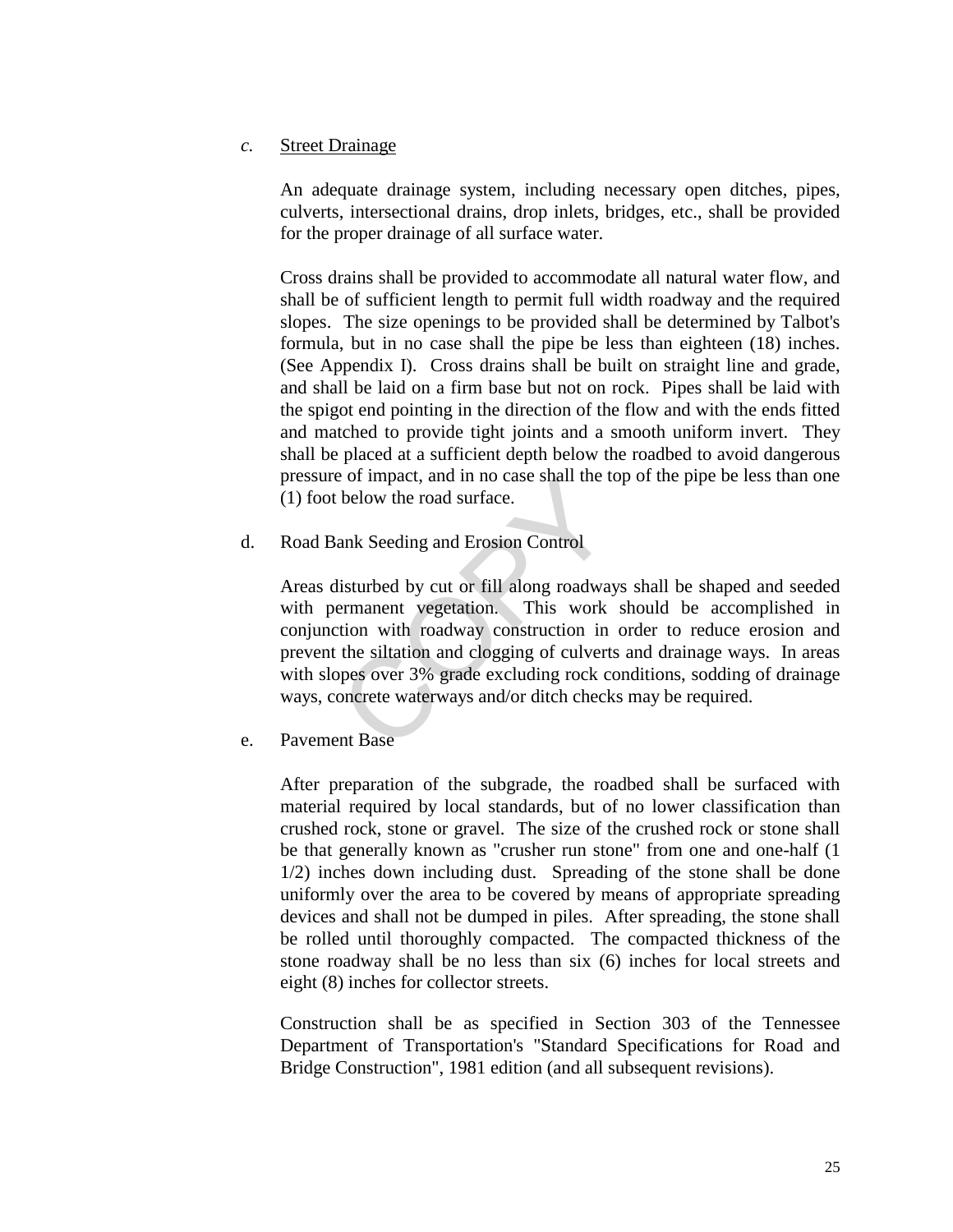*c.* Street Drainage

An adequate drainage system, including necessary open ditches, pipes, culverts, intersectional drains, drop inlets, bridges, etc., shall be provided for the proper drainage of all surface water.

Cross drains shall be provided to accommodate all natural water flow, and shall be of sufficient length to permit full width roadway and the required slopes. The size openings to be provided shall be determined by Talbot's formula, but in no case shall the pipe be less than eighteen (18) inches. (See Appendix I). Cross drains shall be built on straight line and grade, and shall be laid on a firm base but not on rock. Pipes shall be laid with the spigot end pointing in the direction of the flow and with the ends fitted and matched to provide tight joints and a smooth uniform invert. They shall be placed at a sufficient depth below the roadbed to avoid dangerous pressure of impact, and in no case shall the top of the pipe be less than one (1) foot below the road surface.

d. Road Bank Seeding and Erosion Control

Areas disturbed by cut or fill along roadways shall be shaped and seeded with permanent vegetation. This work should be accomplished in conjunction with roadway construction in order to reduce erosion and prevent the siltation and clogging of culverts and drainage ways. In areas with slopes over 3% grade excluding rock conditions, sodding of drainage ways, concrete waterways and/or ditch checks may be required.

e. Pavement Base

After preparation of the subgrade, the roadbed shall be surfaced with material required by local standards, but of no lower classification than crushed rock, stone or gravel. The size of the crushed rock or stone shall be that generally known as "crusher run stone" from one and one-half (1 1/2) inches down including dust. Spreading of the stone shall be done uniformly over the area to be covered by means of appropriate spreading devices and shall not be dumped in piles. After spreading, the stone shall be rolled until thoroughly compacted. The compacted thickness of the stone roadway shall be no less than six (6) inches for local streets and eight (8) inches for collector streets.

Construction shall be as specified in Section 303 of the Tennessee Department of Transportation's "Standard Specifications for Road and Bridge Construction", 1981 edition (and all subsequent revisions).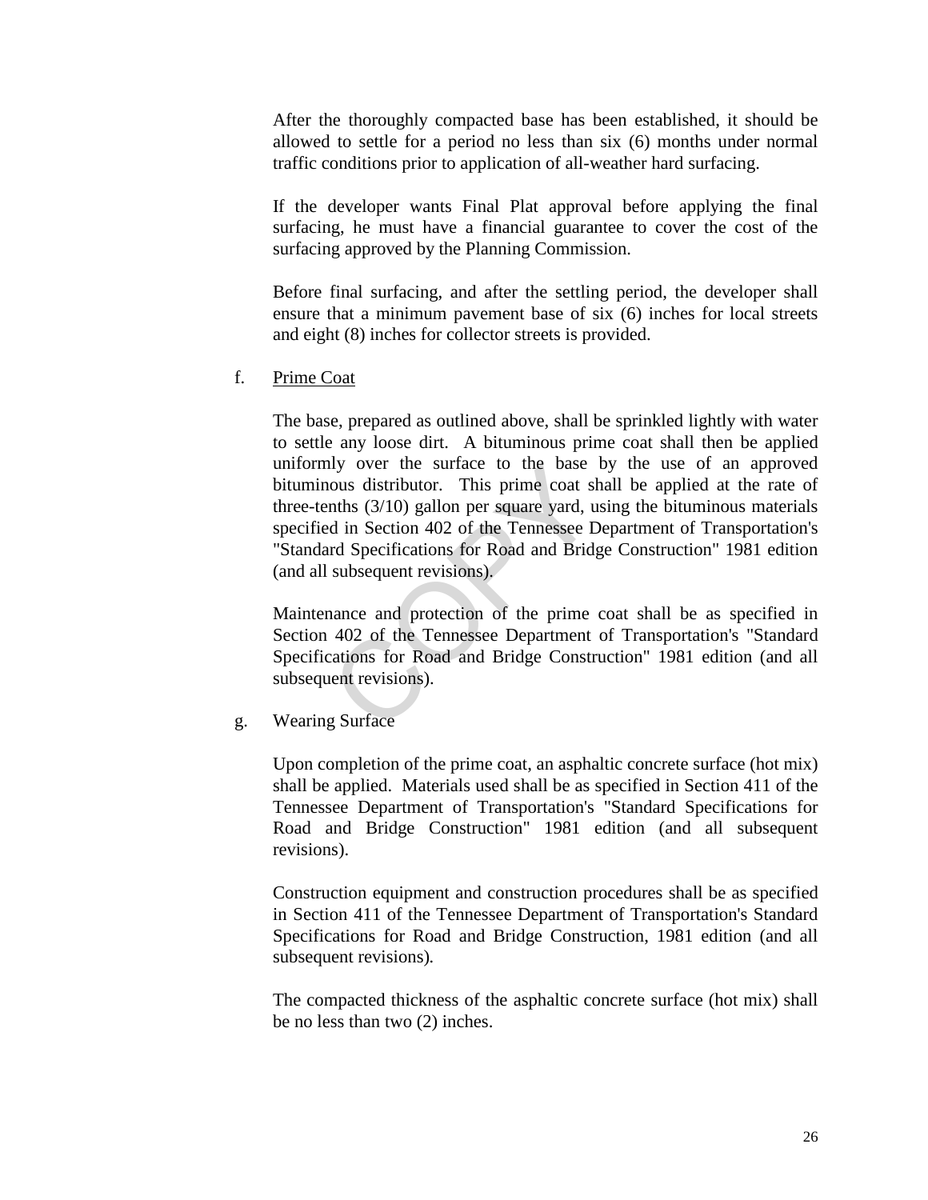After the thoroughly compacted base has been established, it should be allowed to settle for a period no less than six (6) months under normal traffic conditions prior to application of all-weather hard surfacing.

If the developer wants Final Plat approval before applying the final surfacing, he must have a financial guarantee to cover the cost of the surfacing approved by the Planning Commission.

Before final surfacing, and after the settling period, the developer shall ensure that a minimum pavement base of six (6) inches for local streets and eight (8) inches for collector streets is provided.

f. Prime Coat

The base, prepared as outlined above, shall be sprinkled lightly with water to settle any loose dirt. A bituminous prime coat shall then be applied uniformly over the surface to the base by the use of an approved bituminous distributor. This prime coat shall be applied at the rate of three-tenths (3/10) gallon per square yard, using the bituminous materials specified in Section 402 of the Tennessee Department of Transportation's "Standard Specifications for Road and Bridge Construction" 1981 edition (and all subsequent revisions).

Maintenance and protection of the prime coat shall be as specified in Section 402 of the Tennessee Department of Transportation's "Standard Specifications for Road and Bridge Construction" 1981 edition (and all subsequent revisions).

g. Wearing Surface

Upon completion of the prime coat, an asphaltic concrete surface (hot mix) shall be applied. Materials used shall be as specified in Section 411 of the Tennessee Department of Transportation's "Standard Specifications for Road and Bridge Construction" 1981 edition (and all subsequent revisions).

Construction equipment and construction procedures shall be as specified in Section 411 of the Tennessee Department of Transportation's Standard Specifications for Road and Bridge Construction, 1981 edition (and all subsequent revisions).

The compacted thickness of the asphaltic concrete surface (hot mix) shall be no less than two (2) inches.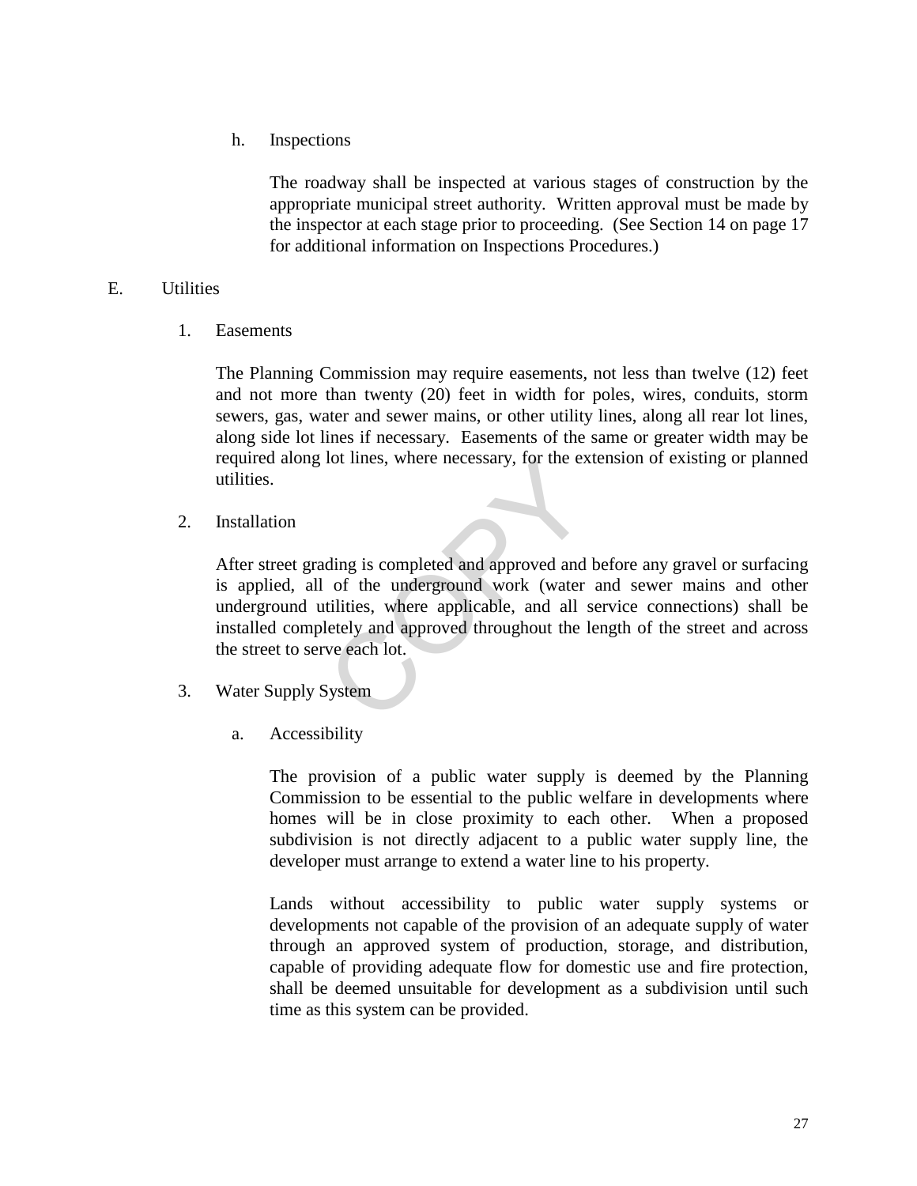h. Inspections

The roadway shall be inspected at various stages of construction by the appropriate municipal street authority. Written approval must be made by the inspector at each stage prior to proceeding. (See Section 14 on page 17 for additional information on Inspections Procedures.)

E. Utilities

1. Easements

The Planning Commission may require easements, not less than twelve (12) feet and not more than twenty (20) feet in width for poles, wires, conduits, storm sewers, gas, water and sewer mains, or other utility lines, along all rear lot lines, along side lot lines if necessary. Easements of the same or greater width may be required along lot lines, where necessary, for the extension of existing or planned utilities.

2. Installation

After street grading is completed and approved and before any gravel or surfacing is applied, all of the underground work (water and sewer mains and other underground utilities, where applicable, and all service connections) shall be installed completely and approved throughout the length of the street and across the street to serve each lot.

3. Water Supply System

a. Accessibility

The provision of a public water supply is deemed by the Planning Commission to be essential to the public welfare in developments where homes will be in close proximity to each other. When a proposed subdivision is not directly adjacent to a public water supply line, the developer must arrange to extend a water line to his property.

Lands without accessibility to public water supply systems or developments not capable of the provision of an adequate supply of water through an approved system of production, storage, and distribution, capable of providing adequate flow for domestic use and fire protection, shall be deemed unsuitable for development as a subdivision until such time as this system can be provided.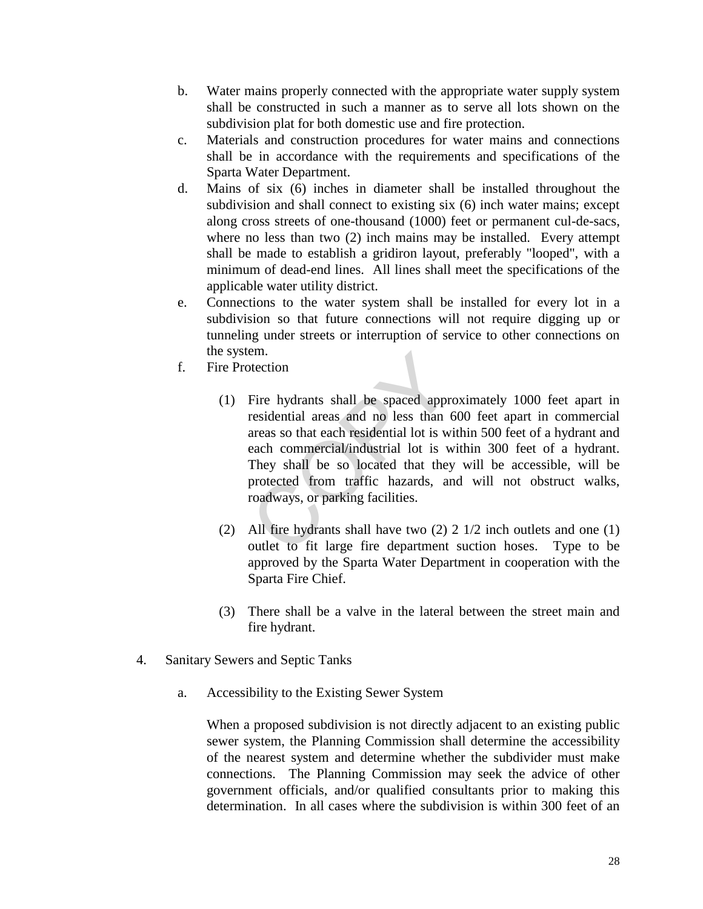b. Water mains properly connected with the appropriate water supply system shall be constructed in such a manner as to serve all lots shown on the subdivision plat for both domestic use and fire protection.

c. Materials and construction procedures for water mains and connections shall be in accordance with the requirements and specifications of the Sparta Water Department.

d. Mains of six (6) inches in diameter shall be installed throughout the subdivision and shall connect to existing six (6) inch water mains; except along cross streets of one-thousand (1000) feet or permanent cul-de-sacs, where no less than two (2) inch mains may be installed. Every attempt shall be made to establish a gridiron layout, preferably "looped", with a minimum of dead-end lines. All lines shall meet the specifications of the applicable water utility district.

e. Connections to the water system shall be installed for every lot in a subdivision so that future connections will not require digging up or tunneling under streets or interruption of service to other connections on the system.

f. Fire Protection

   (1) Fire hydrants shall be spaced approximately 1000 feet apart in residential areas and no less than 600 feet apart in commercial areas so that each residential lot is within 500 feet of a hydrant and each commercial/industrial lot is within 300 feet of a hydrant. They shall be so located that they will be accessible, will be protected from traffic hazards, and will not obstruct walks, roadways, or parking facilities.

   (2) All fire hydrants shall have two (2) 2 1/2 inch outlets and one (1) outlet to fit large fire department suction hoses. Type to be approved by the Sparta Water Department in cooperation with the Sparta Fire Chief.

   (3) There shall be a valve in the lateral between the street main and fire hydrant.

4. Sanitary Sewers and Septic Tanks

   a. Accessibility to the Existing Sewer System

   When a proposed subdivision is not directly adjacent to an existing public sewer system, the Planning Commission shall determine the accessibility of the nearest system and determine whether the subdivider must make connections. The Planning Commission may seek the advice of other government officials, and/or qualified consultants prior to making this determination. In all cases where the subdivision is within 300 feet of an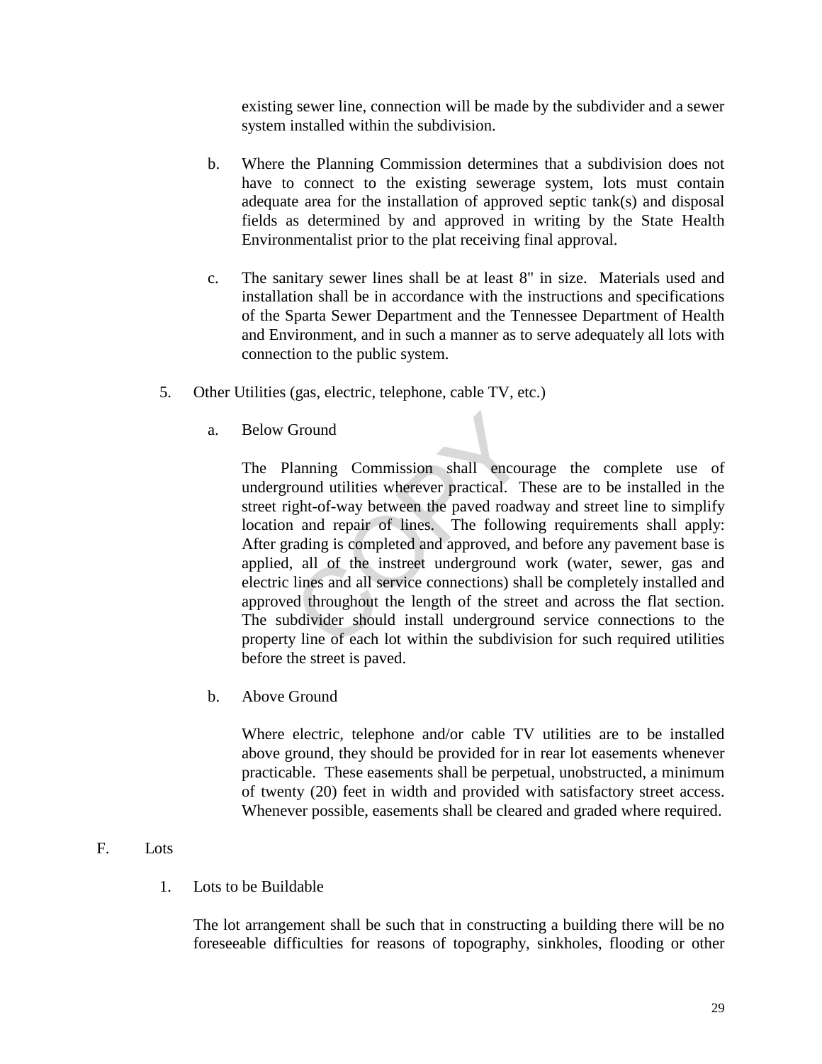existing sewer line, connection will be made by the subdivider and a sewer system installed within the subdivision.

b. Where the Planning Commission determines that a subdivision does not have to connect to the existing sewerage system, lots must contain adequate area for the installation of approved septic tank(s) and disposal fields as determined by and approved in writing by the State Health Environmentalist prior to the plat receiving final approval.

c. The sanitary sewer lines shall be at least 8" in size. Materials used and installation shall be in accordance with the instructions and specifications of the Sparta Sewer Department and the Tennessee Department of Health and Environment, and in such a manner as to serve adequately all lots with connection to the public system.

5. Other Utilities (gas, electric, telephone, cable TV, etc.)

a. Below Ground

The Planning Commission shall encourage the complete use of underground utilities wherever practical. These are to be installed in the street right-of-way between the paved roadway and street line to simplify location and repair of lines. The following requirements shall apply: After grading is completed and approved, and before any pavement base is applied, all of the instreet underground work (water, sewer, gas and electric lines and all service connections) shall be completely installed and approved throughout the length of the street and across the flat section. The subdivider should install underground service connections to the property line of each lot within the subdivision for such required utilities before the street is paved.

b. Above Ground

Where electric, telephone and/or cable TV utilities are to be installed above ground, they should be provided for in rear lot easements whenever practicable. These easements shall be perpetual, unobstructed, a minimum of twenty (20) feet in width and provided with satisfactory street access. Whenever possible, easements shall be cleared and graded where required.

## F. Lots

1. Lots to be Buildable

The lot arrangement shall be such that in constructing a building there will be no foreseeable difficulties for reasons of topography, sinkholes, flooding or other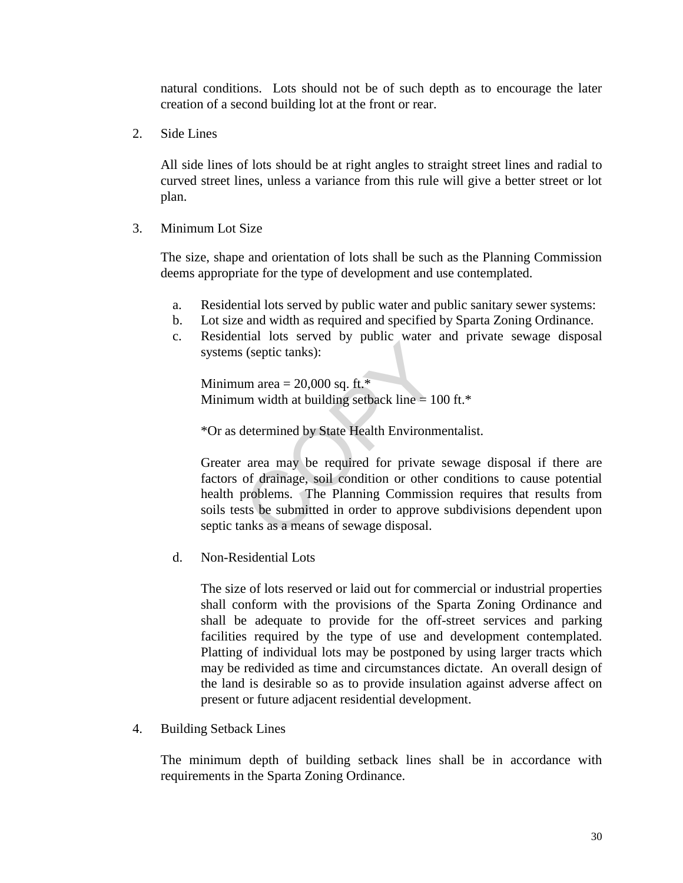natural conditions. Lots should not be of such depth as to encourage the later creation of a second building lot at the front or rear.

2. Side Lines

   All side lines of lots should be at right angles to straight street lines and radial to curved street lines, unless a variance from this rule will give a better street or lot plan.

3. Minimum Lot Size

   The size, shape and orientation of lots shall be such as the Planning Commission deems appropriate for the type of development and use contemplated.

   a. Residential lots served by public water and public sanitary sewer systems:
   b. Lot size and width as required and specified by Sparta Zoning Ordinance.
   c. Residential lots served by public water and private sewage disposal systems (septic tanks):

      Minimum area = 20,000 sq. ft.*
      Minimum width at building setback line = 100 ft.*

      *Or as determined by State Health Environmentalist.

      Greater area may be required for private sewage disposal if there are factors of drainage, soil condition or other conditions to cause potential health problems. The Planning Commission requires that results from soils tests be submitted in order to approve subdivisions dependent upon septic tanks as a means of sewage disposal.

   d. Non-Residential Lots

      The size of lots reserved or laid out for commercial or industrial properties shall conform with the provisions of the Sparta Zoning Ordinance and shall be adequate to provide for the off-street services and parking facilities required by the type of use and development contemplated. Platting of individual lots may be postponed by using larger tracts which may be redivided as time and circumstances dictate. An overall design of the land is desirable so as to provide insulation against adverse affect on present or future adjacent residential development.

4. Building Setback Lines

   The minimum depth of building setback lines shall be in accordance with requirements in the Sparta Zoning Ordinance.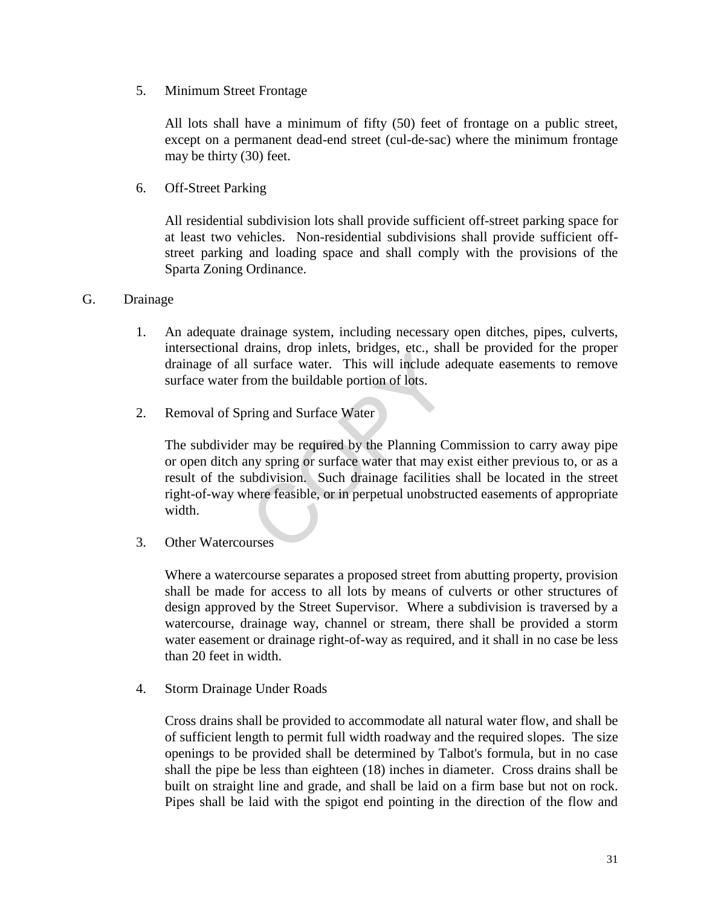5. Minimum Street Frontage

   All lots shall have a minimum of fifty (50) feet of frontage on a public street, except on a permanent dead-end street (cul-de-sac) where the minimum frontage may be thirty (30) feet.

6. Off-Street Parking

   All residential subdivision lots shall provide sufficient off-street parking space for at least two vehicles. Non-residential subdivisions shall provide sufficient off-street parking and loading space and shall comply with the provisions of the Sparta Zoning Ordinance.

G. Drainage

1. An adequate drainage system, including necessary open ditches, pipes, culverts, intersectional drains, drop inlets, bridges, etc., shall be provided for the proper drainage of all surface water. This will include adequate easements to remove surface water from the buildable portion of lots.

2. Removal of Spring and Surface Water

   The subdivider may be required by the Planning Commission to carry away pipe or open ditch any spring or surface water that may exist either previous to, or as a result of the subdivision. Such drainage facilities shall be located in the street right-of-way where feasible, or in perpetual unobstructed easements of appropriate width.

3. Other Watercourses

   Where a watercourse separates a proposed street from abutting property, provision shall be made for access to all lots by means of culverts or other structures of design approved by the Street Supervisor. Where a subdivision is traversed by a watercourse, drainage way, channel or stream, there shall be provided a storm water easement or drainage right-of-way as required, and it shall in no case be less than 20 feet in width.

4. Storm Drainage Under Roads

   Cross drains shall be provided to accommodate all natural water flow, and shall be of sufficient length to permit full width roadway and the required slopes. The size openings to be provided shall be determined by Talbot's formula, but in no case shall the pipe be less than eighteen (18) inches in diameter. Cross drains shall be built on straight line and grade, and shall be laid on a firm base but not on rock. Pipes shall be laid with the spigot end pointing in the direction of the flow and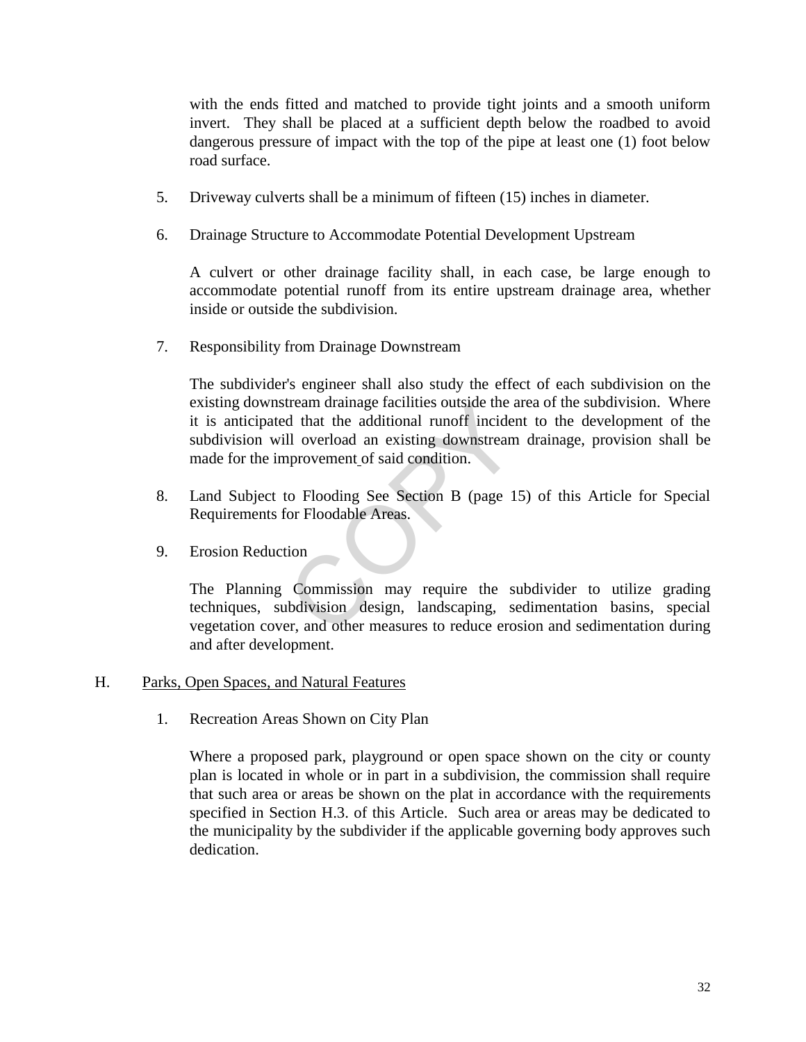with the ends fitted and matched to provide tight joints and a smooth uniform invert. They shall be placed at a sufficient depth below the roadbed to avoid dangerous pressure of impact with the top of the pipe at least one (1) foot below road surface.

5. Driveway culverts shall be a minimum of fifteen (15) inches in diameter.

6. Drainage Structure to Accommodate Potential Development Upstream

   A culvert or other drainage facility shall, in each case, be large enough to accommodate potential runoff from its entire upstream drainage area, whether inside or outside the subdivision.

7. Responsibility from Drainage Downstream

   The subdivider's engineer shall also study the effect of each subdivision on the existing downstream drainage facilities outside the area of the subdivision. Where it is anticipated that the additional runoff incident to the development of the subdivision will overload an existing downstream drainage, provision shall be made for the improvement of said condition.

8. Land Subject to Flooding See Section B (page 15) of this Article for Special Requirements for Floodable Areas.

9. Erosion Reduction

   The Planning Commission may require the subdivider to utilize grading techniques, subdivision design, landscaping, sedimentation basins, special vegetation cover, and other measures to reduce erosion and sedimentation during and after development.

H. Parks, Open Spaces, and Natural Features

1. Recreation Areas Shown on City Plan

   Where a proposed park, playground or open space shown on the city or county plan is located in whole or in part in a subdivision, the commission shall require that such area or areas be shown on the plat in accordance with the requirements specified in Section H.3. of this Article. Such area or areas may be dedicated to the municipality by the subdivider if the applicable governing body approves such dedication.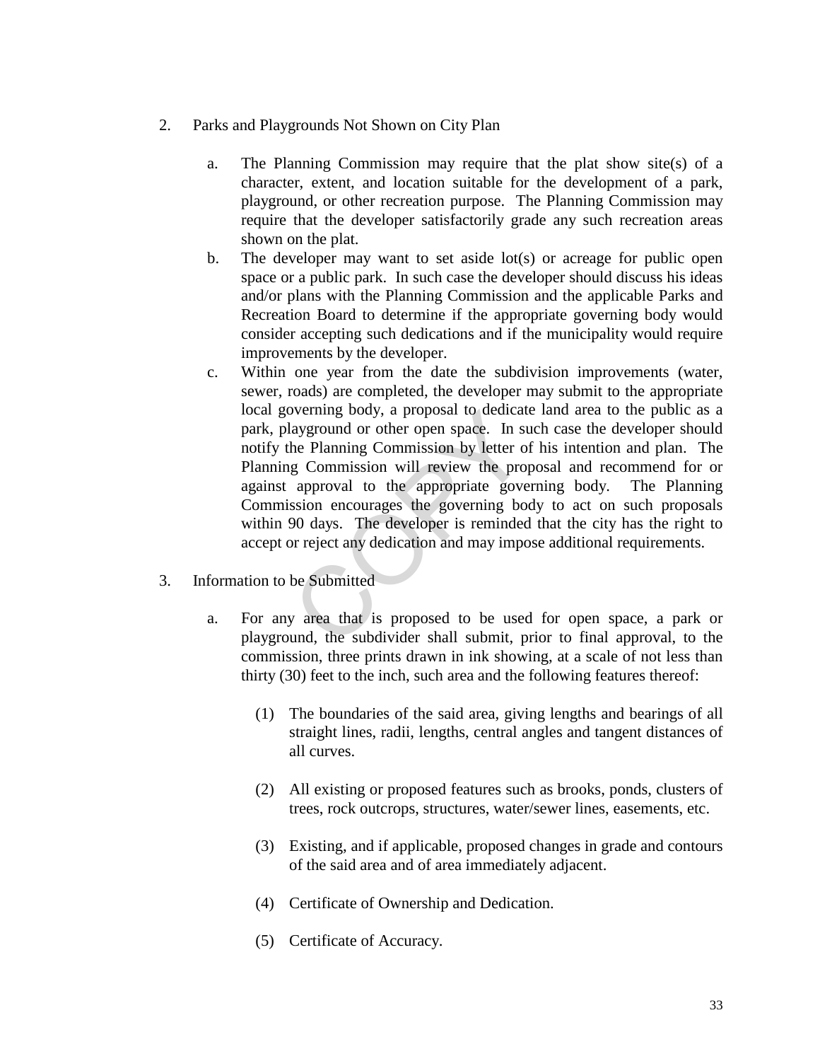2. Parks and Playgrounds Not Shown on City Plan

   a. The Planning Commission may require that the plat show site(s) of a character, extent, and location suitable for the development of a park, playground, or other recreation purpose. The Planning Commission may require that the developer satisfactorily grade any such recreation areas shown on the plat.

   b. The developer may want to set aside lot(s) or acreage for public open space or a public park. In such case the developer should discuss his ideas and/or plans with the Planning Commission and the applicable Parks and Recreation Board to determine if the appropriate governing body would consider accepting such dedications and if the municipality would require improvements by the developer.

   c. Within one year from the date the subdivision improvements (water, sewer, roads) are completed, the developer may submit to the appropriate local governing body, a proposal to dedicate land area to the public as a park, playground or other open space. In such case the developer should notify the Planning Commission by letter of his intention and plan. The Planning Commission will review the proposal and recommend for or against approval to the appropriate governing body. The Planning Commission encourages the governing body to act on such proposals within 90 days. The developer is reminded that the city has the right to accept or reject any dedication and may impose additional requirements.

3. Information to be Submitted

   a. For any area that is proposed to be used for open space, a park or playground, the subdivider shall submit, prior to final approval, to the commission, three prints drawn in ink showing, at a scale of not less than thirty (30) feet to the inch, such area and the following features thereof:

      (1) The boundaries of the said area, giving lengths and bearings of all straight lines, radii, lengths, central angles and tangent distances of all curves.

      (2) All existing or proposed features such as brooks, ponds, clusters of trees, rock outcrops, structures, water/sewer lines, easements, etc.

      (3) Existing, and if applicable, proposed changes in grade and contours of the said area and of area immediately adjacent.

      (4) Certificate of Ownership and Dedication.

      (5) Certificate of Accuracy.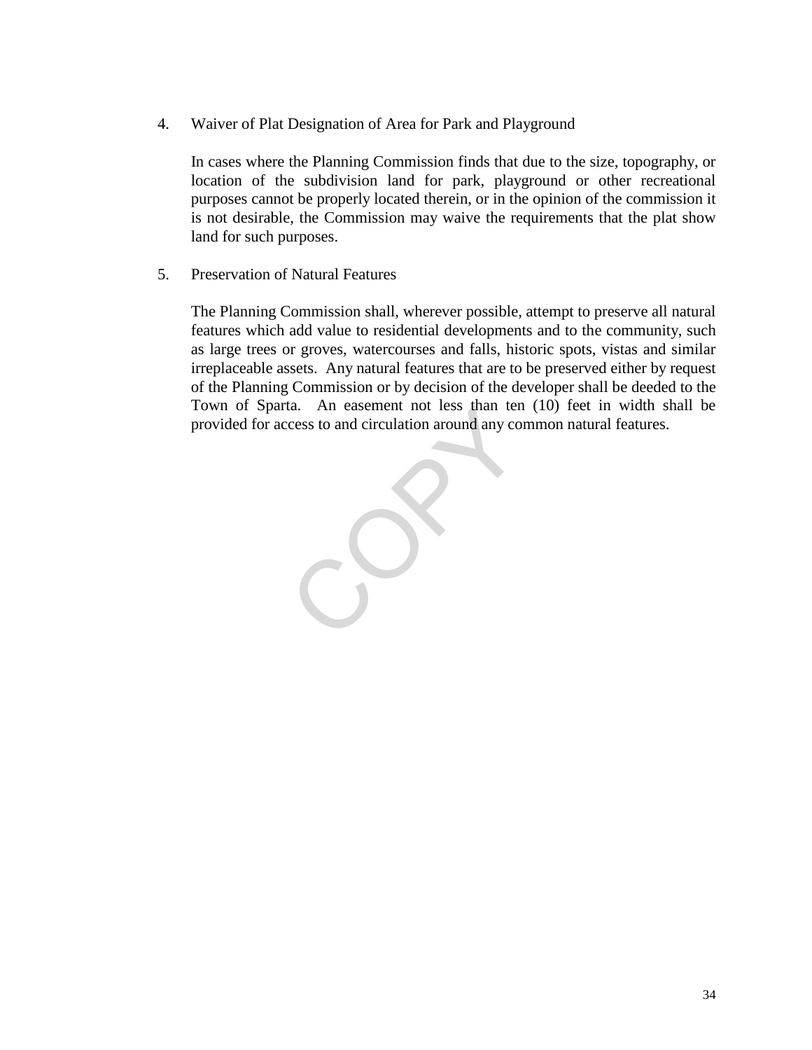4. Waiver of Plat Designation of Area for Park and Playground

   In cases where the Planning Commission finds that due to the size, topography, or location of the subdivision land for park, playground or other recreational purposes cannot be properly located therein, or in the opinion of the commission it is not desirable, the Commission may waive the requirements that the plat show land for such purposes.

5. Preservation of Natural Features

   The Planning Commission shall, wherever possible, attempt to preserve all natural features which add value to residential developments and to the community, such as large trees or groves, watercourses and falls, historic spots, vistas and similar irreplaceable assets. Any natural features that are to be preserved either by request of the Planning Commission or by decision of the developer shall be deeded to the Town of Sparta. An easement not less than ten (10) feet in width shall be provided for access to and circulation around any common natural features.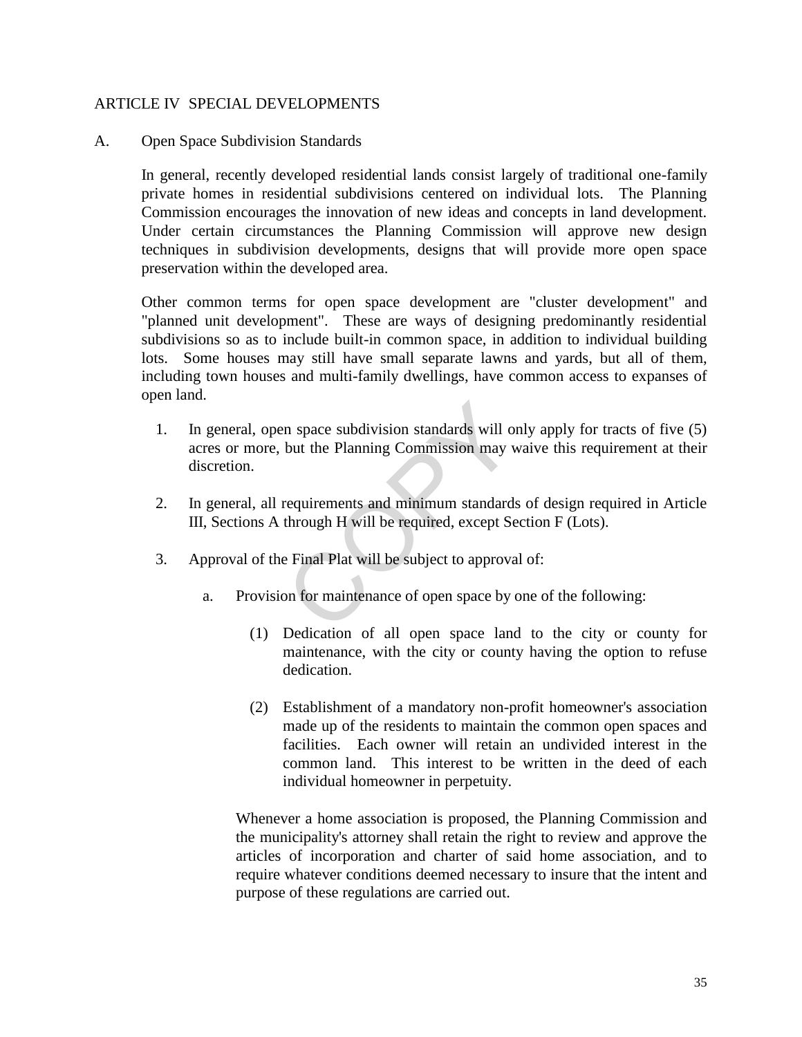# ARTICLE IV SPECIAL DEVELOPMENTS

## A. Open Space Subdivision Standards

In general, recently developed residential lands consist largely of traditional one-family private homes in residential subdivisions centered on individual lots. The Planning Commission encourages the innovation of new ideas and concepts in land development. Under certain circumstances the Planning Commission will approve new design techniques in subdivision developments, designs that will provide more open space preservation within the developed area.

Other common terms for open space development are "cluster development" and "planned unit development". These are ways of designing predominantly residential subdivisions so as to include built-in common space, in addition to individual building lots. Some houses may still have small separate lawns and yards, but all of them, including town houses and multi-family dwellings, have common access to expanses of open land.

1. In general, open space subdivision standards will only apply for tracts of five (5) acres or more, but the Planning Commission may waive this requirement at their discretion.

2. In general, all requirements and minimum standards of design required in Article III, Sections A through H will be required, except Section F (Lots).

3. Approval of the Final Plat will be subject to approval of:

   a. Provision for maintenance of open space by one of the following:

      (1) Dedication of all open space land to the city or county for maintenance, with the city or county having the option to refuse dedication.

      (2) Establishment of a mandatory non-profit homeowner's association made up of the residents to maintain the common open spaces and facilities. Each owner will retain an undivided interest in the common land. This interest to be written in the deed of each individual homeowner in perpetuity.

   Whenever a home association is proposed, the Planning Commission and the municipality's attorney shall retain the right to review and approve the articles of incorporation and charter of said home association, and to require whatever conditions deemed necessary to insure that the intent and purpose of these regulations are carried out.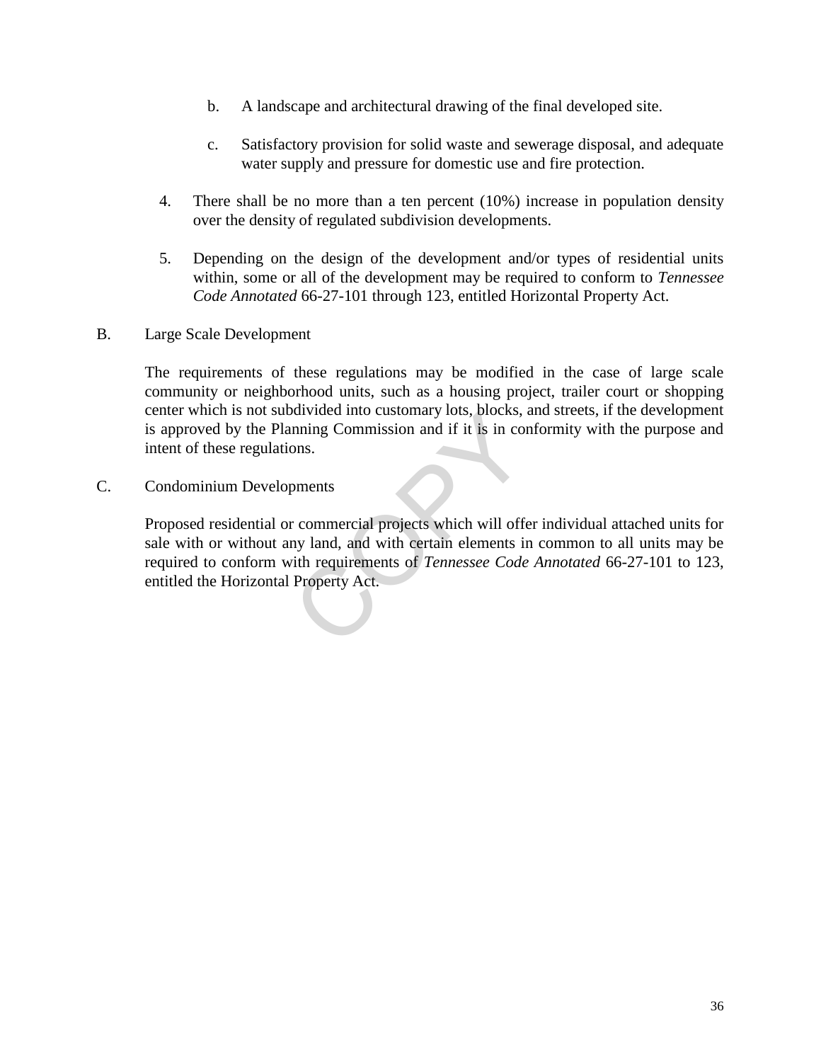b. A landscape and architectural drawing of the final developed site.

c. Satisfactory provision for solid waste and sewerage disposal, and adequate water supply and pressure for domestic use and fire protection.

4. There shall be no more than a ten percent (10%) increase in population density over the density of regulated subdivision developments.

5. Depending on the design of the development and/or types of residential units within, some or all of the development may be required to conform to *Tennessee Code Annotated* 66-27-101 through 123, entitled Horizontal Property Act.

B. Large Scale Development

The requirements of these regulations may be modified in the case of large scale community or neighborhood units, such as a housing project, trailer court or shopping center which is not subdivided into customary lots, blocks, and streets, if the development is approved by the Planning Commission and if it is in conformity with the purpose and intent of these regulations.

C. Condominium Developments

Proposed residential or commercial projects which will offer individual attached units for sale with or without any land, and with certain elements in common to all units may be required to conform with requirements of *Tennessee Code Annotated* 66-27-101 to 123, entitled the Horizontal Property Act.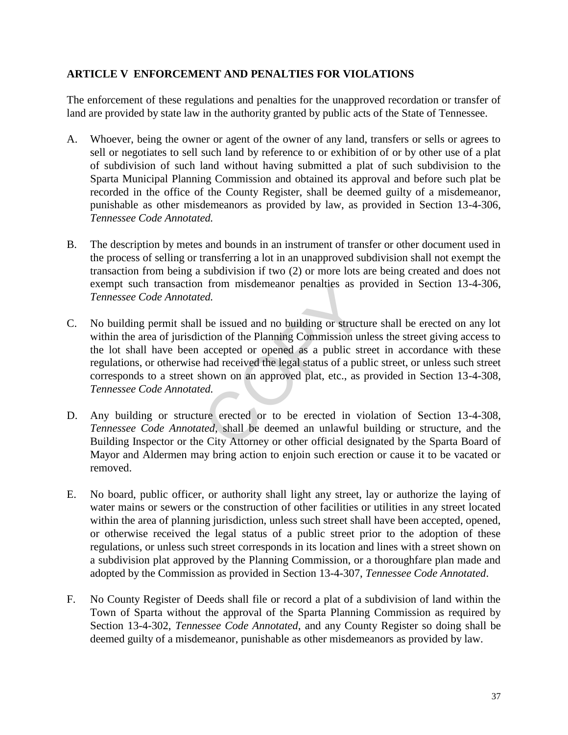## ARTICLE V ENFORCEMENT AND PENALTIES FOR VIOLATIONS

The enforcement of these regulations and penalties for the unapproved recordation or transfer of land are provided by state law in the authority granted by public acts of the State of Tennessee.

A. Whoever, being the owner or agent of the owner of any land, transfers or sells or agrees to sell or negotiates to sell such land by reference to or exhibition of or by other use of a plat of subdivision of such land without having submitted a plat of such subdivision to the Sparta Municipal Planning Commission and obtained its approval and before such plat be recorded in the office of the County Register, shall be deemed guilty of a misdemeanor, punishable as other misdemeanors as provided by law, as provided in Section 13-4-306, *Tennessee Code Annotated.*

B. The description by metes and bounds in an instrument of transfer or other document used in the process of selling or transferring a lot in an unapproved subdivision shall not exempt the transaction from being a subdivision if two (2) or more lots are being created and does not exempt such transaction from misdemeanor penalties as provided in Section 13-4-306, *Tennessee Code Annotated.*

C. No building permit shall be issued and no building or structure shall be erected on any lot within the area of jurisdiction of the Planning Commission unless the street giving access to the lot shall have been accepted or opened as a public street in accordance with these regulations, or otherwise had received the legal status of a public street, or unless such street corresponds to a street shown on an approved plat, etc., as provided in Section 13-4-308, *Tennessee Code Annotated.*

D. Any building or structure erected or to be erected in violation of Section 13-4-308, *Tennessee Code Annotated*, shall be deemed an unlawful building or structure, and the Building Inspector or the City Attorney or other official designated by the Sparta Board of Mayor and Aldermen may bring action to enjoin such erection or cause it to be vacated or removed.

E. No board, public officer, or authority shall light any street, lay or authorize the laying of water mains or sewers or the construction of other facilities or utilities in any street located within the area of planning jurisdiction, unless such street shall have been accepted, opened, or otherwise received the legal status of a public street prior to the adoption of these regulations, or unless such street corresponds in its location and lines with a street shown on a subdivision plat approved by the Planning Commission, or a thoroughfare plan made and adopted by the Commission as provided in Section 13-4-307, *Tennessee Code Annotated*.

F. No County Register of Deeds shall file or record a plat of a subdivision of land within the Town of Sparta without the approval of the Sparta Planning Commission as required by Section 13-4-302, *Tennessee Code Annotated*, and any County Register so doing shall be deemed guilty of a misdemeanor, punishable as other misdemeanors as provided by law.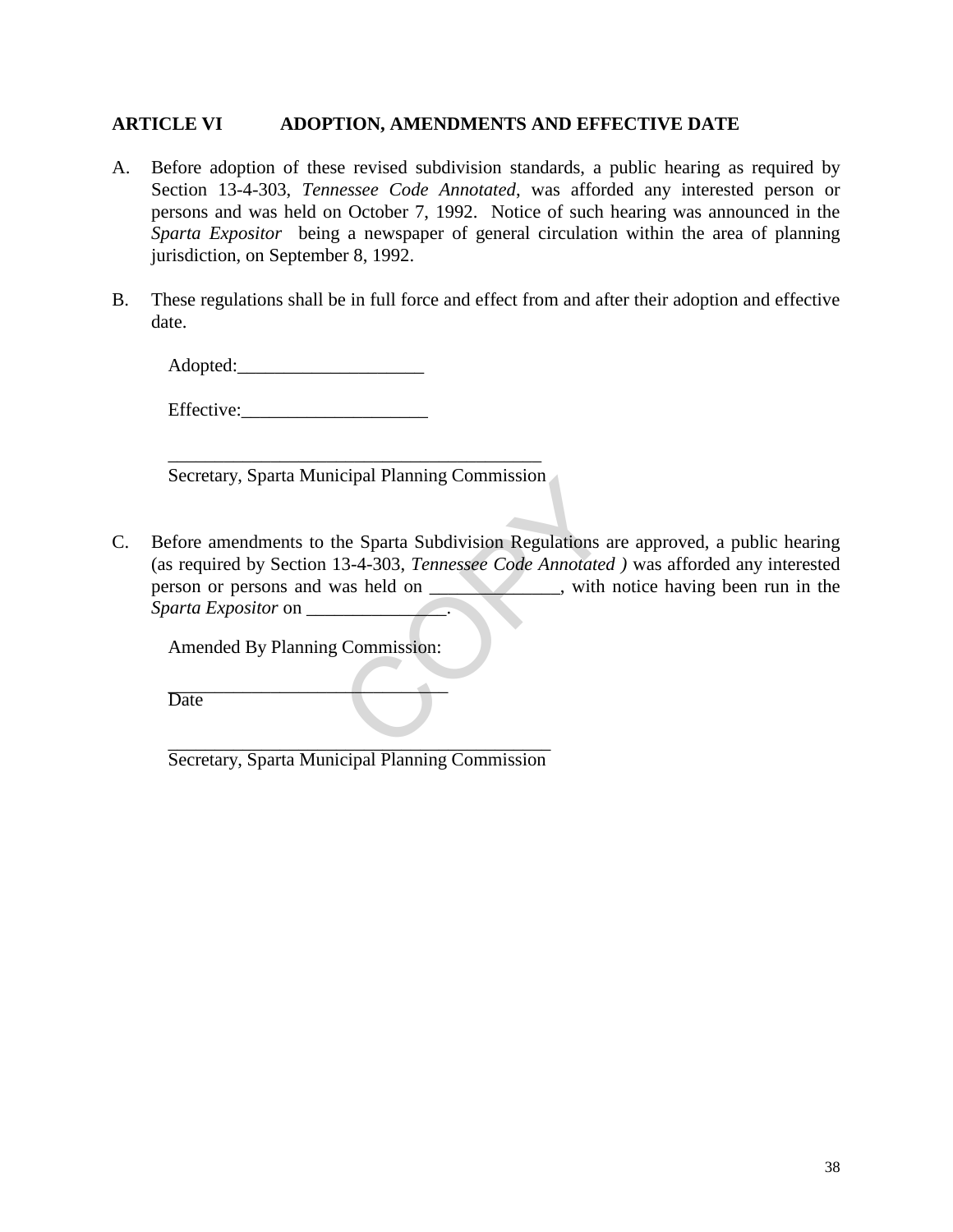## ARTICLE VI ADOPTION, AMENDMENTS AND EFFECTIVE DATE

A. Before adoption of these revised subdivision standards, a public hearing as required by Section 13-4-303, *Tennessee Code Annotated*, was afforded any interested person or persons and was held on October 7, 1992. Notice of such hearing was announced in the *Sparta Expositor* being a newspaper of general circulation within the area of planning jurisdiction, on September 8, 1992.

B. These regulations shall be in full force and effect from and after their adoption and effective date.

Adopted:____________________

Effective:____________________

_________________________________________
Secretary, Sparta Municipal Planning Commission

C. Before amendments to the Sparta Subdivision Regulations are approved, a public hearing (as required by Section 13-4-303, *Tennessee Code Annotated )* was afforded any interested person or persons and was held on ______________, with notice having been run in the *Sparta Expositor* on _______________.

Amended By Planning Commission:

_______________________________
Date

__________________________________________
Secretary, Sparta Municipal Planning Commission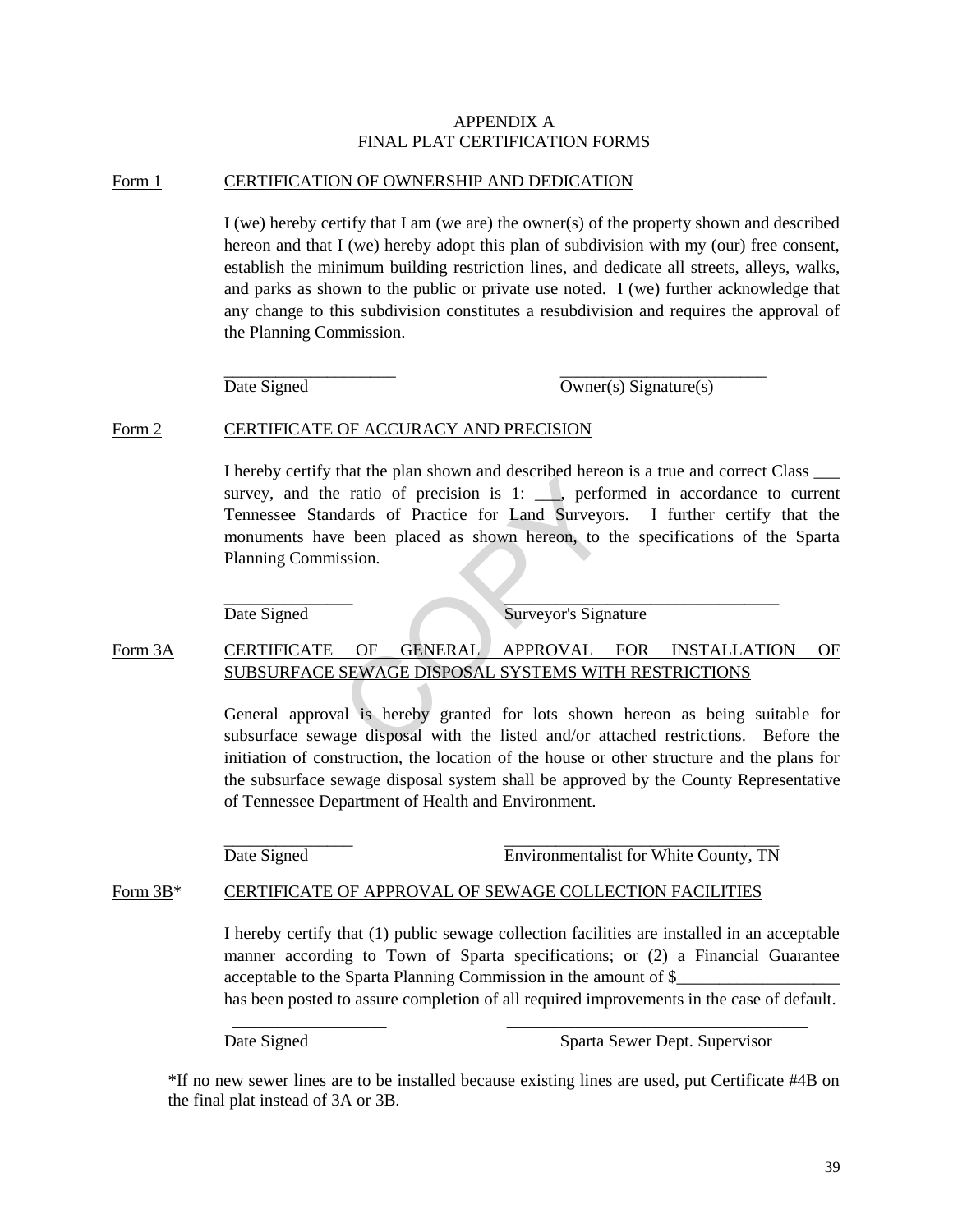# APPENDIX A
## FINAL PLAT CERTIFICATION FORMS

### Form 1 CERTIFICATION OF OWNERSHIP AND DEDICATION

I (we) hereby certify that I am (we are) the owner(s) of the property shown and described hereon and that I (we) hereby adopt this plan of subdivision with my (our) free consent, establish the minimum building restriction lines, and dedicate all streets, alleys, walks, and parks as shown to the public or private use noted. I (we) further acknowledge that any change to this subdivision constitutes a resubdivision and requires the approval of the Planning Commission.

____________________ ________________________
Date Signed Owner(s) Signature(s)

### Form 2 CERTIFICATE OF ACCURACY AND PRECISION

I hereby certify that the plan shown and described hereon is a true and correct Class ___ survey, and the ratio of precision is 1: ___, performed in accordance to current Tennessee Standards of Practice for Land Surveyors. I further certify that the monuments have been placed as shown hereon, to the specifications of the Sparta Planning Commission.

______________ ________________________________
Date Signed Surveyor's Signature

### Form 3A CERTIFICATE OF GENERAL APPROVAL FOR INSTALLATION OF SUBSURFACE SEWAGE DISPOSAL SYSTEMS WITH RESTRICTIONS

General approval is hereby granted for lots shown hereon as being suitable for subsurface sewage disposal with the listed and/or attached restrictions. Before the initiation of construction, the location of the house or other structure and the plans for the subsurface sewage disposal system shall be approved by the County Representative of Tennessee Department of Health and Environment.

______________ ________________________________
Date Signed Environmentalist for White County, TN

### Form 3B* CERTIFICATE OF APPROVAL OF SEWAGE COLLECTION FACILITIES

I hereby certify that (1) public sewage collection facilities are installed in an acceptable manner according to Town of Sparta specifications; or (2) a Financial Guarantee acceptable to the Sparta Planning Commission in the amount of $___________________ has been posted to assure completion of all required improvements in the case of default.

__________________ __________________________________
Date Signed Sparta Sewer Dept. Supervisor

*If no new sewer lines are to be installed because existing lines are used, put Certificate #4B on the final plat instead of 3A or 3B.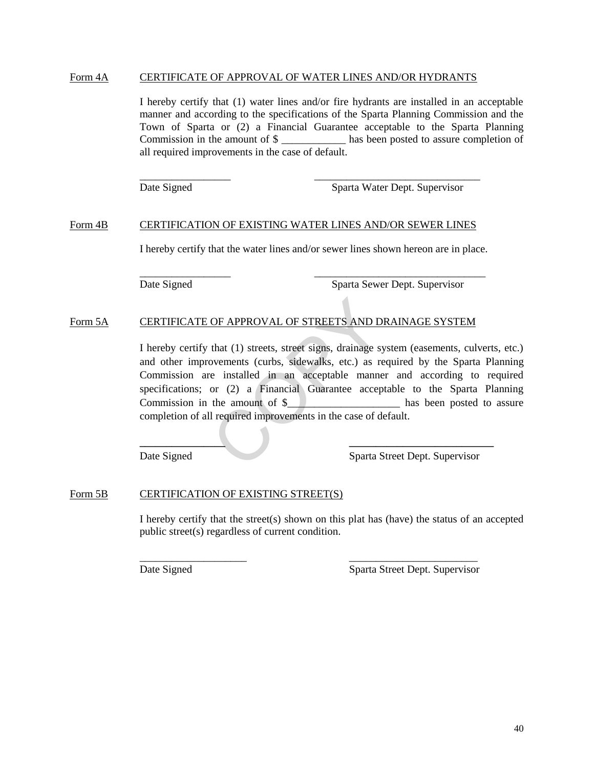Form 4A CERTIFICATE OF APPROVAL OF WATER LINES AND/OR HYDRANTS

I hereby certify that (1) water lines and/or fire hydrants are installed in an acceptable manner and according to the specifications of the Sparta Planning Commission and the Town of Sparta or (2) a Financial Guarantee acceptable to the Sparta Planning Commission in the amount of $ ____________ has been posted to assure completion of all required improvements in the case of default.

_________________ ________________________________
Date Signed Sparta Water Dept. Supervisor

Form 4B CERTIFICATION OF EXISTING WATER LINES AND/OR SEWER LINES

I hereby certify that the water lines and/or sewer lines shown hereon are in place.

_________________ _________________________________
Date Signed Sparta Sewer Dept. Supervisor

Form 5A CERTIFICATE OF APPROVAL OF STREETS AND DRAINAGE SYSTEM

I hereby certify that (1) streets, street signs, drainage system (easements, culverts, etc.) and other improvements (curbs, sidewalks, etc.) as required by the Sparta Planning Commission are installed in an acceptable manner and according to required specifications; or (2) a Financial Guarantee acceptable to the Sparta Planning Commission in the amount of $_____________________ has been posted to assure completion of all required improvements in the case of default.

________________ ___________________________
Date Signed Sparta Street Dept. Supervisor

Form 5B CERTIFICATION OF EXISTING STREET(S)

I hereby certify that the street(s) shown on this plat has (have) the status of an accepted public street(s) regardless of current condition.

____________________ ________________________
Date Signed Sparta Street Dept. Supervisor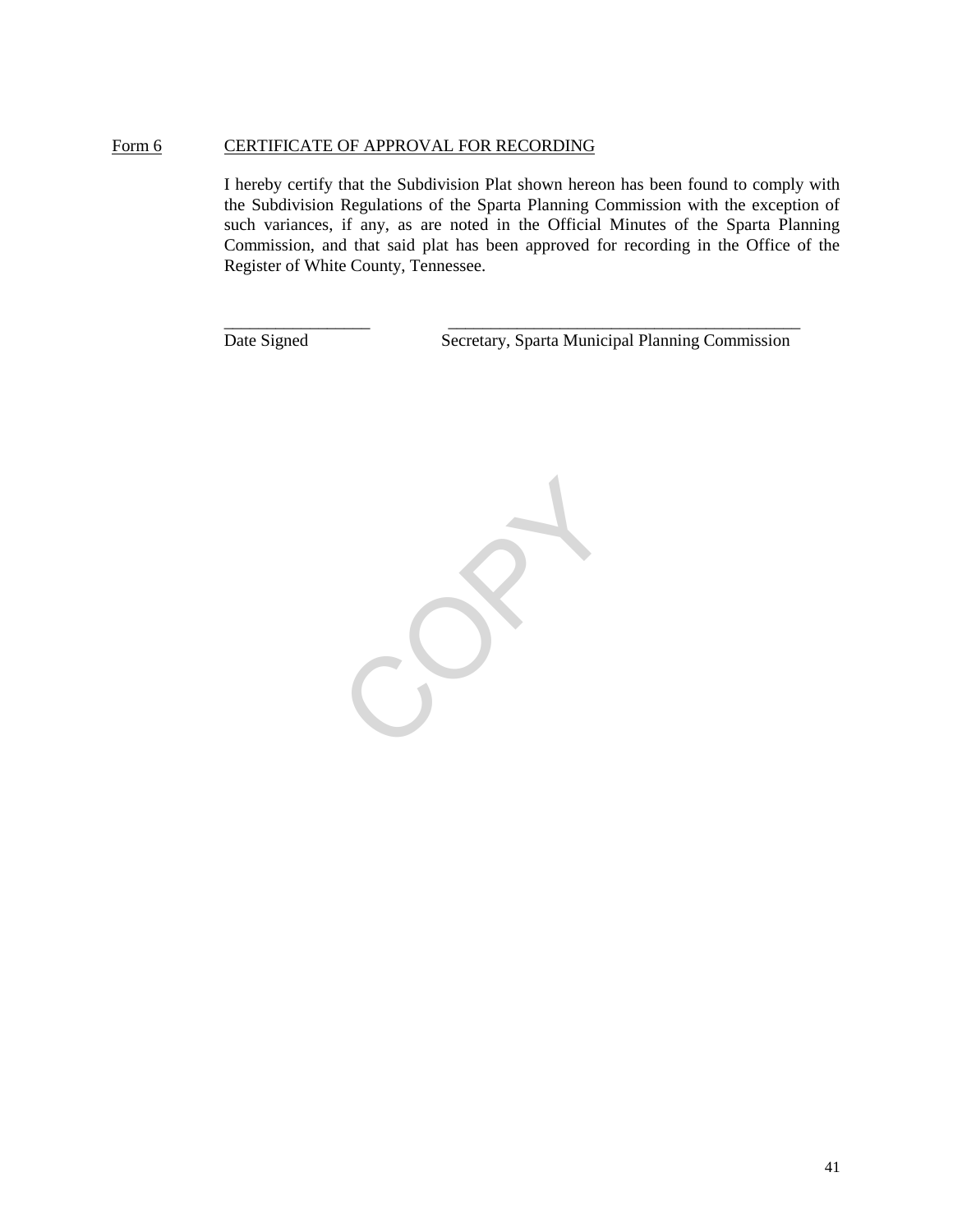<u>Form 6</u> <u>CERTIFICATE OF APPROVAL FOR RECORDING</u>

I hereby certify that the Subdivision Plat shown hereon has been found to comply with the Subdivision Regulations of the Sparta Planning Commission with the exception of such variances, if any, as are noted in the Official Minutes of the Sparta Planning Commission, and that said plat has been approved for recording in the Office of the Register of White County, Tennessee.

_________________ ___________________________________________

Date Signed Secretary, Sparta Municipal Planning Commission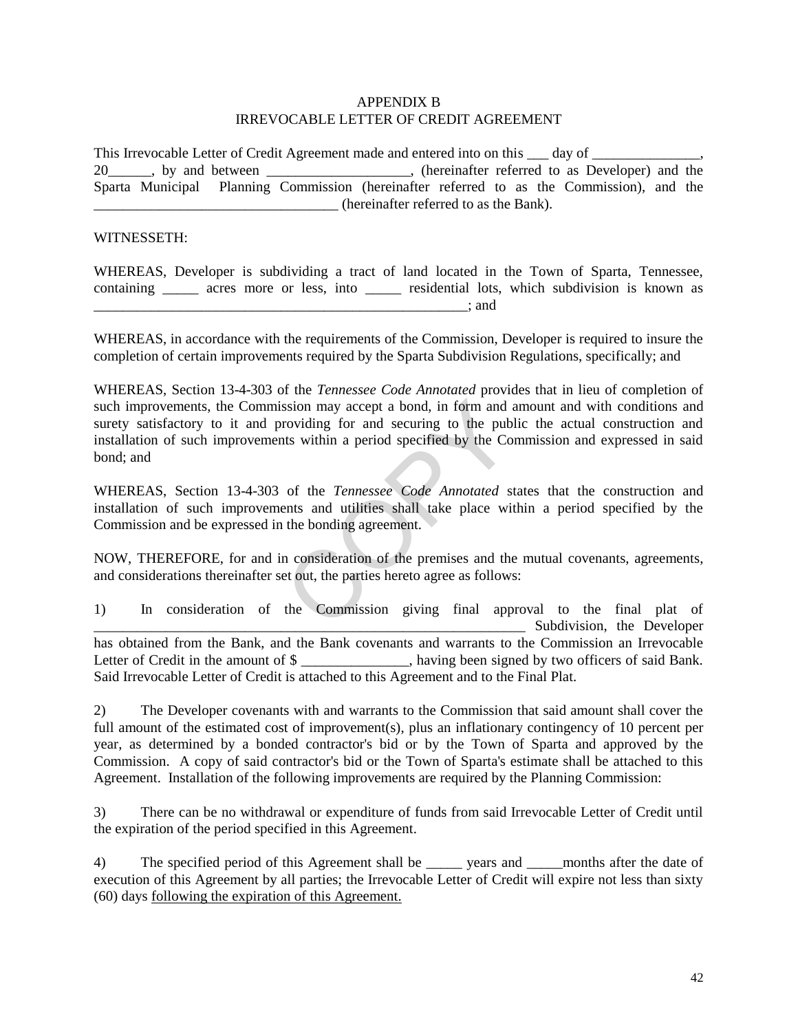# APPENDIX B
# IRREVOCABLE LETTER OF CREDIT AGREEMENT

This Irrevocable Letter of Credit Agreement made and entered into on this ___ day of _______________, 20______, by and between ____________________, (hereinafter referred to as Developer) and the Sparta Municipal Planning Commission (hereinafter referred to as the Commission), and the __________________________________ (hereinafter referred to as the Bank).

WITNESSETH:

WHEREAS, Developer is subdividing a tract of land located in the Town of Sparta, Tennessee, containing _____ acres more or less, into _____ residential lots, which subdivision is known as _______________________________________________________; and

WHEREAS, in accordance with the requirements of the Commission, Developer is required to insure the completion of certain improvements required by the Sparta Subdivision Regulations, specifically; and

WHEREAS, Section 13-4-303 of the *Tennessee Code Annotated* provides that in lieu of completion of such improvements, the Commission may accept a bond, in form and amount and with conditions and surety satisfactory to it and providing for and securing to the public the actual construction and installation of such improvements within a period specified by the Commission and expressed in said bond; and

WHEREAS, Section 13-4-303 of the *Tennessee Code Annotated* states that the construction and installation of such improvements and utilities shall take place within a period specified by the Commission and be expressed in the bonding agreement.

NOW, THEREFORE, for and in consideration of the premises and the mutual covenants, agreements, and considerations thereinafter set out, the parties hereto agree as follows:

1) In consideration of the Commission giving final approval to the final plat of ______________________________________________________________ Subdivision, the Developer has obtained from the Bank, and the Bank covenants and warrants to the Commission an Irrevocable Letter of Credit in the amount of $ _______________, having been signed by two officers of said Bank. Said Irrevocable Letter of Credit is attached to this Agreement and to the Final Plat.

2) The Developer covenants with and warrants to the Commission that said amount shall cover the full amount of the estimated cost of improvement(s), plus an inflationary contingency of 10 percent per year, as determined by a bonded contractor's bid or by the Town of Sparta and approved by the Commission. A copy of said contractor's bid or the Town of Sparta's estimate shall be attached to this Agreement. Installation of the following improvements are required by the Planning Commission:

3) There can be no withdrawal or expenditure of funds from said Irrevocable Letter of Credit until the expiration of the period specified in this Agreement.

4) The specified period of this Agreement shall be _____ years and _____months after the date of execution of this Agreement by all parties; the Irrevocable Letter of Credit will expire not less than sixty (60) days following the expiration of this Agreement.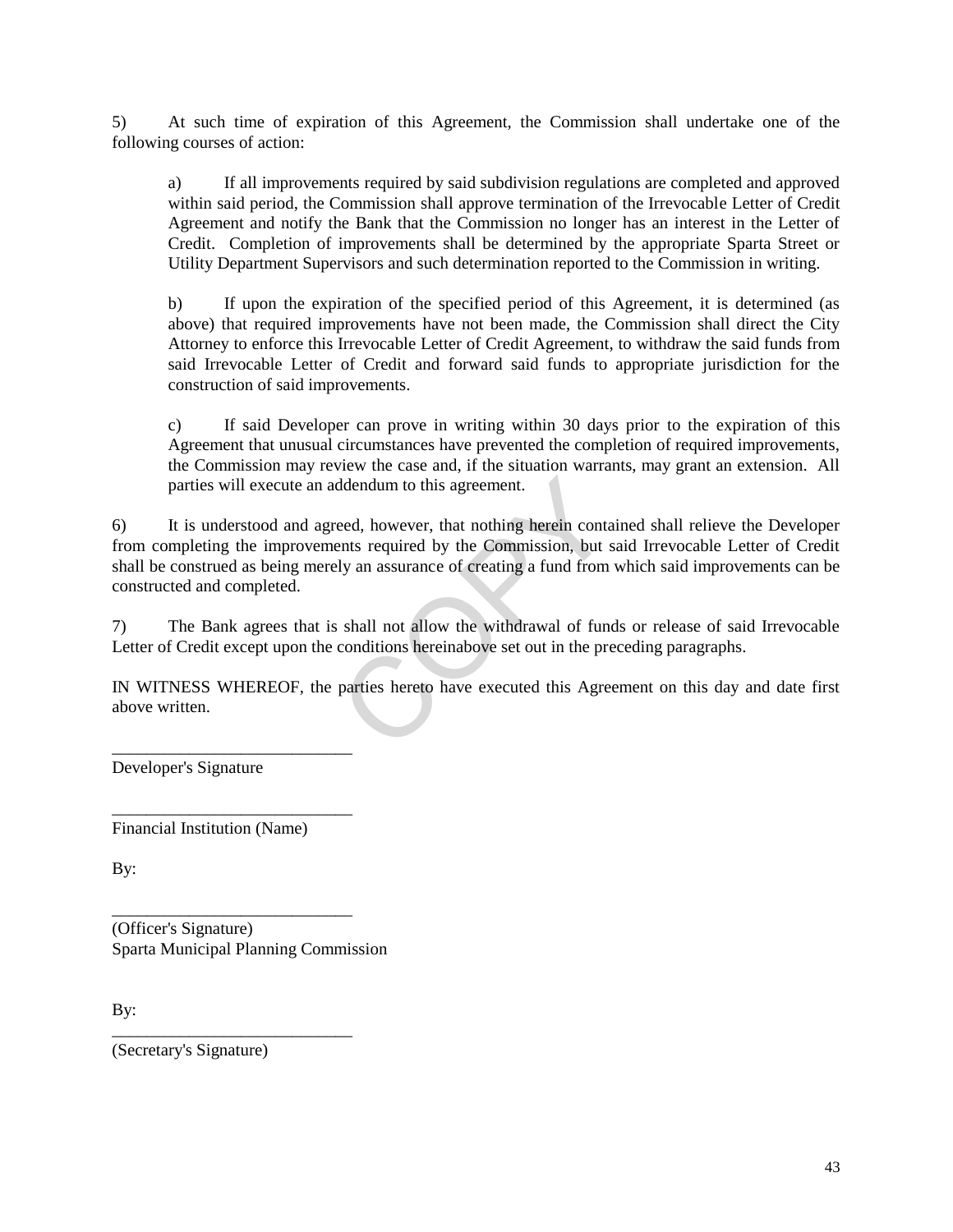5) At such time of expiration of this Agreement, the Commission shall undertake one of the following courses of action:

a) If all improvements required by said subdivision regulations are completed and approved within said period, the Commission shall approve termination of the Irrevocable Letter of Credit Agreement and notify the Bank that the Commission no longer has an interest in the Letter of Credit. Completion of improvements shall be determined by the appropriate Sparta Street or Utility Department Supervisors and such determination reported to the Commission in writing.

b) If upon the expiration of the specified period of this Agreement, it is determined (as above) that required improvements have not been made, the Commission shall direct the City Attorney to enforce this Irrevocable Letter of Credit Agreement, to withdraw the said funds from said Irrevocable Letter of Credit and forward said funds to appropriate jurisdiction for the construction of said improvements.

c) If said Developer can prove in writing within 30 days prior to the expiration of this Agreement that unusual circumstances have prevented the completion of required improvements, the Commission may review the case and, if the situation warrants, may grant an extension. All parties will execute an addendum to this agreement.

6) It is understood and agreed, however, that nothing herein contained shall relieve the Developer from completing the improvements required by the Commission, but said Irrevocable Letter of Credit shall be construed as being merely an assurance of creating a fund from which said improvements can be constructed and completed.

7) The Bank agrees that is shall not allow the withdrawal of funds or release of said Irrevocable Letter of Credit except upon the conditions hereinabove set out in the preceding paragraphs.

IN WITNESS WHEREOF, the parties hereto have executed this Agreement on this day and date first above written.

____________________________
Developer's Signature

____________________________
Financial Institution (Name)

By:

____________________________
(Officer's Signature)
Sparta Municipal Planning Commission

By:
____________________________
(Secretary's Signature)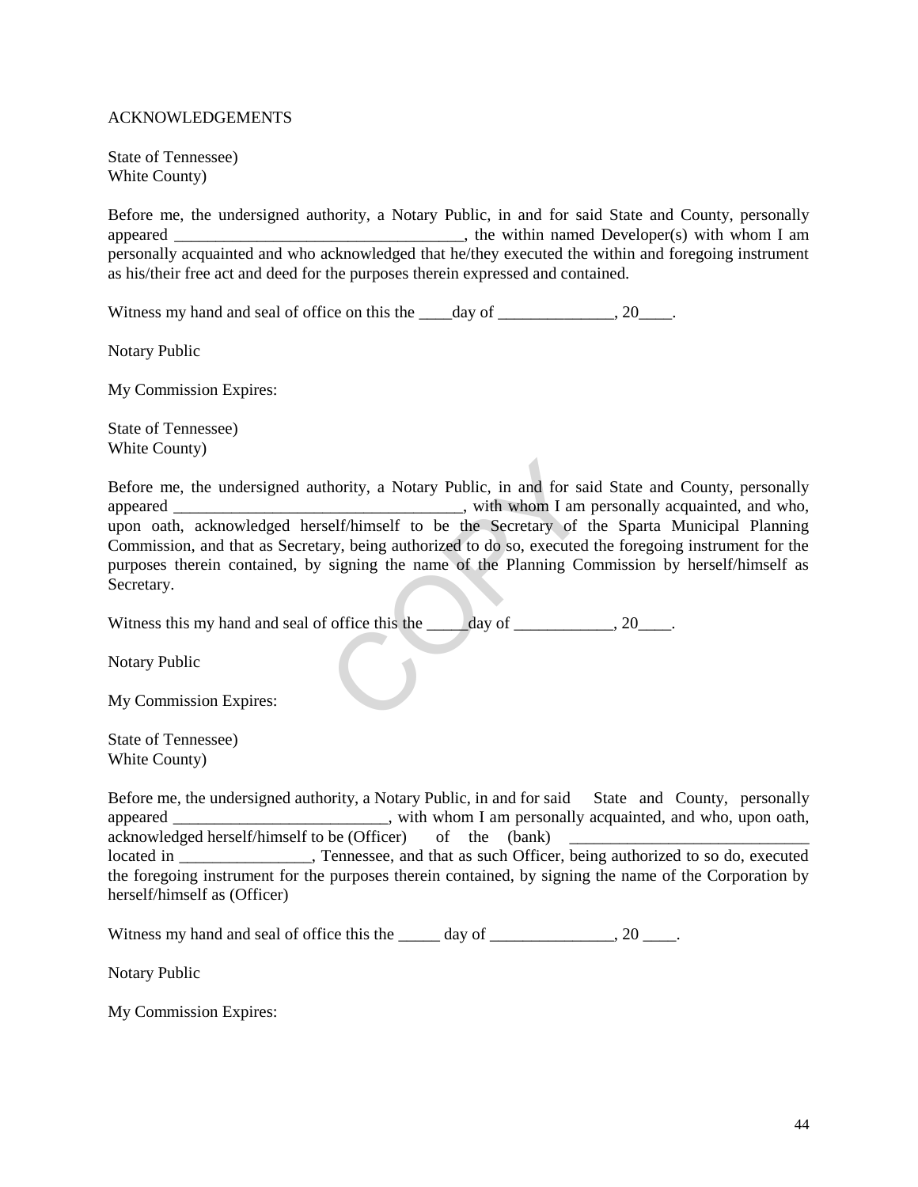ACKNOWLEDGEMENTS

State of Tennessee)
White County)

Before me, the undersigned authority, a Notary Public, in and for said State and County, personally appeared ___________________________________, the within named Developer(s) with whom I am personally acquainted and who acknowledged that he/they executed the within and foregoing instrument as his/their free act and deed for the purposes therein expressed and contained.

Witness my hand and seal of office on this the ____day of ______________, 20____.

Notary Public

My Commission Expires:

State of Tennessee)
White County)

Before me, the undersigned authority, a Notary Public, in and for said State and County, personally appeared ___________________________________, with whom I am personally acquainted, and who, upon oath, acknowledged herself/himself to be the Secretary of the Sparta Municipal Planning Commission, and that as Secretary, being authorized to do so, executed the foregoing instrument for the purposes therein contained, by signing the name of the Planning Commission by herself/himself as Secretary.

Witness this my hand and seal of office this the _____day of ____________, 20____.

Notary Public

My Commission Expires:

State of Tennessee)
White County)

Before me, the undersigned authority, a Notary Public, in and for said State and County, personally appeared __________________________, with whom I am personally acquainted, and who, upon oath, acknowledged herself/himself to be (Officer) of the (bank) _____________________________ located in ________________, Tennessee, and that as such Officer, being authorized to so do, executed the foregoing instrument for the purposes therein contained, by signing the name of the Corporation by herself/himself as (Officer)

Witness my hand and seal of office this the _____ day of _______________, 20 ____.

Notary Public

My Commission Expires: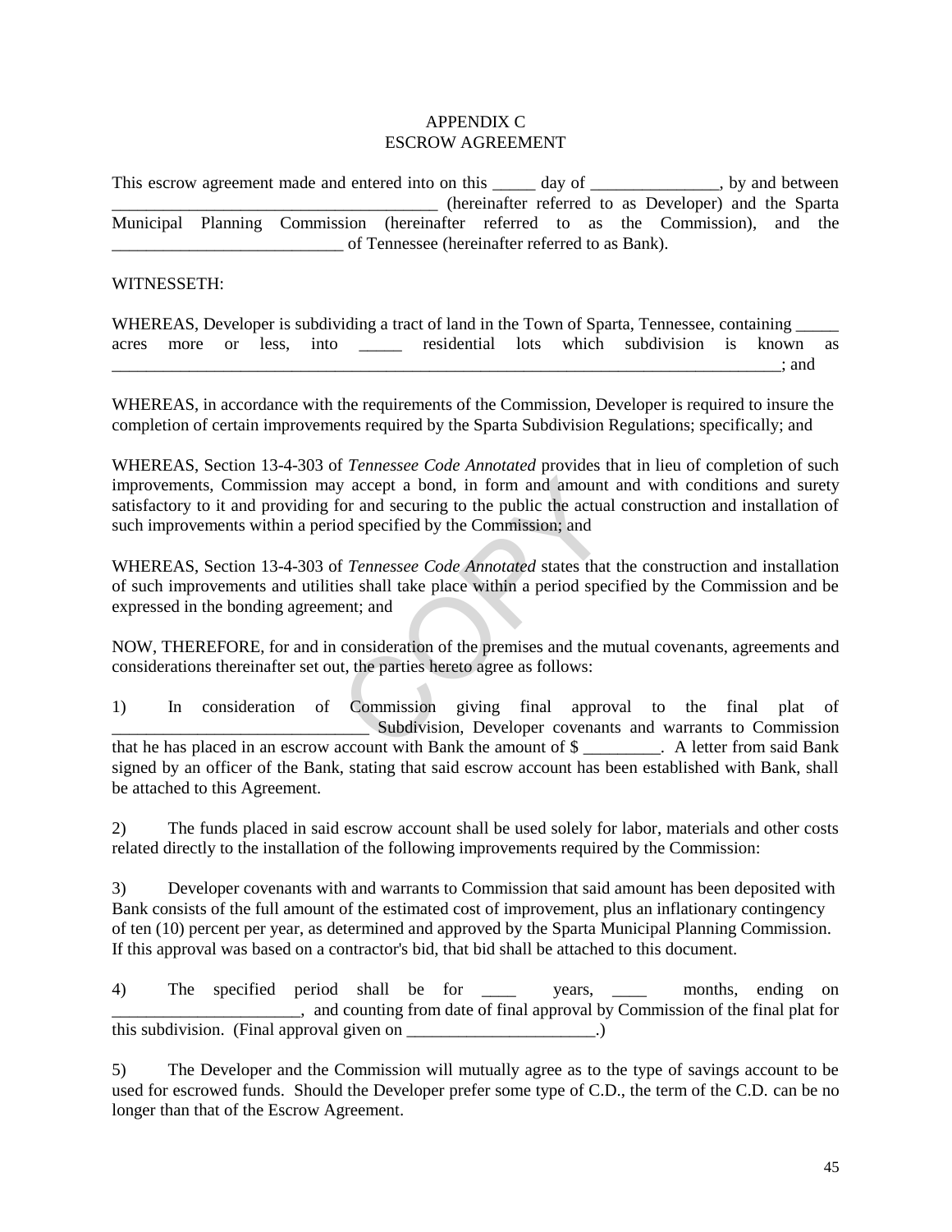APPENDIX C
ESCROW AGREEMENT

This escrow agreement made and entered into on this _____ day of _______________, by and between _____________________________________ (hereinafter referred to as Developer) and the Sparta Municipal Planning Commission (hereinafter referred to as the Commission), and the ___________________________ of Tennessee (hereinafter referred to as Bank).

WITNESSETH:

WHEREAS, Developer is subdividing a tract of land in the Town of Sparta, Tennessee, containing _____ acres more or less, into _____ residential lots which subdivision is known as ________________________________________________________________________________; and

WHEREAS, in accordance with the requirements of the Commission, Developer is required to insure the completion of certain improvements required by the Sparta Subdivision Regulations; specifically; and

WHEREAS, Section 13-4-303 of *Tennessee Code Annotated* provides that in lieu of completion of such improvements, Commission may accept a bond, in form and amount and with conditions and surety satisfactory to it and providing for and securing to the public the actual construction and installation of such improvements within a period specified by the Commission; and

WHEREAS, Section 13-4-303 of *Tennessee Code Annotated* states that the construction and installation of such improvements and utilities shall take place within a period specified by the Commission and be expressed in the bonding agreement; and

NOW, THEREFORE, for and in consideration of the premises and the mutual covenants, agreements and considerations thereinafter set out, the parties hereto agree as follows:

1) In consideration of Commission giving final approval to the final plat of _____________________________ Subdivision, Developer covenants and warrants to Commission that he has placed in an escrow account with Bank the amount of $ _________. A letter from said Bank signed by an officer of the Bank, stating that said escrow account has been established with Bank, shall be attached to this Agreement.

2) The funds placed in said escrow account shall be used solely for labor, materials and other costs related directly to the installation of the following improvements required by the Commission:

3) Developer covenants with and warrants to Commission that said amount has been deposited with Bank consists of the full amount of the estimated cost of improvement, plus an inflationary contingency of ten (10) percent per year, as determined and approved by the Sparta Municipal Planning Commission. If this approval was based on a contractor's bid, that bid shall be attached to this document.

4) The specified period shall be for ____ years, ____ months, ending on ______________________, and counting from date of final approval by Commission of the final plat for this subdivision. (Final approval given on ______________________.)

5) The Developer and the Commission will mutually agree as to the type of savings account to be used for escrowed funds. Should the Developer prefer some type of C.D., the term of the C.D. can be no longer than that of the Escrow Agreement.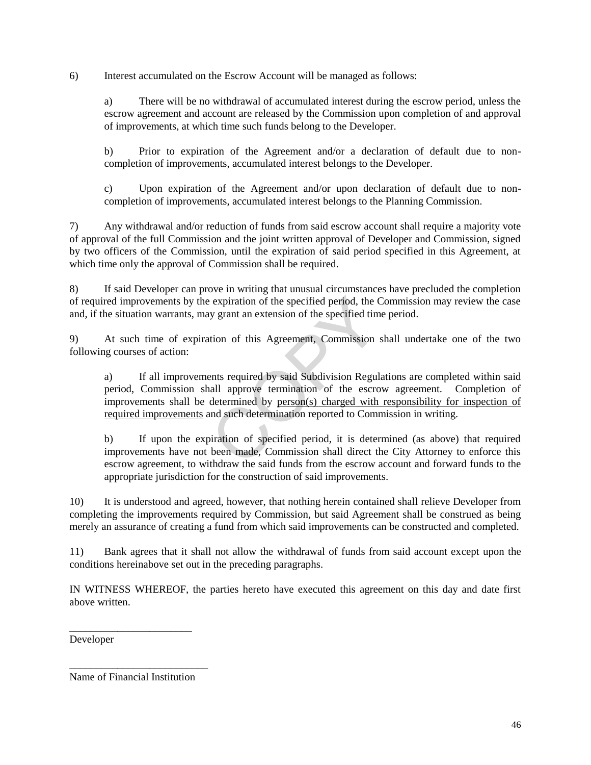6) Interest accumulated on the Escrow Account will be managed as follows:

> a) There will be no withdrawal of accumulated interest during the escrow period, unless the escrow agreement and account are released by the Commission upon completion of and approval of improvements, at which time such funds belong to the Developer.
>
> b) Prior to expiration of the Agreement and/or a declaration of default due to non-completion of improvements, accumulated interest belongs to the Developer.
>
> c) Upon expiration of the Agreement and/or upon declaration of default due to non-completion of improvements, accumulated interest belongs to the Planning Commission.

7) Any withdrawal and/or reduction of funds from said escrow account shall require a majority vote of approval of the full Commission and the joint written approval of Developer and Commission, signed by two officers of the Commission, until the expiration of said period specified in this Agreement, at which time only the approval of Commission shall be required.

8) If said Developer can prove in writing that unusual circumstances have precluded the completion of required improvements by the expiration of the specified period, the Commission may review the case and, if the situation warrants, may grant an extension of the specified time period.

9) At such time of expiration of this Agreement, Commission shall undertake one of the two following courses of action:

> a) If all improvements required by said Subdivision Regulations are completed within said period, Commission shall approve termination of the escrow agreement. Completion of improvements shall be determined by <u>person(s) charged with responsibility for inspection of required improvements</u> and such determination reported to Commission in writing.
>
> b) If upon the expiration of specified period, it is determined (as above) that required improvements have not been made, Commission shall direct the City Attorney to enforce this escrow agreement, to withdraw the said funds from the escrow account and forward funds to the appropriate jurisdiction for the construction of said improvements.

10) It is understood and agreed, however, that nothing herein contained shall relieve Developer from completing the improvements required by Commission, but said Agreement shall be construed as being merely an assurance of creating a fund from which said improvements can be constructed and completed.

11) Bank agrees that it shall not allow the withdrawal of funds from said account except upon the conditions hereinabove set out in the preceding paragraphs.

IN WITNESS WHEREOF, the parties hereto have executed this agreement on this day and date first above written.

\_\_\_\_\_\_\_\_\_\_\_\_\_\_\_\_\_\_\_\_\_\_\_\_
Developer

\_\_\_\_\_\_\_\_\_\_\_\_\_\_\_\_\_\_\_\_\_\_\_\_\_\_\_
Name of Financial Institution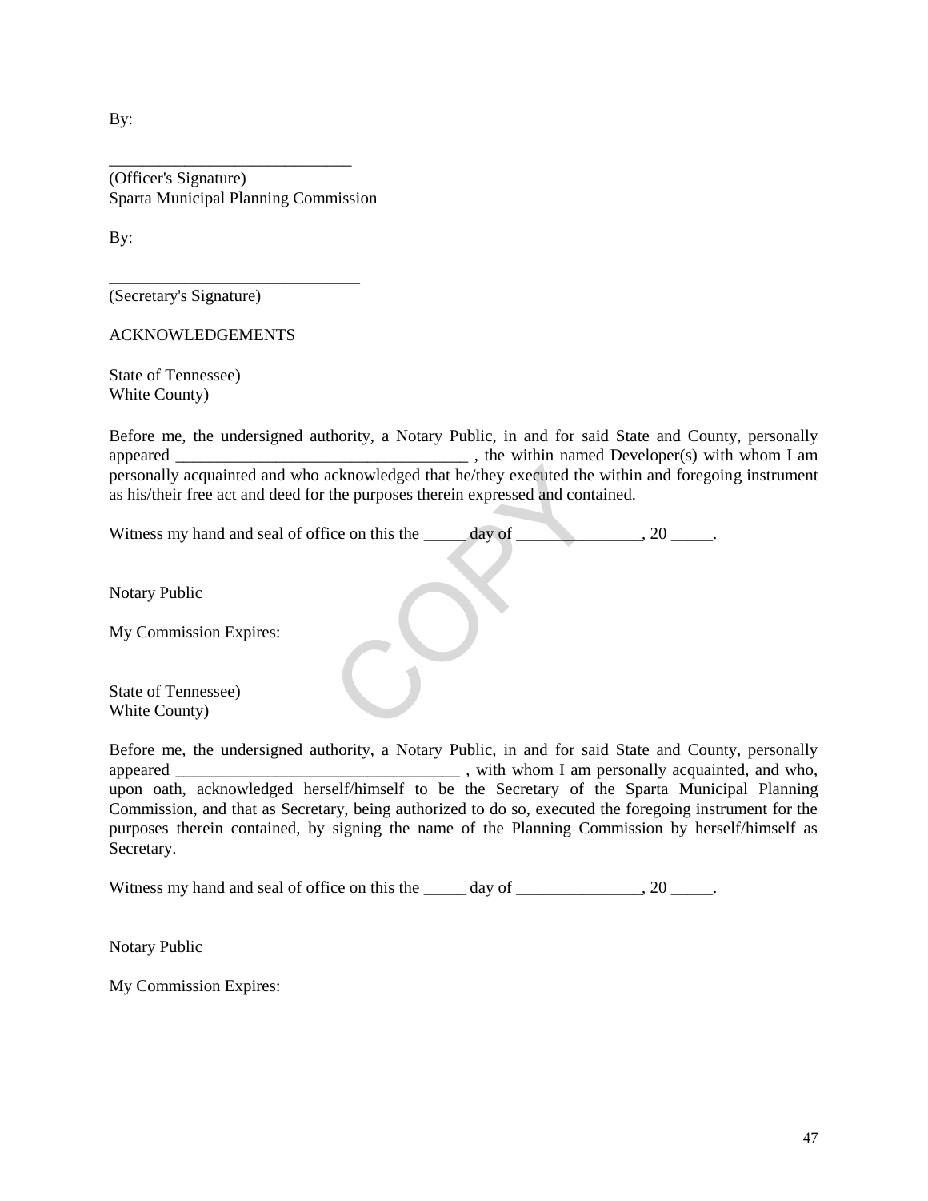By:

_____________________________
(Officer's Signature)
Sparta Municipal Planning Commission

By:

______________________________
(Secretary's Signature)

ACKNOWLEDGEMENTS

State of Tennessee)
White County)

Before me, the undersigned authority, a Notary Public, in and for said State and County, personally appeared ___________________________________ , the within named Developer(s) with whom I am personally acquainted and who acknowledged that he/they executed the within and foregoing instrument as his/their free act and deed for the purposes therein expressed and contained.

Witness my hand and seal of office on this the _____ day of _______________, 20 _____.

Notary Public

My Commission Expires:

State of Tennessee)
White County)

Before me, the undersigned authority, a Notary Public, in and for said State and County, personally appeared __________________________________ , with whom I am personally acquainted, and who, upon oath, acknowledged herself/himself to be the Secretary of the Sparta Municipal Planning Commission, and that as Secretary, being authorized to do so, executed the foregoing instrument for the purposes therein contained, by signing the name of the Planning Commission by herself/himself as Secretary.

Witness my hand and seal of office on this the _____ day of _______________, 20 _____.

Notary Public

My Commission Expires: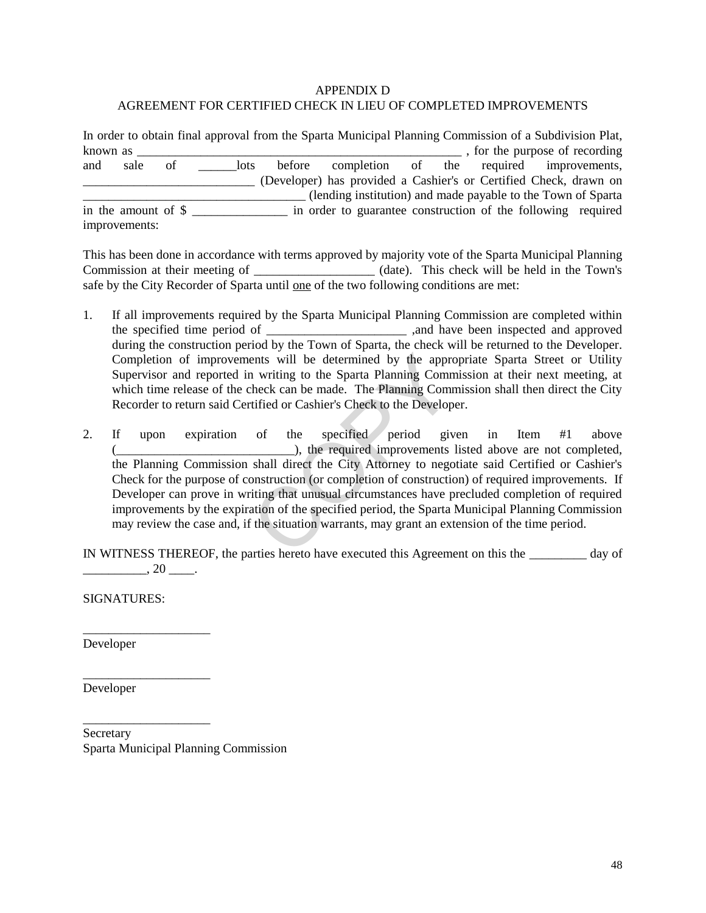# APPENDIX D
# AGREEMENT FOR CERTIFIED CHECK IN LIEU OF COMPLETED IMPROVEMENTS

In order to obtain final approval from the Sparta Municipal Planning Commission of a Subdivision Plat, known as _____________________________________________________ , for the purpose of recording and sale of ______lots before completion of the required improvements, __________________________ (Developer) has provided a Cashier's or Certified Check, drawn on __________________________________ (lending institution) and made payable to the Town of Sparta in the amount of $ _______________ in order to guarantee construction of the following required improvements:

This has been done in accordance with terms approved by majority vote of the Sparta Municipal Planning Commission at their meeting of ___________________ (date). This check will be held in the Town's safe by the City Recorder of Sparta until one of the two following conditions are met:

1. If all improvements required by the Sparta Municipal Planning Commission are completed within the specified time period of ______________________ ,and have been inspected and approved during the construction period by the Town of Sparta, the check will be returned to the Developer. Completion of improvements will be determined by the appropriate Sparta Street or Utility Supervisor and reported in writing to the Sparta Planning Commission at their next meeting, at which time release of the check can be made. The Planning Commission shall then direct the City Recorder to return said Certified or Cashier's Check to the Developer.

2. If upon expiration of the specified period given in Item #1 above (___________________________), the required improvements listed above are not completed, the Planning Commission shall direct the City Attorney to negotiate said Certified or Cashier's Check for the purpose of construction (or completion of construction) of required improvements. If Developer can prove in writing that unusual circumstances have precluded completion of required improvements by the expiration of the specified period, the Sparta Municipal Planning Commission may review the case and, if the situation warrants, may grant an extension of the time period.

IN WITNESS THEREOF, the parties hereto have executed this Agreement on this the _________ day of __________, 20 ____.

SIGNATURES:

____________________
Developer

____________________
Developer

____________________
Secretary
Sparta Municipal Planning Commission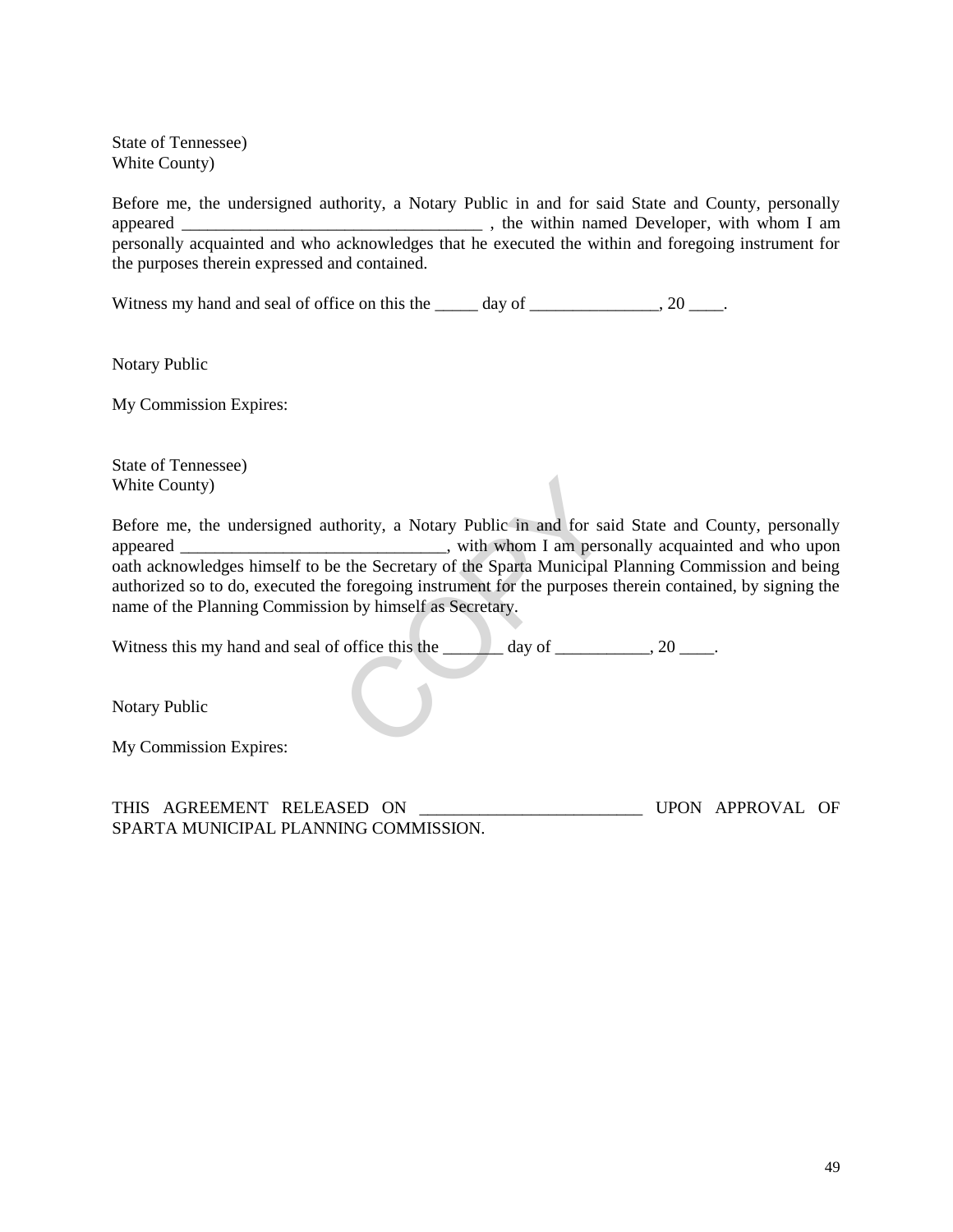State of Tennessee)
White County)

Before me, the undersigned authority, a Notary Public in and for said State and County, personally appeared ___________________________________ , the within named Developer, with whom I am personally acquainted and who acknowledges that he executed the within and foregoing instrument for the purposes therein expressed and contained.

Witness my hand and seal of office on this the _____ day of _______________, 20 ____.

Notary Public

My Commission Expires:

State of Tennessee)
White County)

Before me, the undersigned authority, a Notary Public in and for said State and County, personally appeared _______________________________, with whom I am personally acquainted and who upon oath acknowledges himself to be the Secretary of the Sparta Municipal Planning Commission and being authorized so to do, executed the foregoing instrument for the purposes therein contained, by signing the name of the Planning Commission by himself as Secretary.

Witness this my hand and seal of office this the _______ day of ___________, 20 ____.

Notary Public

My Commission Expires:

THIS AGREEMENT RELEASED ON _________________________ UPON APPROVAL OF SPARTA MUNICIPAL PLANNING COMMISSION.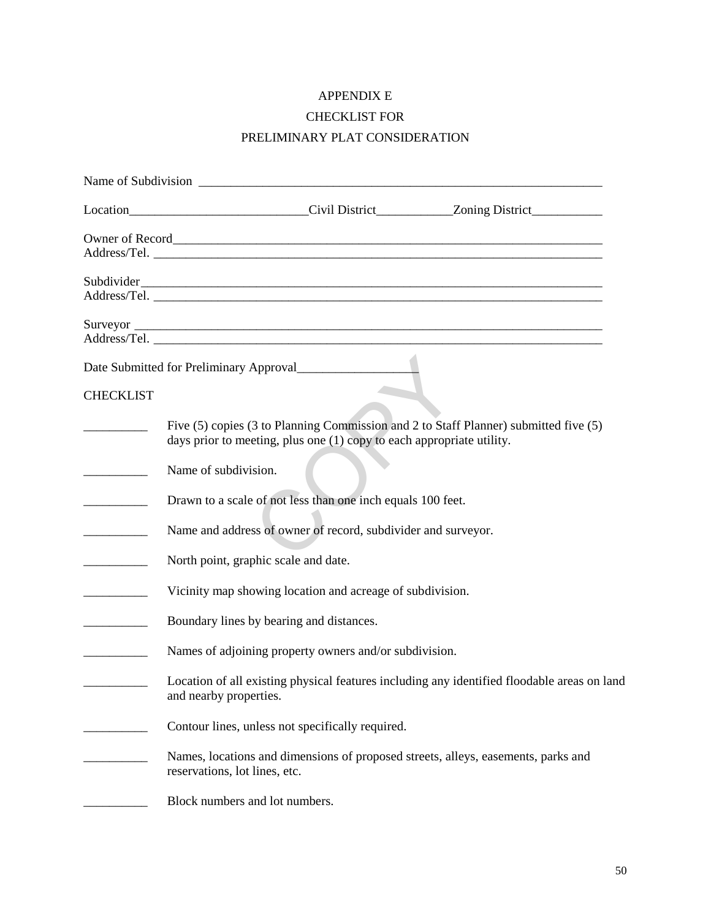# APPENDIX E
## CHECKLIST FOR
## PRELIMINARY PLAT CONSIDERATION

Name of Subdivision ____________________________________________________________

Location___________________________Civil District___________Zoning District__________

Owner of Record_________________________________________________________________
Address/Tel. ____________________________________________________________________

Subdivider______________________________________________________________________
Address/Tel. ____________________________________________________________________

Surveyor ________________________________________________________________________
Address/Tel. ____________________________________________________________________

Date Submitted for Preliminary Approval___________________

CHECKLIST

__________ Five (5) copies (3 to Planning Commission and 2 to Staff Planner) submitted five (5) days prior to meeting, plus one (1) copy to each appropriate utility.

__________ Name of subdivision.

__________ Drawn to a scale of not less than one inch equals 100 feet.

__________ Name and address of owner of record, subdivider and surveyor.

__________ North point, graphic scale and date.

__________ Vicinity map showing location and acreage of subdivision.

__________ Boundary lines by bearing and distances.

__________ Names of adjoining property owners and/or subdivision.

__________ Location of all existing physical features including any identified floodable areas on land and nearby properties.

__________ Contour lines, unless not specifically required.

__________ Names, locations and dimensions of proposed streets, alleys, easements, parks and reservations, lot lines, etc.

__________ Block numbers and lot numbers.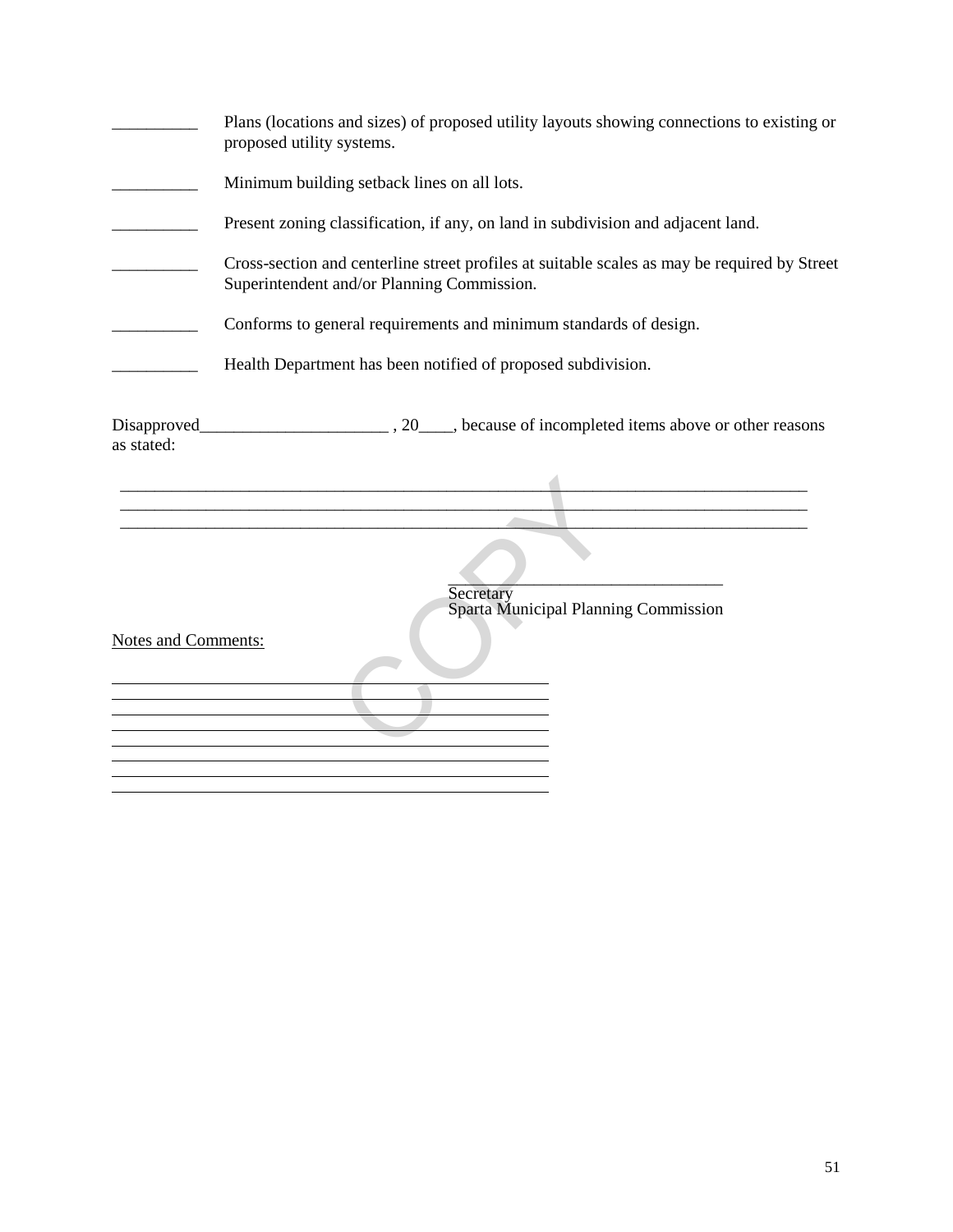__________ Plans (locations and sizes) of proposed utility layouts showing connections to existing or proposed utility systems.

__________ Minimum building setback lines on all lots.

__________ Present zoning classification, if any, on land in subdivision and adjacent land.

__________ Cross-section and centerline street profiles at suitable scales as may be required by Street Superintendent and/or Planning Commission.

__________ Conforms to general requirements and minimum standards of design.

__________ Health Department has been notified of proposed subdivision.

Disapproved______________________ , 20____, because of incompleted items above or other reasons as stated:

________________________________________________________________________________
________________________________________________________________________________
________________________________________________________________________________

________________________________
Secretary
Sparta Municipal Planning Commission

Notes and Comments:

__________________________________________________
__________________________________________________
__________________________________________________
__________________________________________________
__________________________________________________
__________________________________________________
__________________________________________________
__________________________________________________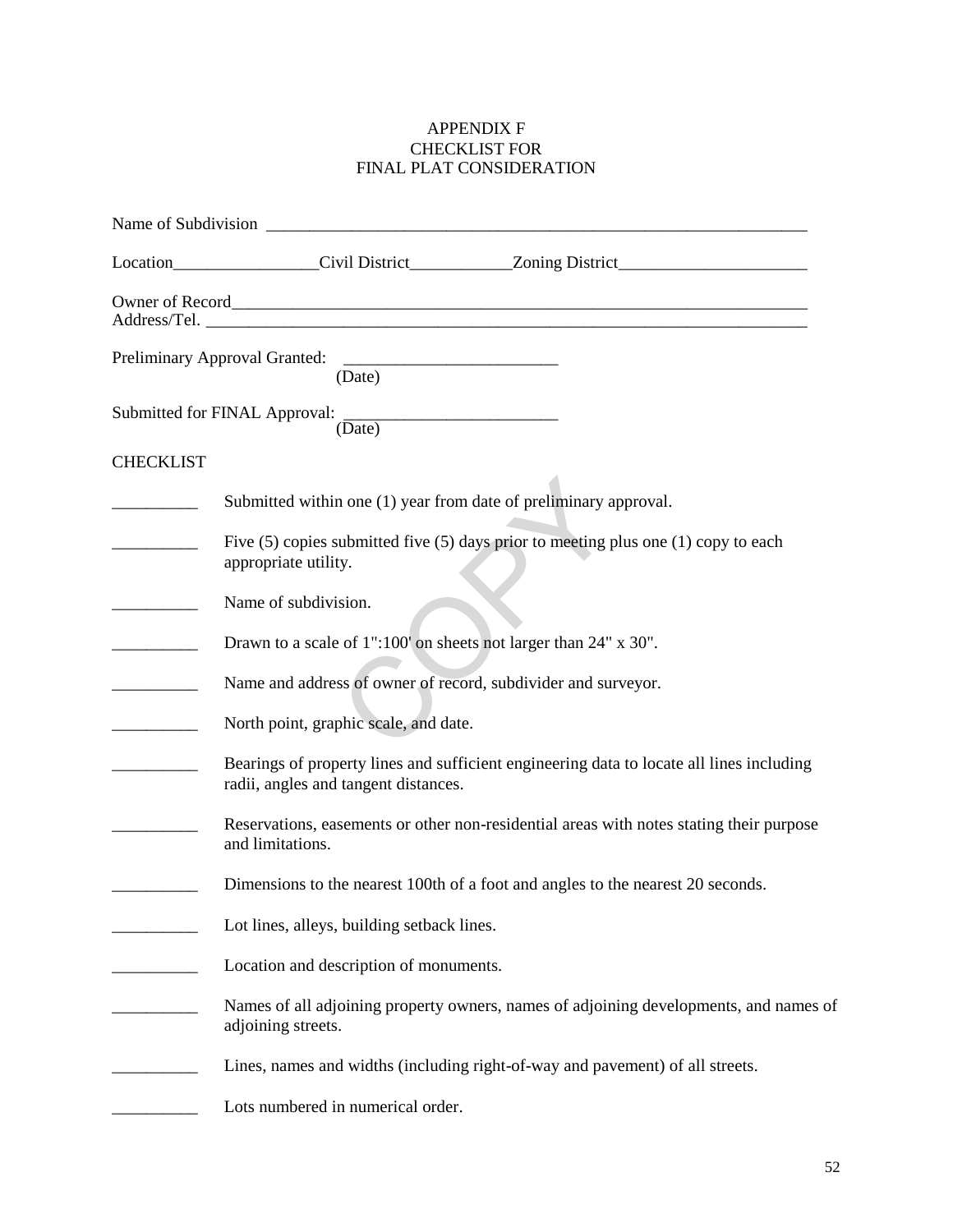# APPENDIX F
## CHECKLIST FOR
## FINAL PLAT CONSIDERATION

Name of Subdivision ____________________________________________________________

Location_________________Civil District____________Zoning District______________________

Owner of Record____________________________________________________________________
Address/Tel. _______________________________________________________________________

Preliminary Approval Granted: _________________________
(Date)

Submitted for FINAL Approval: _________________________
(Date)

CHECKLIST

__________ Submitted within one (1) year from date of preliminary approval.

__________ Five (5) copies submitted five (5) days prior to meeting plus one (1) copy to each appropriate utility.

__________ Name of subdivision.

__________ Drawn to a scale of 1":100' on sheets not larger than 24" x 30".

__________ Name and address of owner of record, subdivider and surveyor.

__________ North point, graphic scale, and date.

__________ Bearings of property lines and sufficient engineering data to locate all lines including radii, angles and tangent distances.

__________ Reservations, easements or other non-residential areas with notes stating their purpose and limitations.

__________ Dimensions to the nearest 100th of a foot and angles to the nearest 20 seconds.

__________ Lot lines, alleys, building setback lines.

__________ Location and description of monuments.

__________ Names of all adjoining property owners, names of adjoining developments, and names of adjoining streets.

__________ Lines, names and widths (including right-of-way and pavement) of all streets.

__________ Lots numbered in numerical order.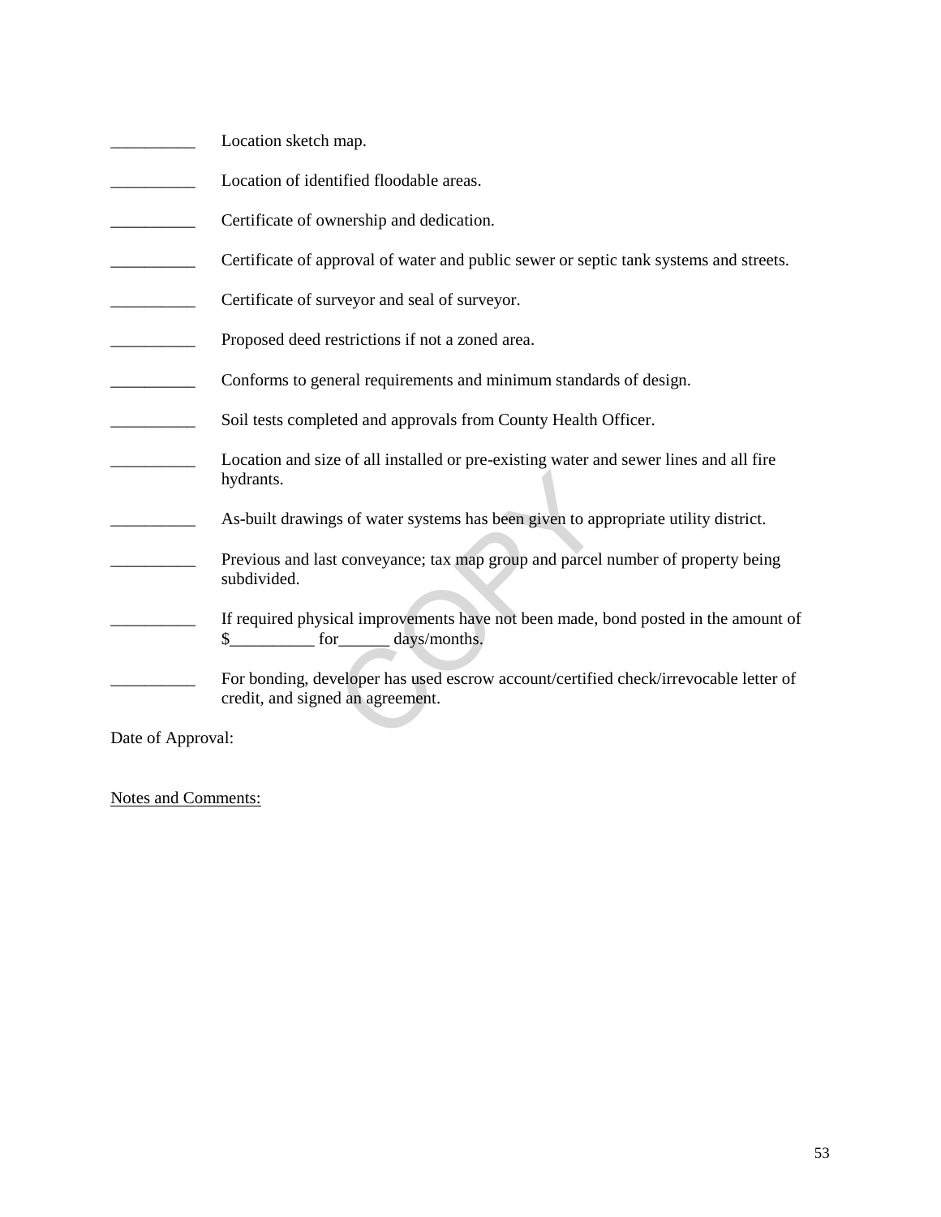__________ Location sketch map.

__________ Location of identified floodable areas.

__________ Certificate of ownership and dedication.

__________ Certificate of approval of water and public sewer or septic tank systems and streets.

__________ Certificate of surveyor and seal of surveyor.

__________ Proposed deed restrictions if not a zoned area.

__________ Conforms to general requirements and minimum standards of design.

__________ Soil tests completed and approvals from County Health Officer.

__________ Location and size of all installed or pre-existing water and sewer lines and all fire hydrants.

__________ As-built drawings of water systems has been given to appropriate utility district.

__________ Previous and last conveyance; tax map group and parcel number of property being subdivided.

__________ If required physical improvements have not been made, bond posted in the amount of $__________ for______ days/months.

__________ For bonding, developer has used escrow account/certified check/irrevocable letter of credit, and signed an agreement.

Date of Approval:

<u>Notes and Comments:</u>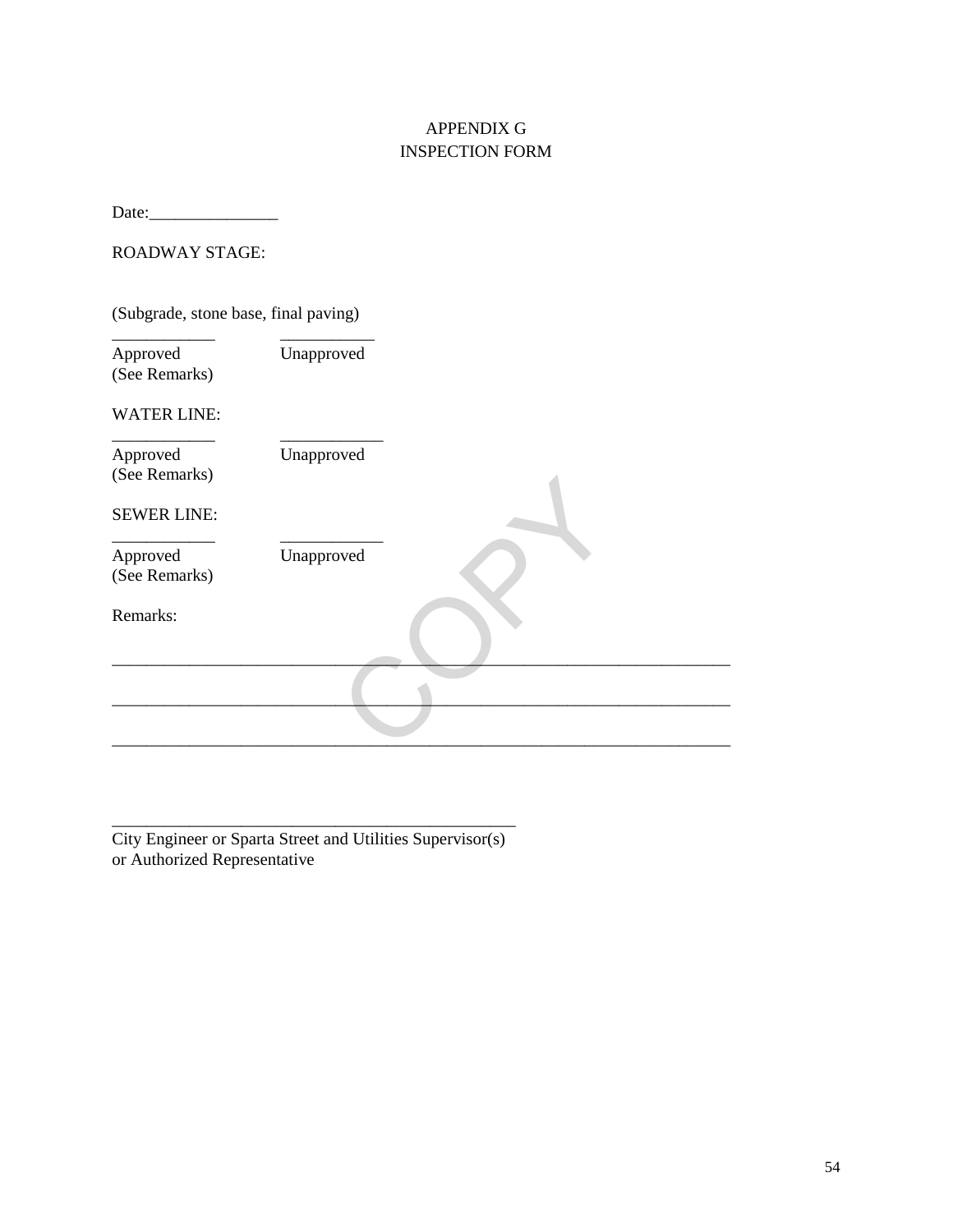# APPENDIX G
## INSPECTION FORM

Date:_______________

ROADWAY STAGE:

(Subgrade, stone base, final paving)

____________ ___________

Approved Unapproved
(See Remarks)

WATER LINE:

____________ ____________

Approved Unapproved
(See Remarks)

SEWER LINE:

____________ ____________

Approved Unapproved
(See Remarks)

Remarks:

________________________________________________________________________

________________________________________________________________________

________________________________________________________________________

_______________________________________________

City Engineer or Sparta Street and Utilities Supervisor(s)
or Authorized Representative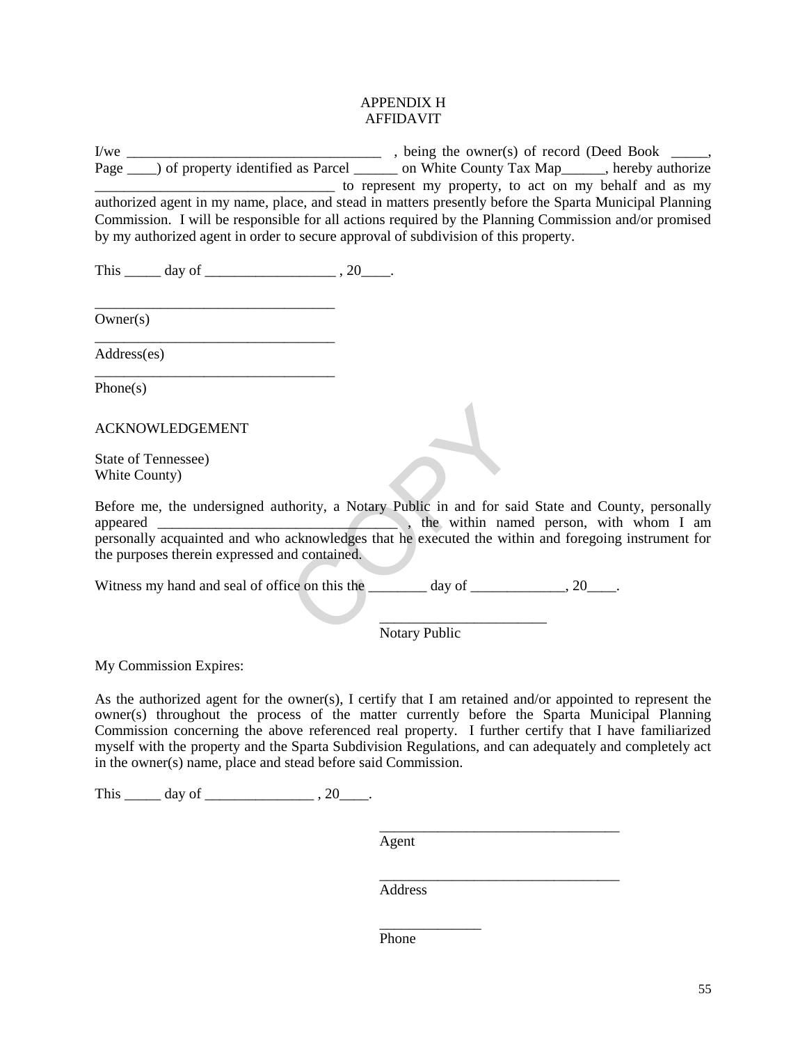APPENDIX H
AFFIDAVIT

I/we ___________________________________ , being the owner(s) of record (Deed Book _____, Page ____) of property identified as Parcel ______ on White County Tax Map______, hereby authorize _________________________________ to represent my property, to act on my behalf and as my authorized agent in my name, place, and stead in matters presently before the Sparta Municipal Planning Commission. I will be responsible for all actions required by the Planning Commission and/or promised by my authorized agent in order to secure approval of subdivision of this property.

This _____ day of __________________ , 20____.

_________________________________
Owner(s)

_________________________________
Address(es)

_________________________________
Phone(s)

ACKNOWLEDGEMENT

State of Tennessee)
White County)

Before me, the undersigned authority, a Notary Public in and for said State and County, personally appeared _________________________________ , the within named person, with whom I am personally acquainted and who acknowledges that he executed the within and foregoing instrument for the purposes therein expressed and contained.

Witness my hand and seal of office on this the ________ day of _____________, 20____.

_______________________
Notary Public

My Commission Expires:

As the authorized agent for the owner(s), I certify that I am retained and/or appointed to represent the owner(s) throughout the process of the matter currently before the Sparta Municipal Planning Commission concerning the above referenced real property. I further certify that I have familiarized myself with the property and the Sparta Subdivision Regulations, and can adequately and completely act in the owner(s) name, place and stead before said Commission.

This _____ day of _______________ , 20____.

_________________________________
Agent

_________________________________
Address

______________
Phone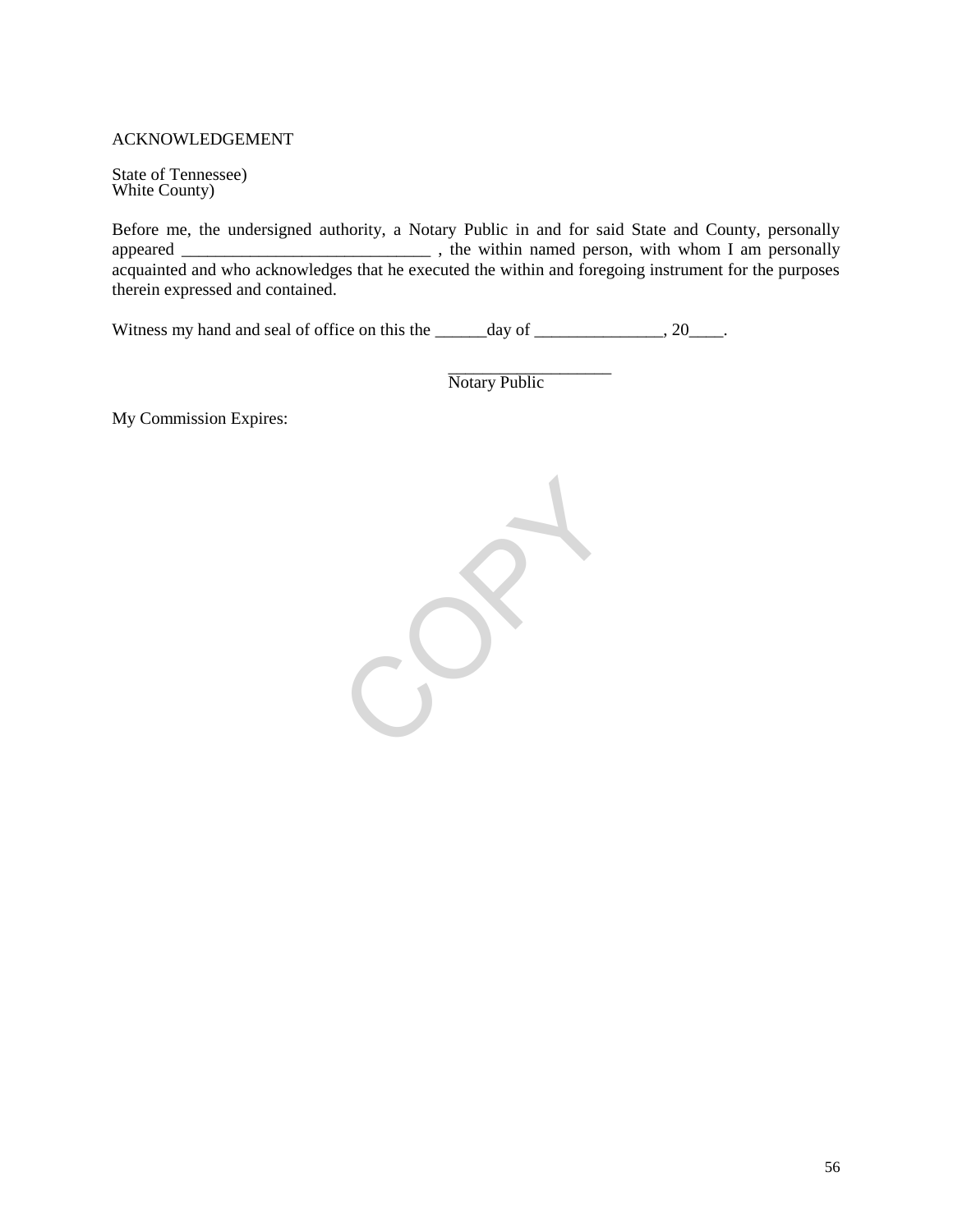ACKNOWLEDGEMENT

State of Tennessee)
White County)

Before me, the undersigned authority, a Notary Public in and for said State and County, personally appeared ______________________________ , the within named person, with whom I am personally acquainted and who acknowledges that he executed the within and foregoing instrument for the purposes therein expressed and contained.

Witness my hand and seal of office on this the ______day of _______________, 20____.

____________________
Notary Public

My Commission Expires: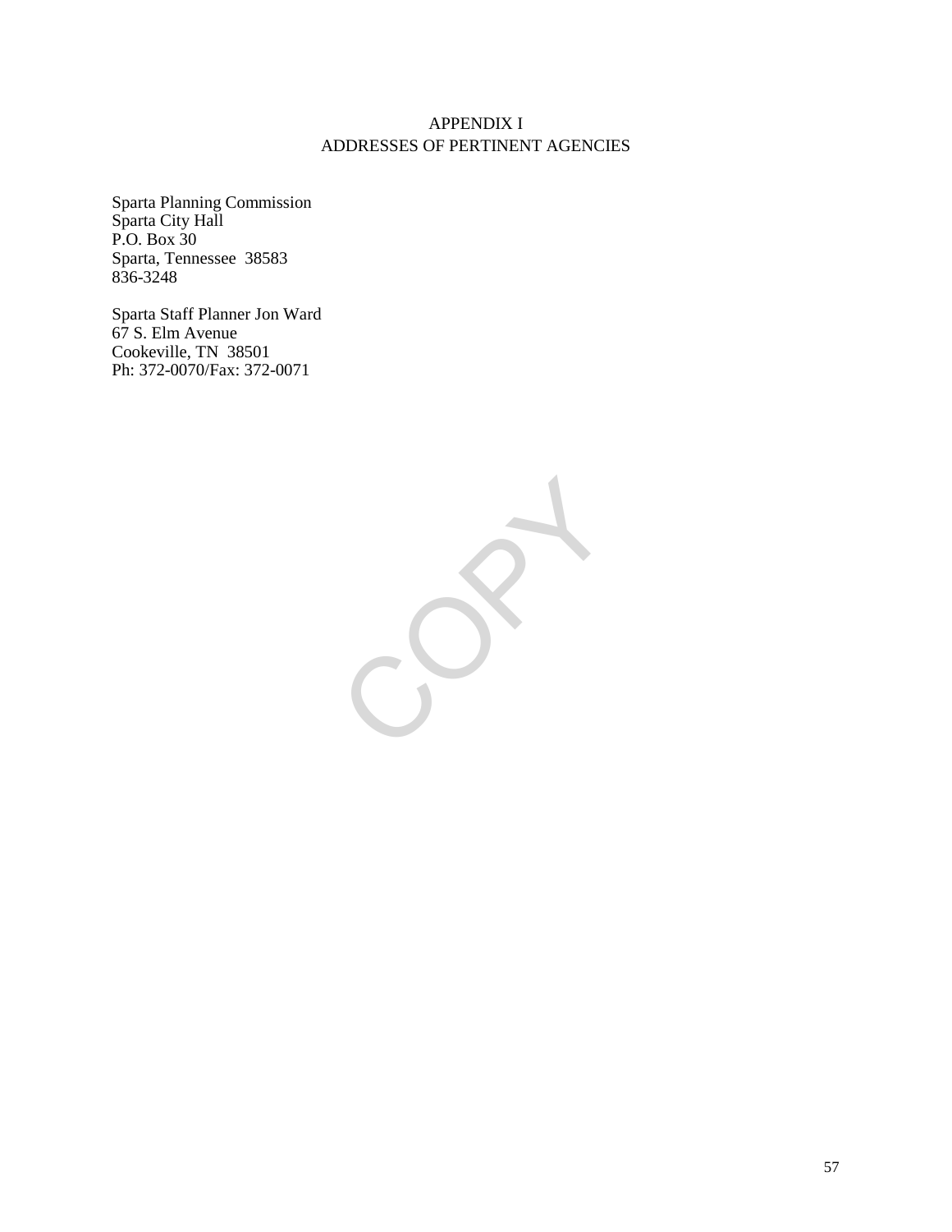# APPENDIX I
## ADDRESSES OF PERTINENT AGENCIES

Sparta Planning Commission
Sparta City Hall
P.O. Box 30
Sparta, Tennessee 38583
836-3248

Sparta Staff Planner Jon Ward
67 S. Elm Avenue
Cookeville, TN 38501
Ph: 372-0070/Fax: 372-0071